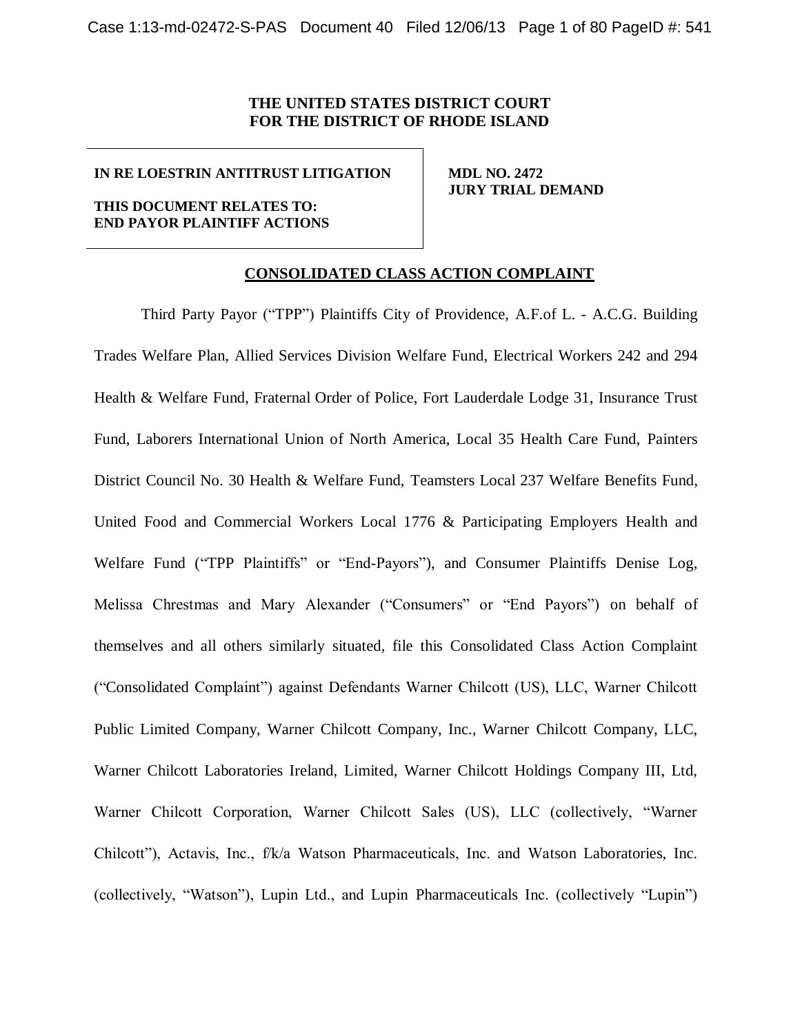**THE UNITED STATES DISTRICT COURT**
**FOR THE DISTRICT OF RHODE ISLAND**

| | |
|---|---|
| **IN RE LOESTRIN ANTITRUST LITIGATION**<br><br>**THIS DOCUMENT RELATES TO:**<br>**END PAYOR PLAINTIFF ACTIONS** | **MDL NO. 2472**<br>**JURY TRIAL DEMAND** |

**CONSOLIDATED CLASS ACTION COMPLAINT**

Third Party Payor ("TPP") Plaintiffs City of Providence, A.F.of L. - A.C.G. Building Trades Welfare Plan, Allied Services Division Welfare Fund, Electrical Workers 242 and 294 Health & Welfare Fund, Fraternal Order of Police, Fort Lauderdale Lodge 31, Insurance Trust Fund, Laborers International Union of North America, Local 35 Health Care Fund, Painters District Council No. 30 Health & Welfare Fund, Teamsters Local 237 Welfare Benefits Fund, United Food and Commercial Workers Local 1776 & Participating Employers Health and Welfare Fund ("TPP Plaintiffs" or "End-Payors"), and Consumer Plaintiffs Denise Log, Melissa Chrestmas and Mary Alexander ("Consumers" or "End Payors") on behalf of themselves and all others similarly situated, file this Consolidated Class Action Complaint ("Consolidated Complaint") against Defendants Warner Chilcott (US), LLC, Warner Chilcott Public Limited Company, Warner Chilcott Company, Inc., Warner Chilcott Company, LLC, Warner Chilcott Laboratories Ireland, Limited, Warner Chilcott Holdings Company III, Ltd, Warner Chilcott Corporation, Warner Chilcott Sales (US), LLC (collectively, "Warner Chilcott"), Actavis, Inc., f/k/a Watson Pharmaceuticals, Inc. and Watson Laboratories, Inc. (collectively, "Watson"), Lupin Ltd., and Lupin Pharmaceuticals Inc. (collectively "Lupin")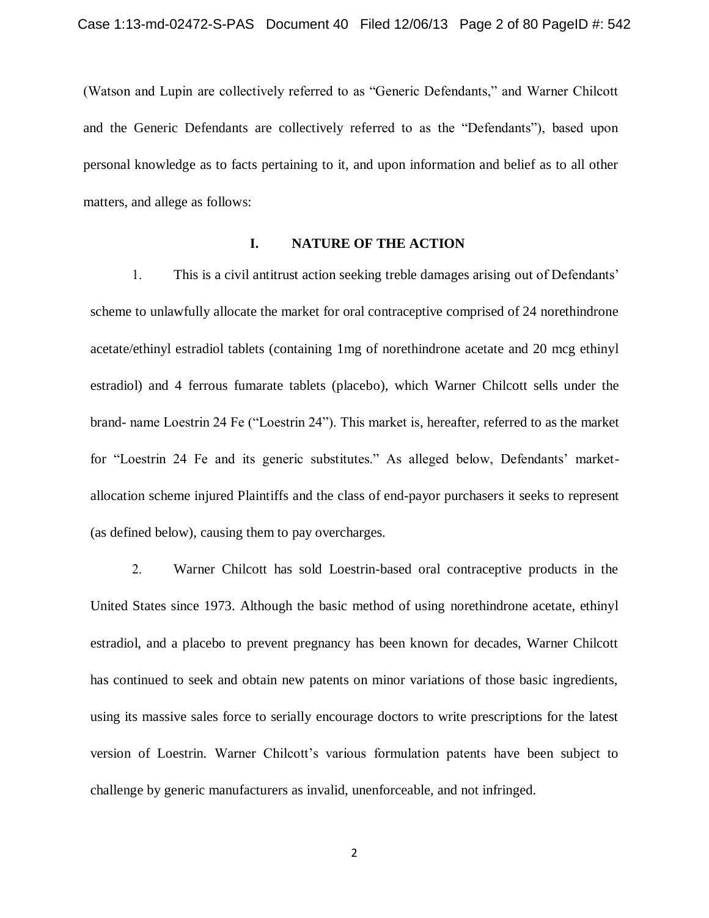(Watson and Lupin are collectively referred to as "Generic Defendants," and Warner Chilcott and the Generic Defendants are collectively referred to as the "Defendants"), based upon personal knowledge as to facts pertaining to it, and upon information and belief as to all other matters, and allege as follows:

## I. NATURE OF THE ACTION

1. This is a civil antitrust action seeking treble damages arising out of Defendants' scheme to unlawfully allocate the market for oral contraceptive comprised of 24 norethindrone acetate/ethinyl estradiol tablets (containing 1mg of norethindrone acetate and 20 mcg ethinyl estradiol) and 4 ferrous fumarate tablets (placebo), which Warner Chilcott sells under the brand- name Loestrin 24 Fe ("Loestrin 24"). This market is, hereafter, referred to as the market for "Loestrin 24 Fe and its generic substitutes." As alleged below, Defendants' market-allocation scheme injured Plaintiffs and the class of end-payor purchasers it seeks to represent (as defined below), causing them to pay overcharges.

2. Warner Chilcott has sold Loestrin-based oral contraceptive products in the United States since 1973. Although the basic method of using norethindrone acetate, ethinyl estradiol, and a placebo to prevent pregnancy has been known for decades, Warner Chilcott has continued to seek and obtain new patents on minor variations of those basic ingredients, using its massive sales force to serially encourage doctors to write prescriptions for the latest version of Loestrin. Warner Chilcott's various formulation patents have been subject to challenge by generic manufacturers as invalid, unenforceable, and not infringed.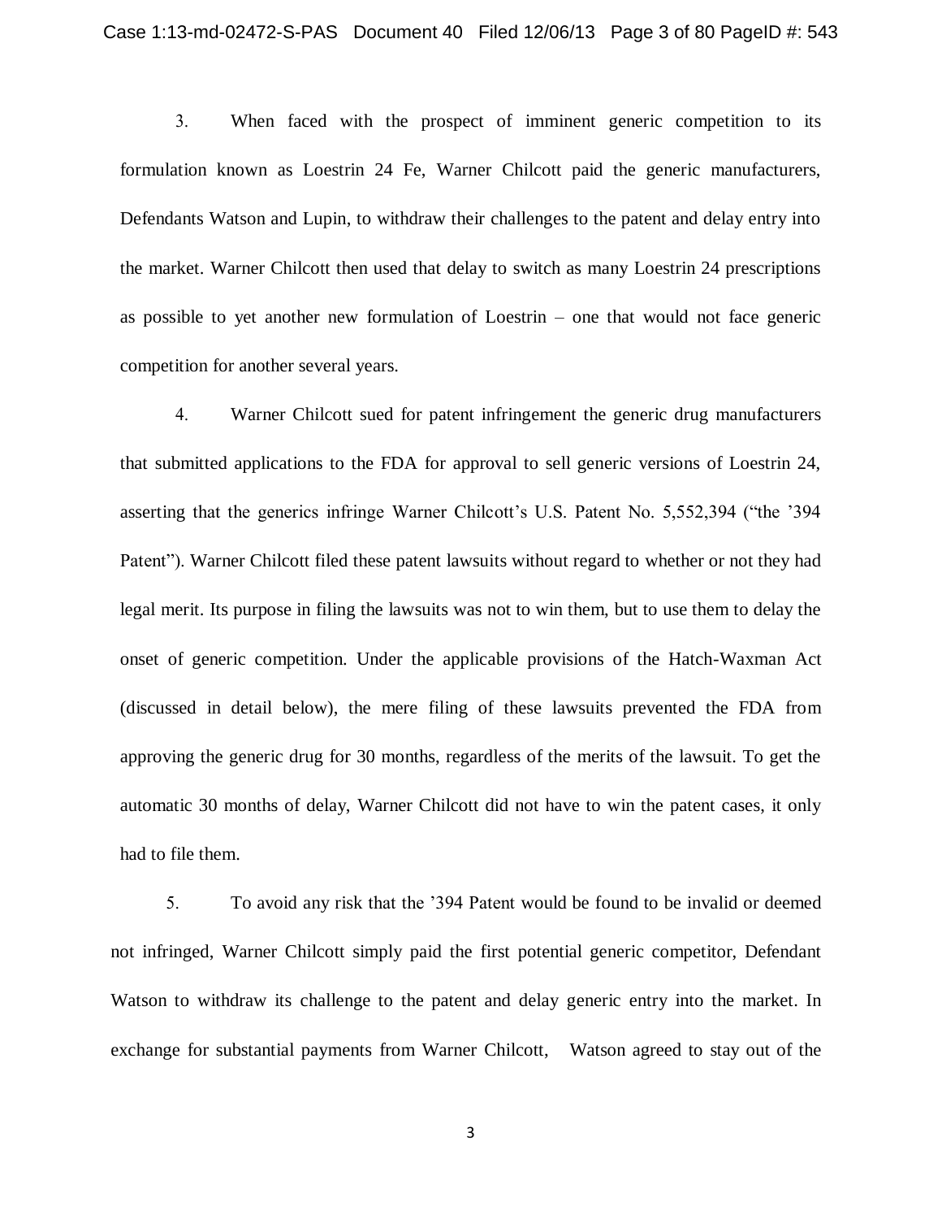3. When faced with the prospect of imminent generic competition to its formulation known as Loestrin 24 Fe, Warner Chilcott paid the generic manufacturers, Defendants Watson and Lupin, to withdraw their challenges to the patent and delay entry into the market. Warner Chilcott then used that delay to switch as many Loestrin 24 prescriptions as possible to yet another new formulation of Loestrin – one that would not face generic competition for another several years.

4. Warner Chilcott sued for patent infringement the generic drug manufacturers that submitted applications to the FDA for approval to sell generic versions of Loestrin 24, asserting that the generics infringe Warner Chilcott's U.S. Patent No. 5,552,394 ("the '394 Patent"). Warner Chilcott filed these patent lawsuits without regard to whether or not they had legal merit. Its purpose in filing the lawsuits was not to win them, but to use them to delay the onset of generic competition. Under the applicable provisions of the Hatch-Waxman Act (discussed in detail below), the mere filing of these lawsuits prevented the FDA from approving the generic drug for 30 months, regardless of the merits of the lawsuit. To get the automatic 30 months of delay, Warner Chilcott did not have to win the patent cases, it only had to file them.

5. To avoid any risk that the '394 Patent would be found to be invalid or deemed not infringed, Warner Chilcott simply paid the first potential generic competitor, Defendant Watson to withdraw its challenge to the patent and delay generic entry into the market. In exchange for substantial payments from Warner Chilcott, Watson agreed to stay out of the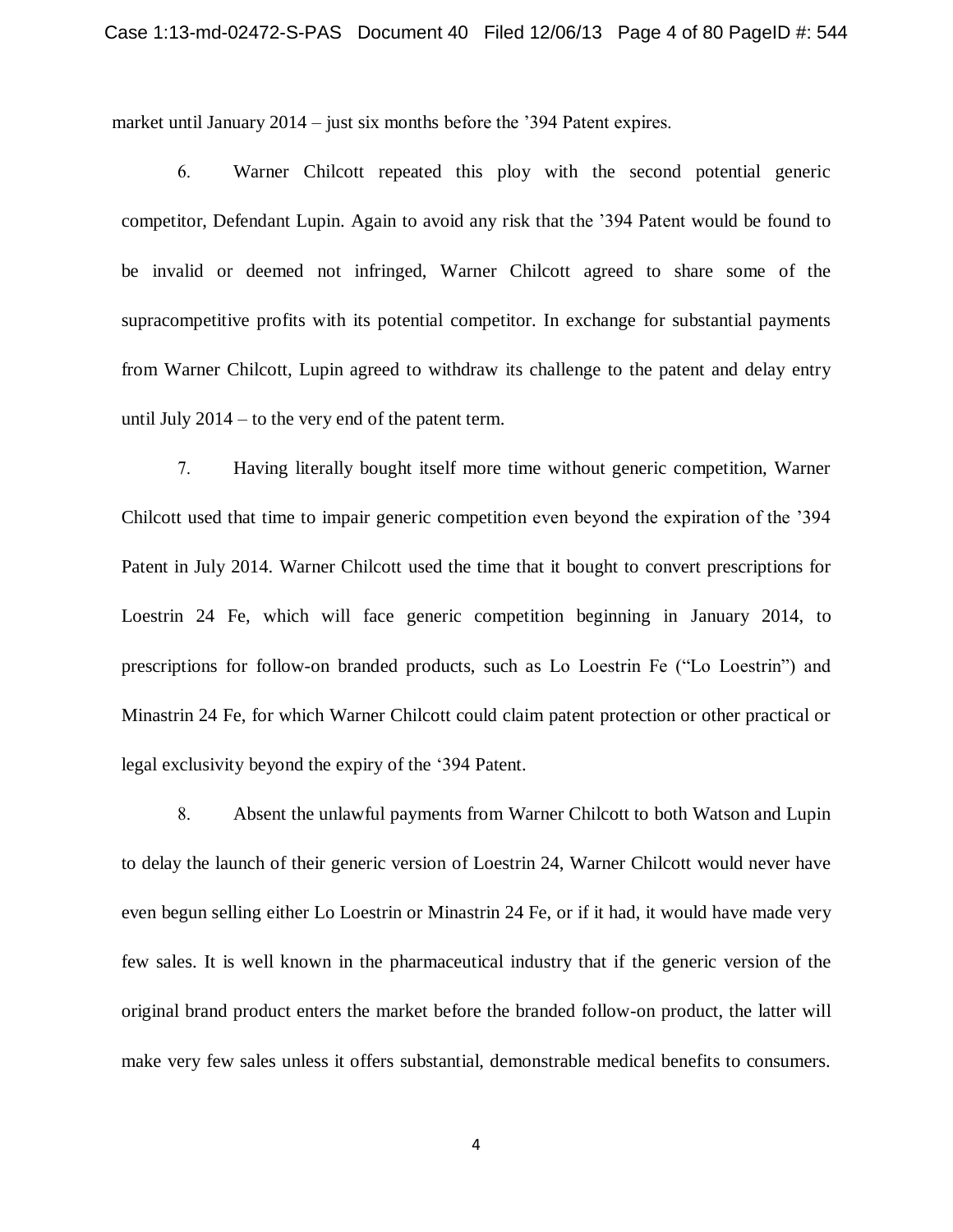market until January 2014 – just six months before the '394 Patent expires.

6. Warner Chilcott repeated this ploy with the second potential generic competitor, Defendant Lupin. Again to avoid any risk that the '394 Patent would be found to be invalid or deemed not infringed, Warner Chilcott agreed to share some of the supracompetitive profits with its potential competitor. In exchange for substantial payments from Warner Chilcott, Lupin agreed to withdraw its challenge to the patent and delay entry until July 2014 – to the very end of the patent term.

7. Having literally bought itself more time without generic competition, Warner Chilcott used that time to impair generic competition even beyond the expiration of the '394 Patent in July 2014. Warner Chilcott used the time that it bought to convert prescriptions for Loestrin 24 Fe, which will face generic competition beginning in January 2014, to prescriptions for follow-on branded products, such as Lo Loestrin Fe ("Lo Loestrin") and Minastrin 24 Fe, for which Warner Chilcott could claim patent protection or other practical or legal exclusivity beyond the expiry of the '394 Patent.

8. Absent the unlawful payments from Warner Chilcott to both Watson and Lupin to delay the launch of their generic version of Loestrin 24, Warner Chilcott would never have even begun selling either Lo Loestrin or Minastrin 24 Fe, or if it had, it would have made very few sales. It is well known in the pharmaceutical industry that if the generic version of the original brand product enters the market before the branded follow-on product, the latter will make very few sales unless it offers substantial, demonstrable medical benefits to consumers.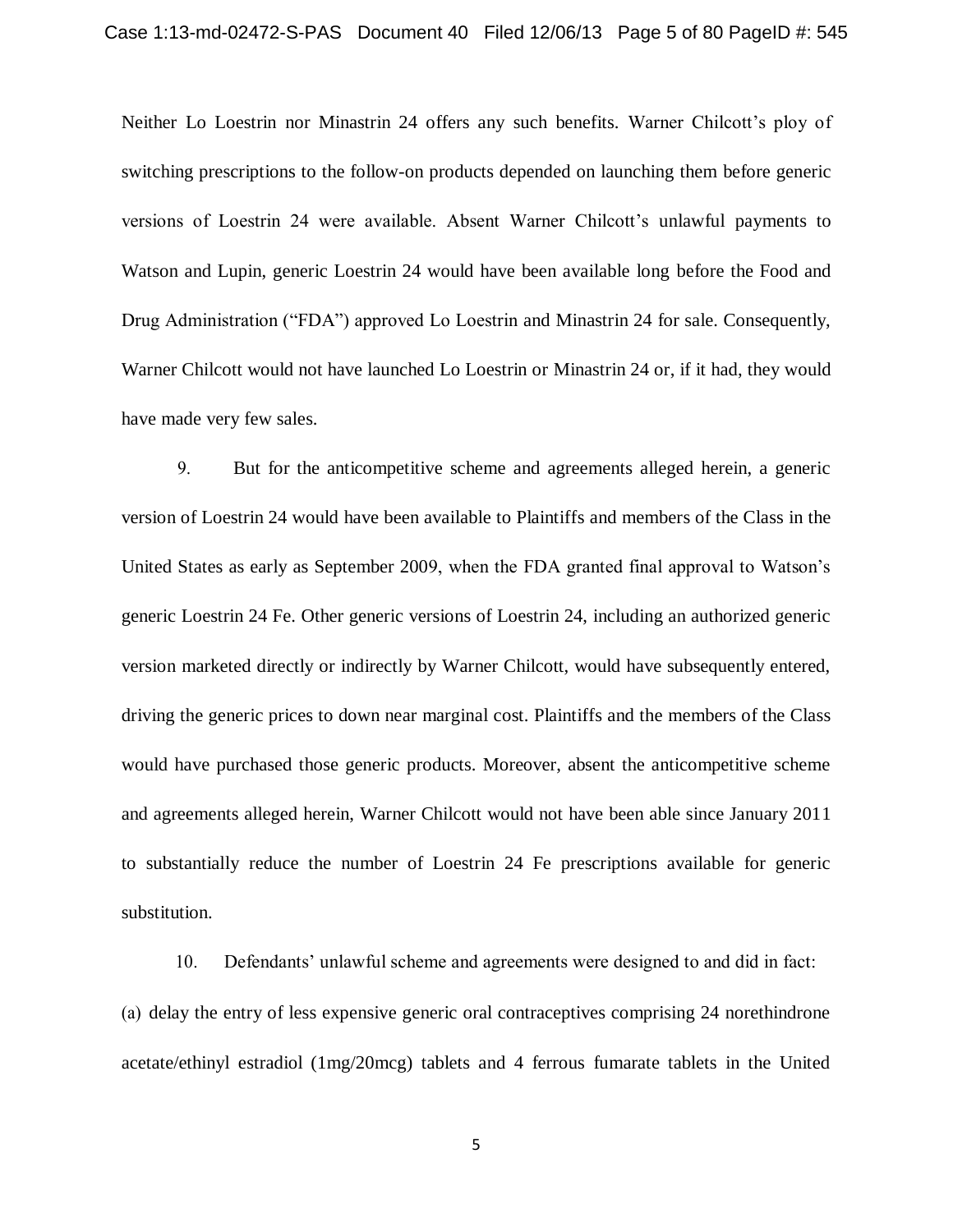Neither Lo Loestrin nor Minastrin 24 offers any such benefits. Warner Chilcott's ploy of switching prescriptions to the follow-on products depended on launching them before generic versions of Loestrin 24 were available. Absent Warner Chilcott's unlawful payments to Watson and Lupin, generic Loestrin 24 would have been available long before the Food and Drug Administration ("FDA") approved Lo Loestrin and Minastrin 24 for sale. Consequently, Warner Chilcott would not have launched Lo Loestrin or Minastrin 24 or, if it had, they would have made very few sales.

9. But for the anticompetitive scheme and agreements alleged herein, a generic version of Loestrin 24 would have been available to Plaintiffs and members of the Class in the United States as early as September 2009, when the FDA granted final approval to Watson's generic Loestrin 24 Fe. Other generic versions of Loestrin 24, including an authorized generic version marketed directly or indirectly by Warner Chilcott, would have subsequently entered, driving the generic prices to down near marginal cost. Plaintiffs and the members of the Class would have purchased those generic products. Moreover, absent the anticompetitive scheme and agreements alleged herein, Warner Chilcott would not have been able since January 2011 to substantially reduce the number of Loestrin 24 Fe prescriptions available for generic substitution.

10. Defendants' unlawful scheme and agreements were designed to and did in fact: (a) delay the entry of less expensive generic oral contraceptives comprising 24 norethindrone acetate/ethinyl estradiol (1mg/20mcg) tablets and 4 ferrous fumarate tablets in the United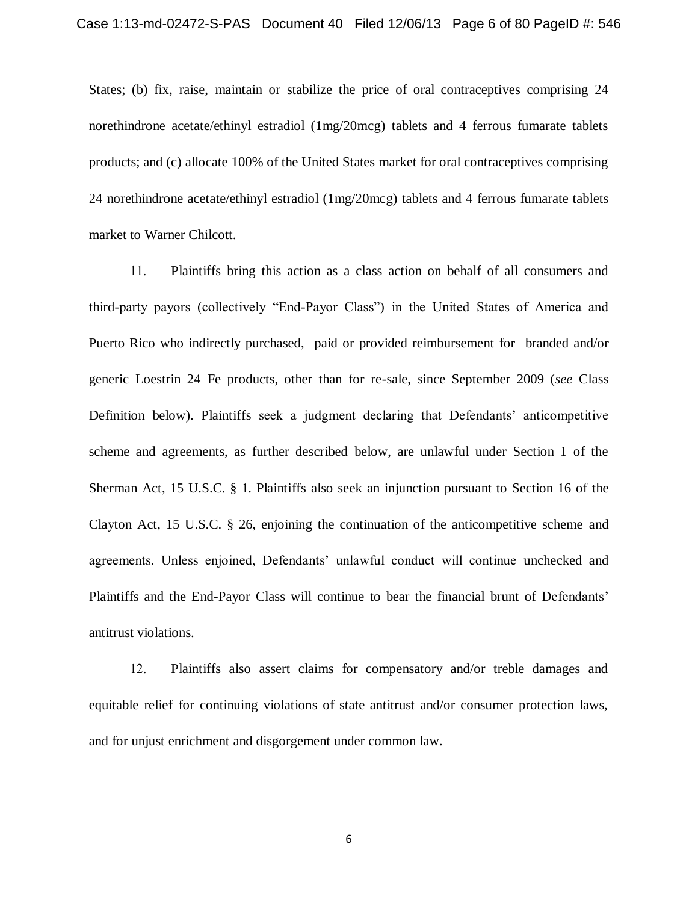States; (b) fix, raise, maintain or stabilize the price of oral contraceptives comprising 24 norethindrone acetate/ethinyl estradiol (1mg/20mcg) tablets and 4 ferrous fumarate tablets products; and (c) allocate 100% of the United States market for oral contraceptives comprising 24 norethindrone acetate/ethinyl estradiol (1mg/20mcg) tablets and 4 ferrous fumarate tablets market to Warner Chilcott.

11. Plaintiffs bring this action as a class action on behalf of all consumers and third-party payors (collectively "End-Payor Class") in the United States of America and Puerto Rico who indirectly purchased, paid or provided reimbursement for branded and/or generic Loestrin 24 Fe products, other than for re-sale, since September 2009 (*see* Class Definition below). Plaintiffs seek a judgment declaring that Defendants' anticompetitive scheme and agreements, as further described below, are unlawful under Section 1 of the Sherman Act, 15 U.S.C. § 1. Plaintiffs also seek an injunction pursuant to Section 16 of the Clayton Act, 15 U.S.C. § 26, enjoining the continuation of the anticompetitive scheme and agreements. Unless enjoined, Defendants' unlawful conduct will continue unchecked and Plaintiffs and the End-Payor Class will continue to bear the financial brunt of Defendants' antitrust violations.

12. Plaintiffs also assert claims for compensatory and/or treble damages and equitable relief for continuing violations of state antitrust and/or consumer protection laws, and for unjust enrichment and disgorgement under common law.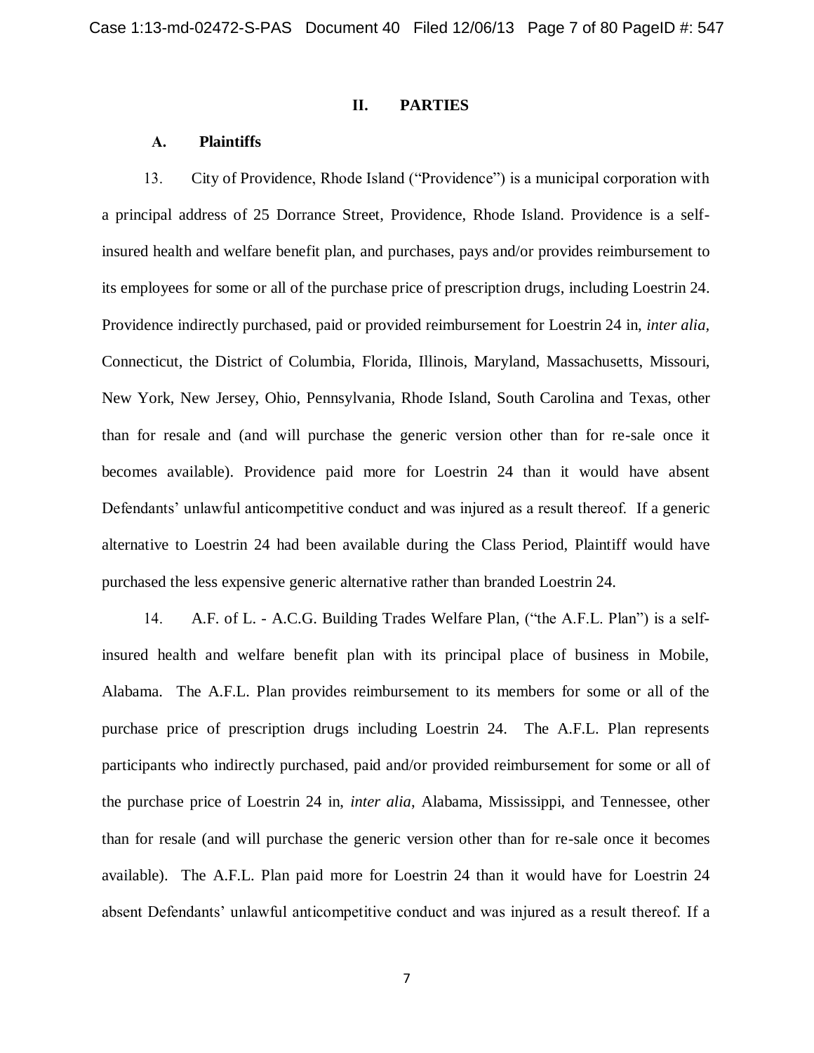## II. PARTIES

### A. Plaintiffs

13. City of Providence, Rhode Island ("Providence") is a municipal corporation with a principal address of 25 Dorrance Street, Providence, Rhode Island. Providence is a self-insured health and welfare benefit plan, and purchases, pays and/or provides reimbursement to its employees for some or all of the purchase price of prescription drugs, including Loestrin 24. Providence indirectly purchased, paid or provided reimbursement for Loestrin 24 in, *inter alia*, Connecticut, the District of Columbia, Florida, Illinois, Maryland, Massachusetts, Missouri, New York, New Jersey, Ohio, Pennsylvania, Rhode Island, South Carolina and Texas, other than for resale and (and will purchase the generic version other than for re-sale once it becomes available). Providence paid more for Loestrin 24 than it would have absent Defendants' unlawful anticompetitive conduct and was injured as a result thereof. If a generic alternative to Loestrin 24 had been available during the Class Period, Plaintiff would have purchased the less expensive generic alternative rather than branded Loestrin 24.

14. A.F. of L. - A.C.G. Building Trades Welfare Plan, ("the A.F.L. Plan") is a self-insured health and welfare benefit plan with its principal place of business in Mobile, Alabama. The A.F.L. Plan provides reimbursement to its members for some or all of the purchase price of prescription drugs including Loestrin 24. The A.F.L. Plan represents participants who indirectly purchased, paid and/or provided reimbursement for some or all of the purchase price of Loestrin 24 in, *inter alia*, Alabama, Mississippi, and Tennessee, other than for resale (and will purchase the generic version other than for re-sale once it becomes available). The A.F.L. Plan paid more for Loestrin 24 than it would have for Loestrin 24 absent Defendants' unlawful anticompetitive conduct and was injured as a result thereof. If a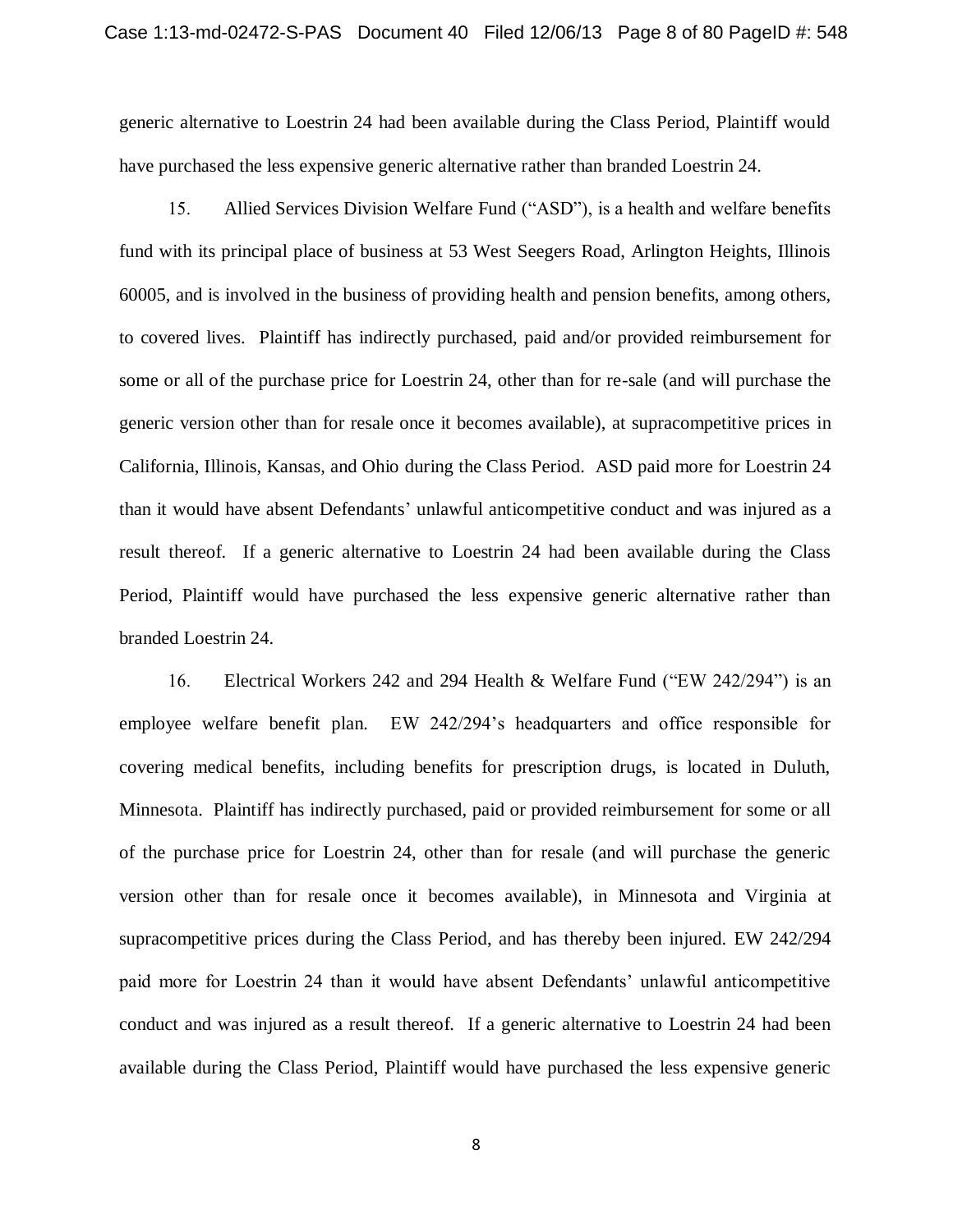generic alternative to Loestrin 24 had been available during the Class Period, Plaintiff would have purchased the less expensive generic alternative rather than branded Loestrin 24.

15. Allied Services Division Welfare Fund ("ASD"), is a health and welfare benefits fund with its principal place of business at 53 West Seegers Road, Arlington Heights, Illinois 60005, and is involved in the business of providing health and pension benefits, among others, to covered lives. Plaintiff has indirectly purchased, paid and/or provided reimbursement for some or all of the purchase price for Loestrin 24, other than for re-sale (and will purchase the generic version other than for resale once it becomes available), at supracompetitive prices in California, Illinois, Kansas, and Ohio during the Class Period. ASD paid more for Loestrin 24 than it would have absent Defendants' unlawful anticompetitive conduct and was injured as a result thereof. If a generic alternative to Loestrin 24 had been available during the Class Period, Plaintiff would have purchased the less expensive generic alternative rather than branded Loestrin 24.

16. Electrical Workers 242 and 294 Health & Welfare Fund ("EW 242/294") is an employee welfare benefit plan. EW 242/294's headquarters and office responsible for covering medical benefits, including benefits for prescription drugs, is located in Duluth, Minnesota. Plaintiff has indirectly purchased, paid or provided reimbursement for some or all of the purchase price for Loestrin 24, other than for resale (and will purchase the generic version other than for resale once it becomes available), in Minnesota and Virginia at supracompetitive prices during the Class Period, and has thereby been injured. EW 242/294 paid more for Loestrin 24 than it would have absent Defendants' unlawful anticompetitive conduct and was injured as a result thereof. If a generic alternative to Loestrin 24 had been available during the Class Period, Plaintiff would have purchased the less expensive generic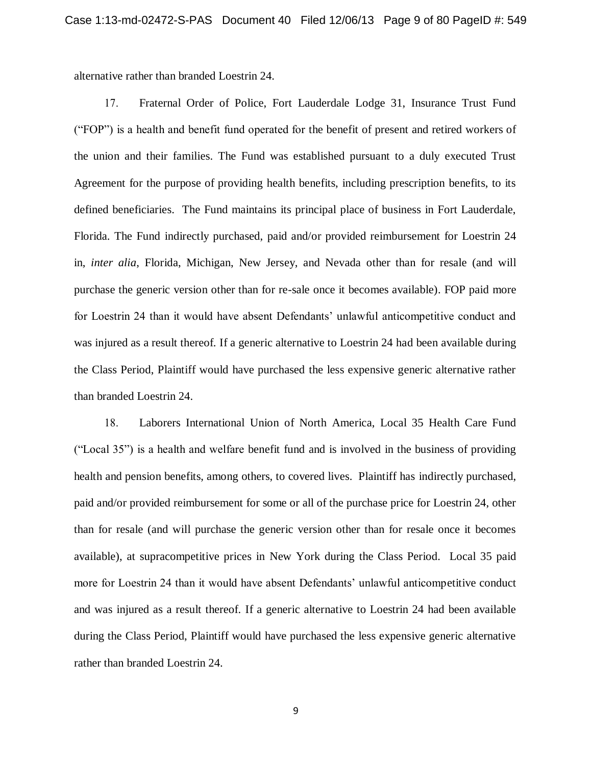alternative rather than branded Loestrin 24.

17. Fraternal Order of Police, Fort Lauderdale Lodge 31, Insurance Trust Fund ("FOP") is a health and benefit fund operated for the benefit of present and retired workers of the union and their families. The Fund was established pursuant to a duly executed Trust Agreement for the purpose of providing health benefits, including prescription benefits, to its defined beneficiaries. The Fund maintains its principal place of business in Fort Lauderdale, Florida. The Fund indirectly purchased, paid and/or provided reimbursement for Loestrin 24 in, *inter alia*, Florida, Michigan, New Jersey, and Nevada other than for resale (and will purchase the generic version other than for re-sale once it becomes available). FOP paid more for Loestrin 24 than it would have absent Defendants' unlawful anticompetitive conduct and was injured as a result thereof. If a generic alternative to Loestrin 24 had been available during the Class Period, Plaintiff would have purchased the less expensive generic alternative rather than branded Loestrin 24.

18. Laborers International Union of North America, Local 35 Health Care Fund ("Local 35") is a health and welfare benefit fund and is involved in the business of providing health and pension benefits, among others, to covered lives. Plaintiff has indirectly purchased, paid and/or provided reimbursement for some or all of the purchase price for Loestrin 24, other than for resale (and will purchase the generic version other than for resale once it becomes available), at supracompetitive prices in New York during the Class Period. Local 35 paid more for Loestrin 24 than it would have absent Defendants' unlawful anticompetitive conduct and was injured as a result thereof. If a generic alternative to Loestrin 24 had been available during the Class Period, Plaintiff would have purchased the less expensive generic alternative rather than branded Loestrin 24.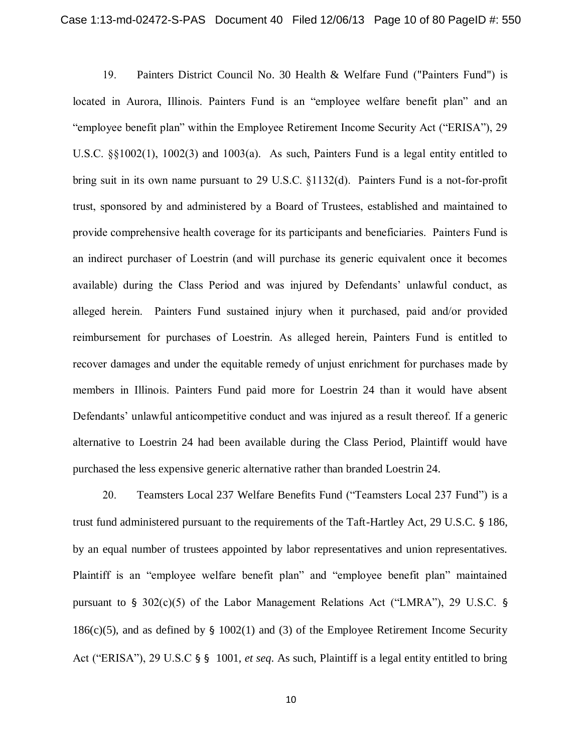19. Painters District Council No. 30 Health & Welfare Fund ("Painters Fund") is located in Aurora, Illinois. Painters Fund is an "employee welfare benefit plan" and an "employee benefit plan" within the Employee Retirement Income Security Act ("ERISA"), 29 U.S.C. §§1002(1), 1002(3) and 1003(a). As such, Painters Fund is a legal entity entitled to bring suit in its own name pursuant to 29 U.S.C. §1132(d). Painters Fund is a not-for-profit trust, sponsored by and administered by a Board of Trustees, established and maintained to provide comprehensive health coverage for its participants and beneficiaries. Painters Fund is an indirect purchaser of Loestrin (and will purchase its generic equivalent once it becomes available) during the Class Period and was injured by Defendants' unlawful conduct, as alleged herein. Painters Fund sustained injury when it purchased, paid and/or provided reimbursement for purchases of Loestrin. As alleged herein, Painters Fund is entitled to recover damages and under the equitable remedy of unjust enrichment for purchases made by members in Illinois. Painters Fund paid more for Loestrin 24 than it would have absent Defendants' unlawful anticompetitive conduct and was injured as a result thereof. If a generic alternative to Loestrin 24 had been available during the Class Period, Plaintiff would have purchased the less expensive generic alternative rather than branded Loestrin 24.

20. Teamsters Local 237 Welfare Benefits Fund ("Teamsters Local 237 Fund") is a trust fund administered pursuant to the requirements of the Taft-Hartley Act, 29 U.S.C. § 186, by an equal number of trustees appointed by labor representatives and union representatives. Plaintiff is an "employee welfare benefit plan" and "employee benefit plan" maintained pursuant to § 302(c)(5) of the Labor Management Relations Act ("LMRA"), 29 U.S.C. § 186(c)(5), and as defined by § 1002(1) and (3) of the Employee Retirement Income Security Act ("ERISA"), 29 U.S.C §§ 1001, *et seq*. As such, Plaintiff is a legal entity entitled to bring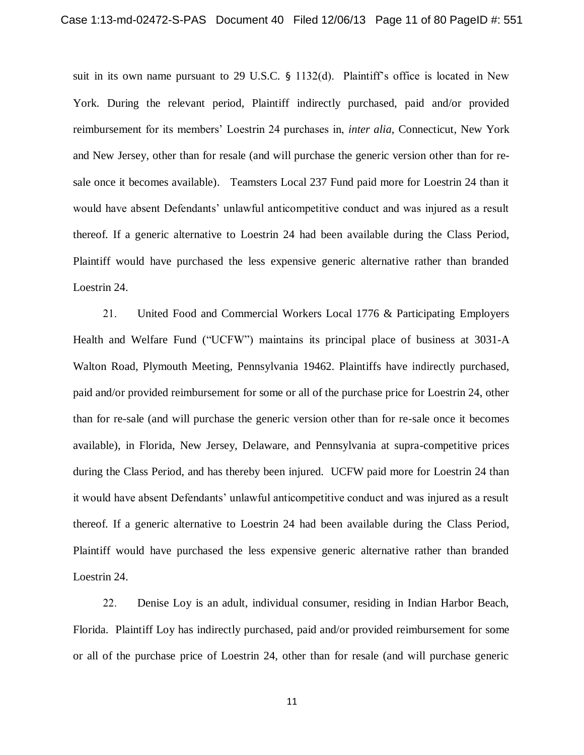suit in its own name pursuant to 29 U.S.C. § 1132(d). Plaintiff's office is located in New York. During the relevant period, Plaintiff indirectly purchased, paid and/or provided reimbursement for its members' Loestrin 24 purchases in, *inter alia*, Connecticut, New York and New Jersey, other than for resale (and will purchase the generic version other than for re-sale once it becomes available). Teamsters Local 237 Fund paid more for Loestrin 24 than it would have absent Defendants' unlawful anticompetitive conduct and was injured as a result thereof. If a generic alternative to Loestrin 24 had been available during the Class Period, Plaintiff would have purchased the less expensive generic alternative rather than branded Loestrin 24.

21. United Food and Commercial Workers Local 1776 & Participating Employers Health and Welfare Fund ("UCFW") maintains its principal place of business at 3031-A Walton Road, Plymouth Meeting, Pennsylvania 19462. Plaintiffs have indirectly purchased, paid and/or provided reimbursement for some or all of the purchase price for Loestrin 24, other than for re-sale (and will purchase the generic version other than for re-sale once it becomes available), in Florida, New Jersey, Delaware, and Pennsylvania at supra-competitive prices during the Class Period, and has thereby been injured. UCFW paid more for Loestrin 24 than it would have absent Defendants' unlawful anticompetitive conduct and was injured as a result thereof. If a generic alternative to Loestrin 24 had been available during the Class Period, Plaintiff would have purchased the less expensive generic alternative rather than branded Loestrin 24.

22. Denise Loy is an adult, individual consumer, residing in Indian Harbor Beach, Florida. Plaintiff Loy has indirectly purchased, paid and/or provided reimbursement for some or all of the purchase price of Loestrin 24, other than for resale (and will purchase generic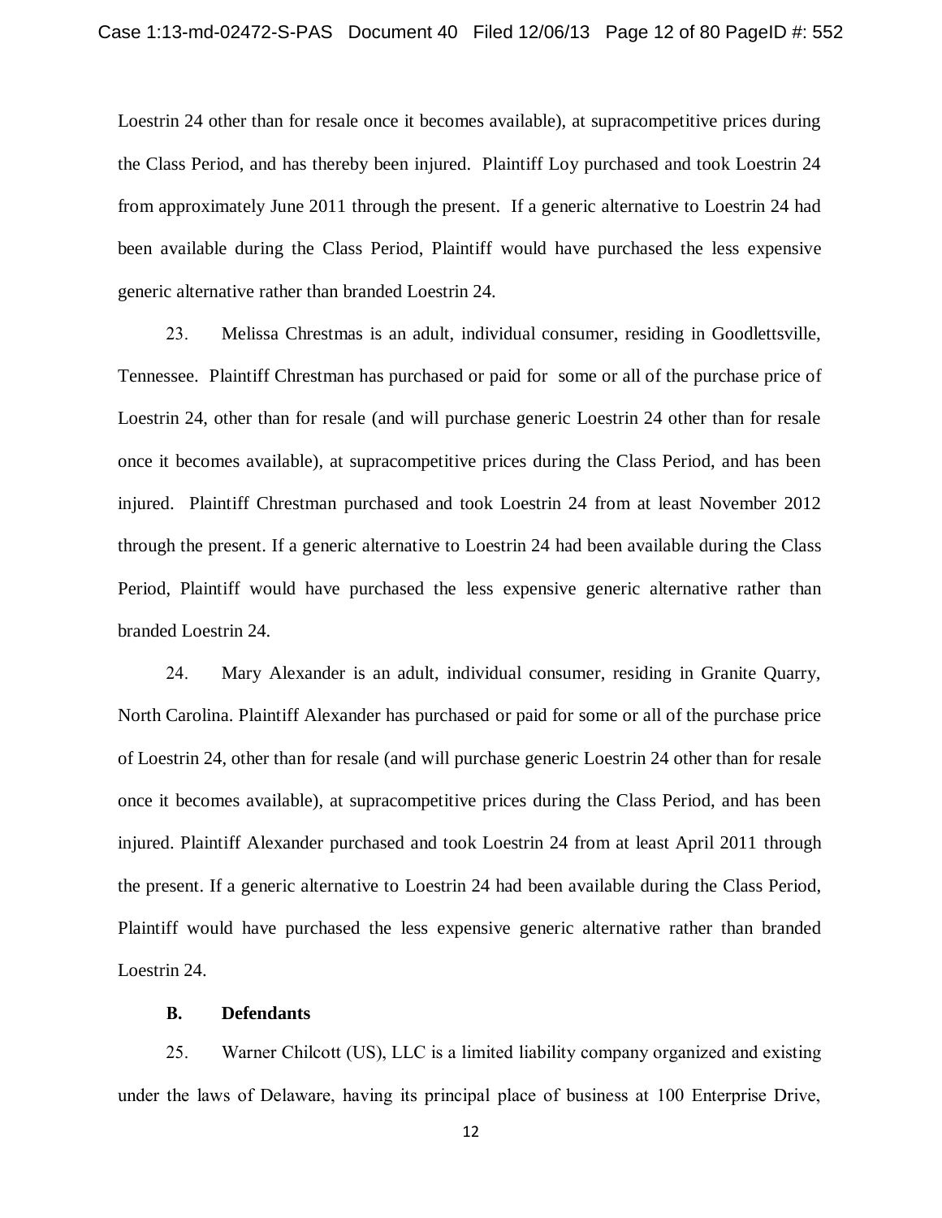Loestrin 24 other than for resale once it becomes available), at supracompetitive prices during the Class Period, and has thereby been injured. Plaintiff Loy purchased and took Loestrin 24 from approximately June 2011 through the present. If a generic alternative to Loestrin 24 had been available during the Class Period, Plaintiff would have purchased the less expensive generic alternative rather than branded Loestrin 24.

23. Melissa Chrestmas is an adult, individual consumer, residing in Goodlettsville, Tennessee. Plaintiff Chrestman has purchased or paid for some or all of the purchase price of Loestrin 24, other than for resale (and will purchase generic Loestrin 24 other than for resale once it becomes available), at supracompetitive prices during the Class Period, and has been injured. Plaintiff Chrestman purchased and took Loestrin 24 from at least November 2012 through the present. If a generic alternative to Loestrin 24 had been available during the Class Period, Plaintiff would have purchased the less expensive generic alternative rather than branded Loestrin 24.

24. Mary Alexander is an adult, individual consumer, residing in Granite Quarry, North Carolina. Plaintiff Alexander has purchased or paid for some or all of the purchase price of Loestrin 24, other than for resale (and will purchase generic Loestrin 24 other than for resale once it becomes available), at supracompetitive prices during the Class Period, and has been injured. Plaintiff Alexander purchased and took Loestrin 24 from at least April 2011 through the present. If a generic alternative to Loestrin 24 had been available during the Class Period, Plaintiff would have purchased the less expensive generic alternative rather than branded Loestrin 24.

### B. Defendants

25. Warner Chilcott (US), LLC is a limited liability company organized and existing under the laws of Delaware, having its principal place of business at 100 Enterprise Drive,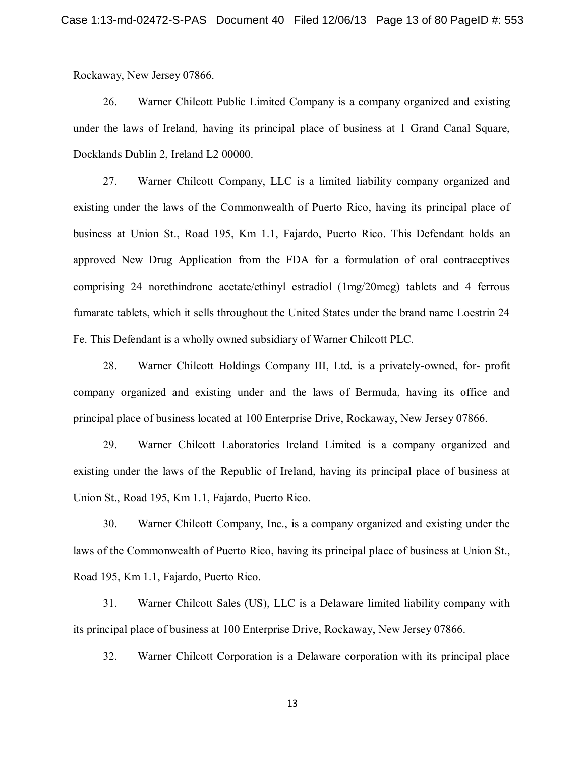Rockaway, New Jersey 07866.

26. Warner Chilcott Public Limited Company is a company organized and existing under the laws of Ireland, having its principal place of business at 1 Grand Canal Square, Docklands Dublin 2, Ireland L2 00000.

27. Warner Chilcott Company, LLC is a limited liability company organized and existing under the laws of the Commonwealth of Puerto Rico, having its principal place of business at Union St., Road 195, Km 1.1, Fajardo, Puerto Rico. This Defendant holds an approved New Drug Application from the FDA for a formulation of oral contraceptives comprising 24 norethindrone acetate/ethinyl estradiol (1mg/20mcg) tablets and 4 ferrous fumarate tablets, which it sells throughout the United States under the brand name Loestrin 24 Fe. This Defendant is a wholly owned subsidiary of Warner Chilcott PLC.

28. Warner Chilcott Holdings Company III, Ltd. is a privately-owned, for- profit company organized and existing under and the laws of Bermuda, having its office and principal place of business located at 100 Enterprise Drive, Rockaway, New Jersey 07866.

29. Warner Chilcott Laboratories Ireland Limited is a company organized and existing under the laws of the Republic of Ireland, having its principal place of business at Union St., Road 195, Km 1.1, Fajardo, Puerto Rico.

30. Warner Chilcott Company, Inc., is a company organized and existing under the laws of the Commonwealth of Puerto Rico, having its principal place of business at Union St., Road 195, Km 1.1, Fajardo, Puerto Rico.

31. Warner Chilcott Sales (US), LLC is a Delaware limited liability company with its principal place of business at 100 Enterprise Drive, Rockaway, New Jersey 07866.

32. Warner Chilcott Corporation is a Delaware corporation with its principal place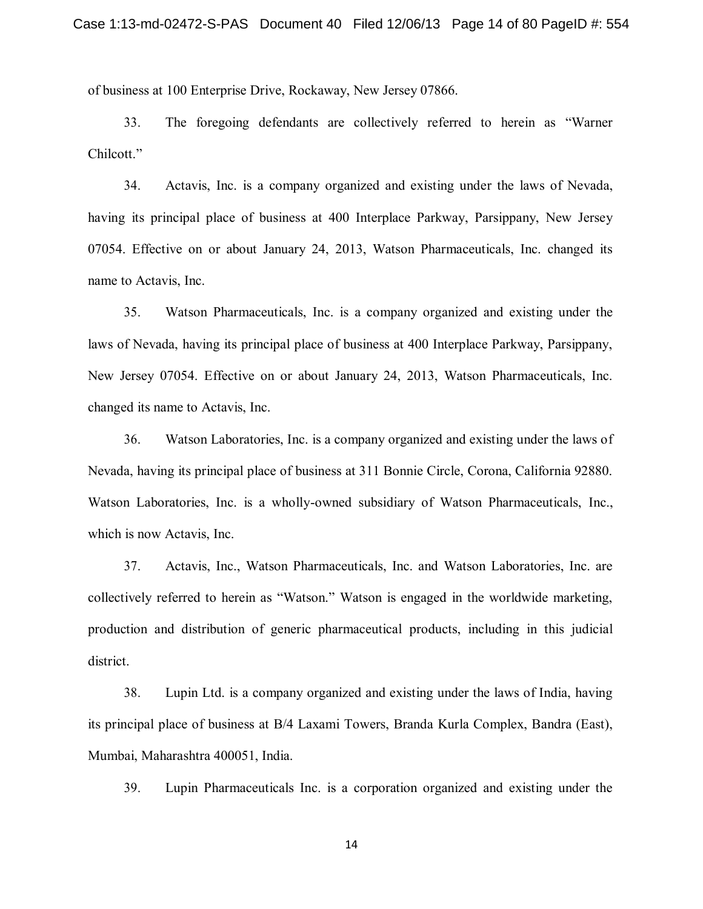of business at 100 Enterprise Drive, Rockaway, New Jersey 07866.

33. The foregoing defendants are collectively referred to herein as "Warner Chilcott."

34. Actavis, Inc. is a company organized and existing under the laws of Nevada, having its principal place of business at 400 Interplace Parkway, Parsippany, New Jersey 07054. Effective on or about January 24, 2013, Watson Pharmaceuticals, Inc. changed its name to Actavis, Inc.

35. Watson Pharmaceuticals, Inc. is a company organized and existing under the laws of Nevada, having its principal place of business at 400 Interplace Parkway, Parsippany, New Jersey 07054. Effective on or about January 24, 2013, Watson Pharmaceuticals, Inc. changed its name to Actavis, Inc.

36. Watson Laboratories, Inc. is a company organized and existing under the laws of Nevada, having its principal place of business at 311 Bonnie Circle, Corona, California 92880. Watson Laboratories, Inc. is a wholly-owned subsidiary of Watson Pharmaceuticals, Inc., which is now Actavis, Inc.

37. Actavis, Inc., Watson Pharmaceuticals, Inc. and Watson Laboratories, Inc. are collectively referred to herein as "Watson." Watson is engaged in the worldwide marketing, production and distribution of generic pharmaceutical products, including in this judicial district.

38. Lupin Ltd. is a company organized and existing under the laws of India, having its principal place of business at B/4 Laxami Towers, Branda Kurla Complex, Bandra (East), Mumbai, Maharashtra 400051, India.

39. Lupin Pharmaceuticals Inc. is a corporation organized and existing under the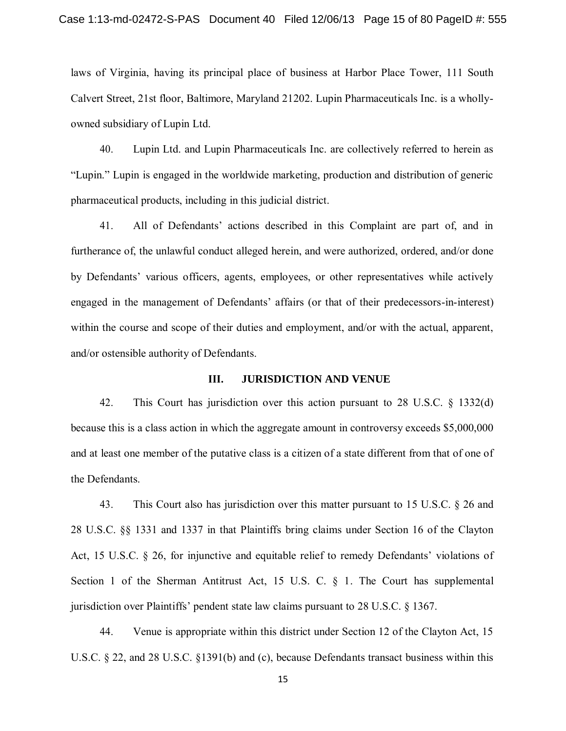laws of Virginia, having its principal place of business at Harbor Place Tower, 111 South Calvert Street, 21st floor, Baltimore, Maryland 21202. Lupin Pharmaceuticals Inc. is a wholly-owned subsidiary of Lupin Ltd.

40. Lupin Ltd. and Lupin Pharmaceuticals Inc. are collectively referred to herein as "Lupin." Lupin is engaged in the worldwide marketing, production and distribution of generic pharmaceutical products, including in this judicial district.

41. All of Defendants' actions described in this Complaint are part of, and in furtherance of, the unlawful conduct alleged herein, and were authorized, ordered, and/or done by Defendants' various officers, agents, employees, or other representatives while actively engaged in the management of Defendants' affairs (or that of their predecessors-in-interest) within the course and scope of their duties and employment, and/or with the actual, apparent, and/or ostensible authority of Defendants.

## III. JURISDICTION AND VENUE

42. This Court has jurisdiction over this action pursuant to 28 U.S.C. § 1332(d) because this is a class action in which the aggregate amount in controversy exceeds $5,000,000 and at least one member of the putative class is a citizen of a state different from that of one of the Defendants.

43. This Court also has jurisdiction over this matter pursuant to 15 U.S.C. § 26 and 28 U.S.C. §§ 1331 and 1337 in that Plaintiffs bring claims under Section 16 of the Clayton Act, 15 U.S.C. § 26, for injunctive and equitable relief to remedy Defendants' violations of Section 1 of the Sherman Antitrust Act, 15 U.S. C. § 1. The Court has supplemental jurisdiction over Plaintiffs' pendent state law claims pursuant to 28 U.S.C. § 1367.

44. Venue is appropriate within this district under Section 12 of the Clayton Act, 15 U.S.C. § 22, and 28 U.S.C. §1391(b) and (c), because Defendants transact business within this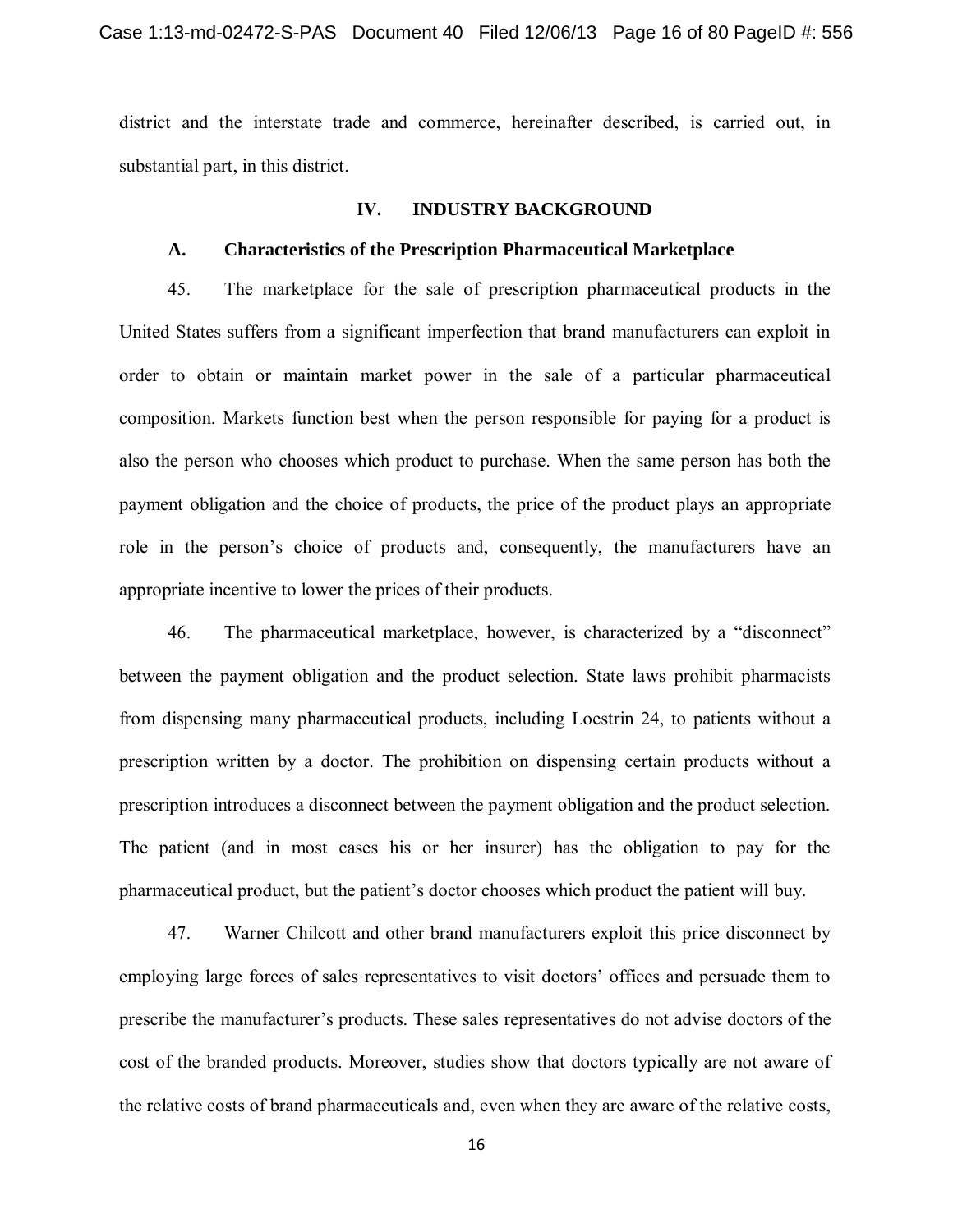district and the interstate trade and commerce, hereinafter described, is carried out, in substantial part, in this district.

## IV. INDUSTRY BACKGROUND

### A. Characteristics of the Prescription Pharmaceutical Marketplace

45. The marketplace for the sale of prescription pharmaceutical products in the United States suffers from a significant imperfection that brand manufacturers can exploit in order to obtain or maintain market power in the sale of a particular pharmaceutical composition. Markets function best when the person responsible for paying for a product is also the person who chooses which product to purchase. When the same person has both the payment obligation and the choice of products, the price of the product plays an appropriate role in the person's choice of products and, consequently, the manufacturers have an appropriate incentive to lower the prices of their products.

46. The pharmaceutical marketplace, however, is characterized by a "disconnect" between the payment obligation and the product selection. State laws prohibit pharmacists from dispensing many pharmaceutical products, including Loestrin 24, to patients without a prescription written by a doctor. The prohibition on dispensing certain products without a prescription introduces a disconnect between the payment obligation and the product selection. The patient (and in most cases his or her insurer) has the obligation to pay for the pharmaceutical product, but the patient's doctor chooses which product the patient will buy.

47. Warner Chilcott and other brand manufacturers exploit this price disconnect by employing large forces of sales representatives to visit doctors' offices and persuade them to prescribe the manufacturer's products. These sales representatives do not advise doctors of the cost of the branded products. Moreover, studies show that doctors typically are not aware of the relative costs of brand pharmaceuticals and, even when they are aware of the relative costs,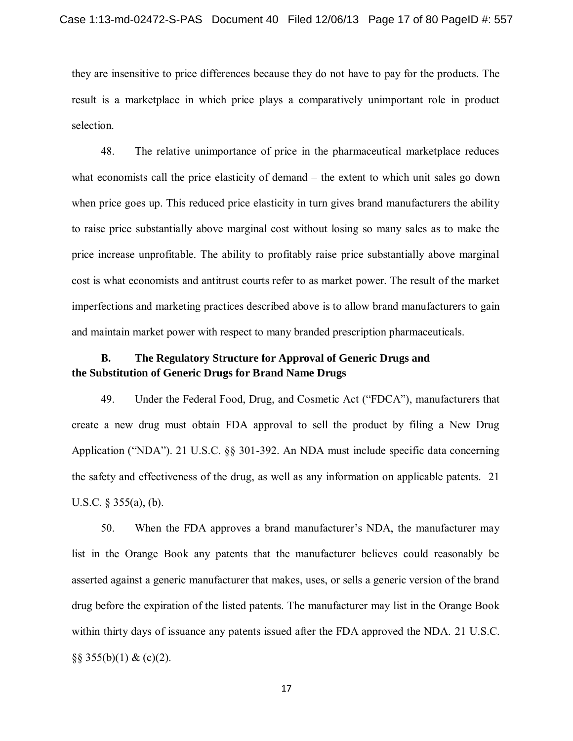they are insensitive to price differences because they do not have to pay for the products. The result is a marketplace in which price plays a comparatively unimportant role in product selection.

48. The relative unimportance of price in the pharmaceutical marketplace reduces what economists call the price elasticity of demand – the extent to which unit sales go down when price goes up. This reduced price elasticity in turn gives brand manufacturers the ability to raise price substantially above marginal cost without losing so many sales as to make the price increase unprofitable. The ability to profitably raise price substantially above marginal cost is what economists and antitrust courts refer to as market power. The result of the market imperfections and marketing practices described above is to allow brand manufacturers to gain and maintain market power with respect to many branded prescription pharmaceuticals.

### B. The Regulatory Structure for Approval of Generic Drugs and the Substitution of Generic Drugs for Brand Name Drugs

49. Under the Federal Food, Drug, and Cosmetic Act ("FDCA"), manufacturers that create a new drug must obtain FDA approval to sell the product by filing a New Drug Application ("NDA"). 21 U.S.C. §§ 301-392. An NDA must include specific data concerning the safety and effectiveness of the drug, as well as any information on applicable patents. 21 U.S.C. § 355(a), (b).

50. When the FDA approves a brand manufacturer's NDA, the manufacturer may list in the Orange Book any patents that the manufacturer believes could reasonably be asserted against a generic manufacturer that makes, uses, or sells a generic version of the brand drug before the expiration of the listed patents. The manufacturer may list in the Orange Book within thirty days of issuance any patents issued after the FDA approved the NDA. 21 U.S.C. §§ 355(b)(1) & (c)(2).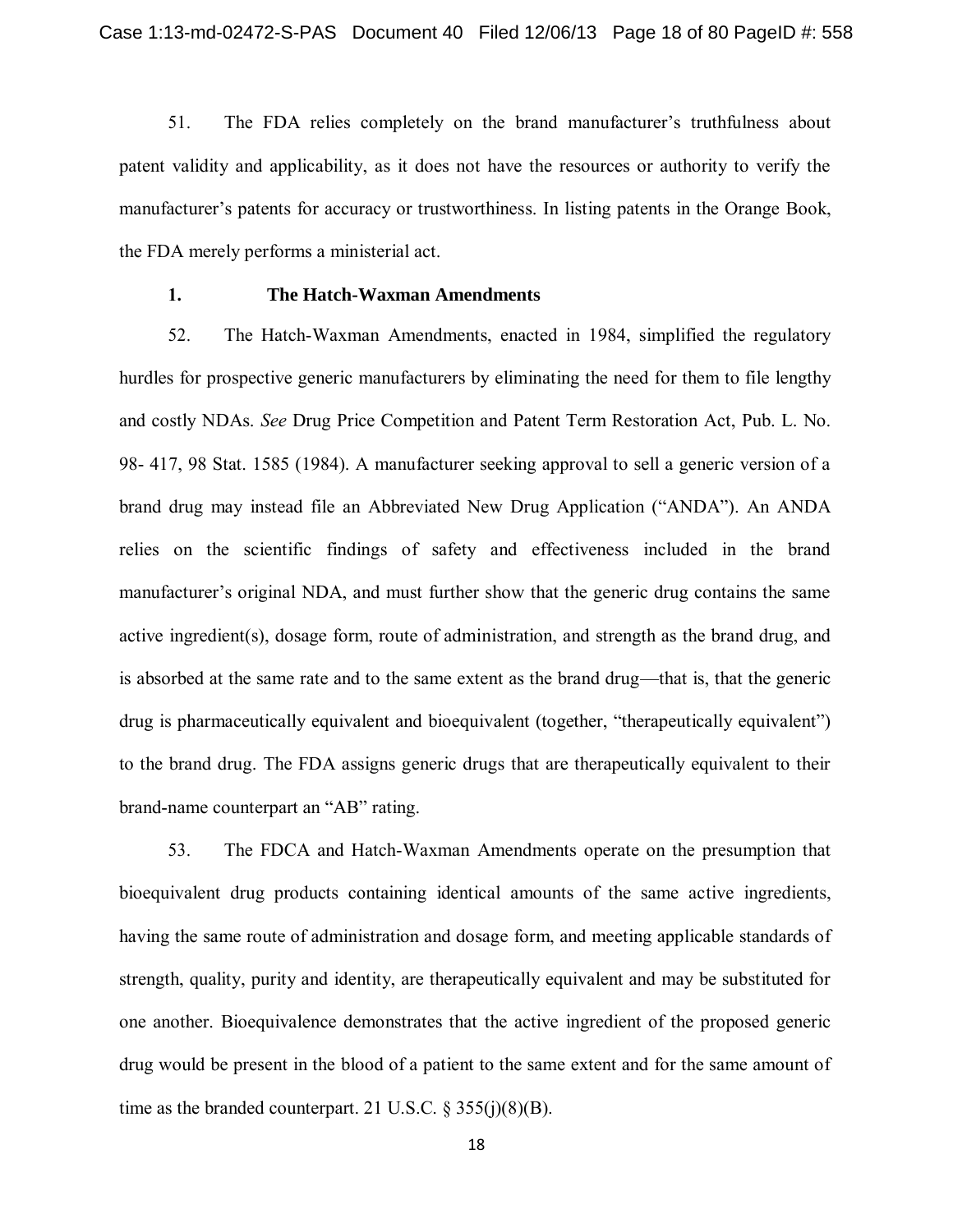51. The FDA relies completely on the brand manufacturer's truthfulness about patent validity and applicability, as it does not have the resources or authority to verify the manufacturer's patents for accuracy or trustworthiness. In listing patents in the Orange Book, the FDA merely performs a ministerial act.

### 1. The Hatch-Waxman Amendments

52. The Hatch-Waxman Amendments, enacted in 1984, simplified the regulatory hurdles for prospective generic manufacturers by eliminating the need for them to file lengthy and costly NDAs. *See* Drug Price Competition and Patent Term Restoration Act, Pub. L. No. 98- 417, 98 Stat. 1585 (1984). A manufacturer seeking approval to sell a generic version of a brand drug may instead file an Abbreviated New Drug Application ("ANDA"). An ANDA relies on the scientific findings of safety and effectiveness included in the brand manufacturer's original NDA, and must further show that the generic drug contains the same active ingredient(s), dosage form, route of administration, and strength as the brand drug, and is absorbed at the same rate and to the same extent as the brand drug—that is, that the generic drug is pharmaceutically equivalent and bioequivalent (together, "therapeutically equivalent") to the brand drug. The FDA assigns generic drugs that are therapeutically equivalent to their brand-name counterpart an "AB" rating.

53. The FDCA and Hatch-Waxman Amendments operate on the presumption that bioequivalent drug products containing identical amounts of the same active ingredients, having the same route of administration and dosage form, and meeting applicable standards of strength, quality, purity and identity, are therapeutically equivalent and may be substituted for one another. Bioequivalence demonstrates that the active ingredient of the proposed generic drug would be present in the blood of a patient to the same extent and for the same amount of time as the branded counterpart. 21 U.S.C. § 355(j)(8)(B).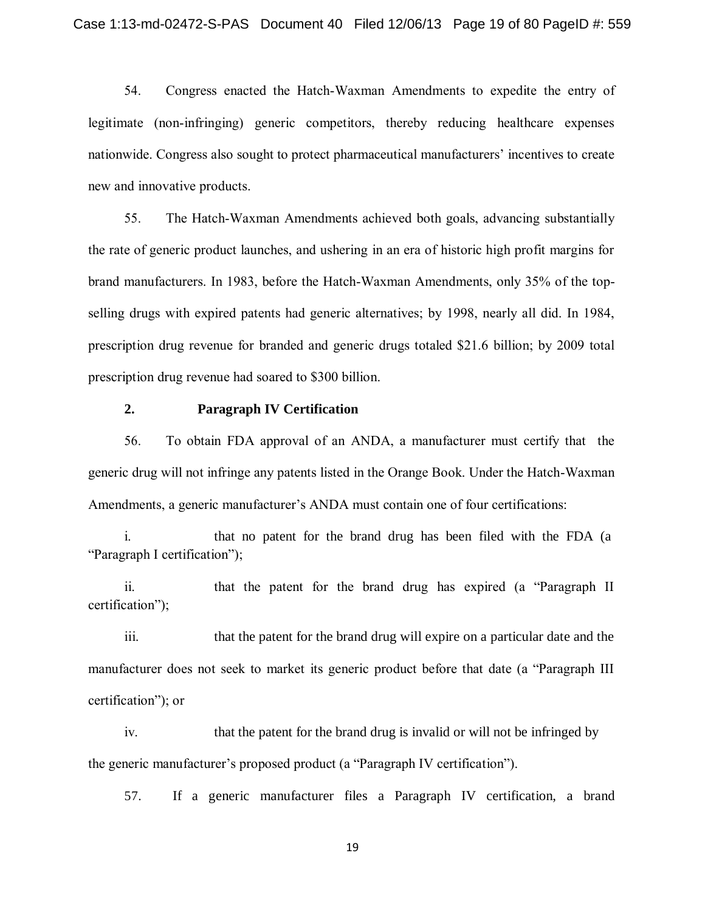54. Congress enacted the Hatch-Waxman Amendments to expedite the entry of legitimate (non-infringing) generic competitors, thereby reducing healthcare expenses nationwide. Congress also sought to protect pharmaceutical manufacturers' incentives to create new and innovative products.

55. The Hatch-Waxman Amendments achieved both goals, advancing substantially the rate of generic product launches, and ushering in an era of historic high profit margins for brand manufacturers. In 1983, before the Hatch-Waxman Amendments, only 35% of the top-selling drugs with expired patents had generic alternatives; by 1998, nearly all did. In 1984, prescription drug revenue for branded and generic drugs totaled $21.6 billion; by 2009 total prescription drug revenue had soared to $300 billion.

### 2. Paragraph IV Certification

56. To obtain FDA approval of an ANDA, a manufacturer must certify that the generic drug will not infringe any patents listed in the Orange Book. Under the Hatch-Waxman Amendments, a generic manufacturer's ANDA must contain one of four certifications:

i. that no patent for the brand drug has been filed with the FDA (a "Paragraph I certification");

ii. that the patent for the brand drug has expired (a "Paragraph II certification");

iii. that the patent for the brand drug will expire on a particular date and the manufacturer does not seek to market its generic product before that date (a "Paragraph III certification"); or

iv. that the patent for the brand drug is invalid or will not be infringed by the generic manufacturer's proposed product (a "Paragraph IV certification").

57. If a generic manufacturer files a Paragraph IV certification, a brand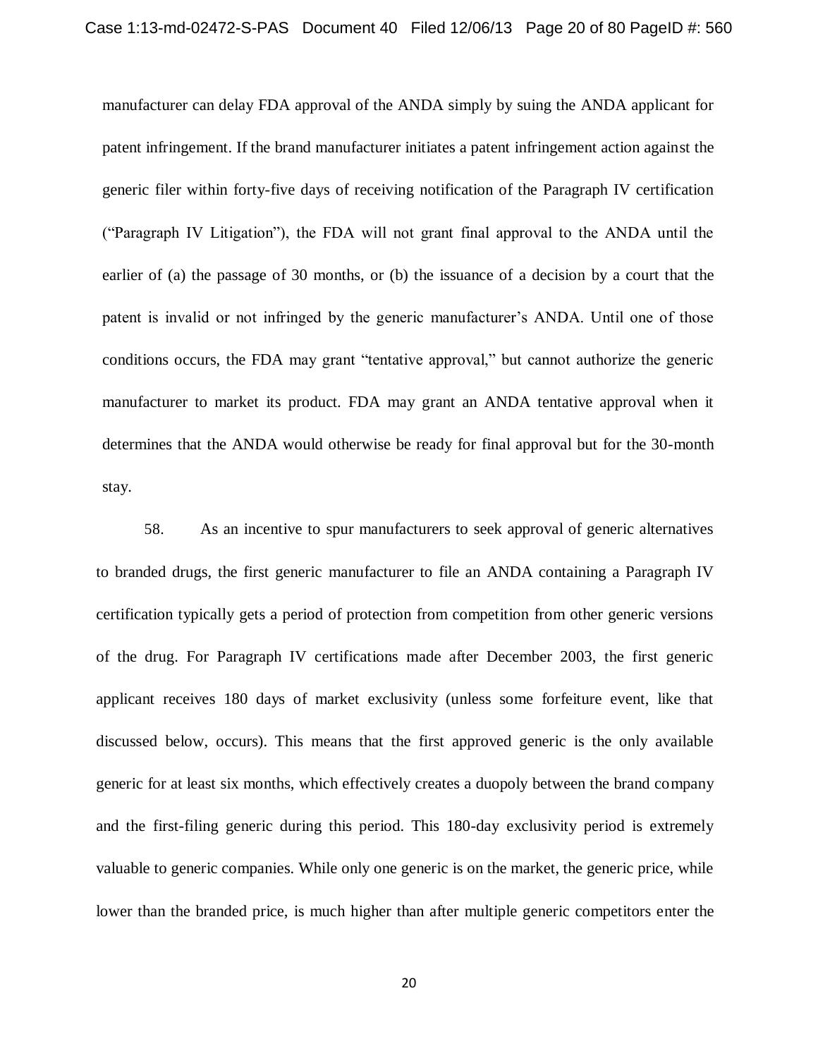manufacturer can delay FDA approval of the ANDA simply by suing the ANDA applicant for patent infringement. If the brand manufacturer initiates a patent infringement action against the generic filer within forty-five days of receiving notification of the Paragraph IV certification ("Paragraph IV Litigation"), the FDA will not grant final approval to the ANDA until the earlier of (a) the passage of 30 months, or (b) the issuance of a decision by a court that the patent is invalid or not infringed by the generic manufacturer's ANDA. Until one of those conditions occurs, the FDA may grant "tentative approval," but cannot authorize the generic manufacturer to market its product. FDA may grant an ANDA tentative approval when it determines that the ANDA would otherwise be ready for final approval but for the 30-month stay.

58. As an incentive to spur manufacturers to seek approval of generic alternatives to branded drugs, the first generic manufacturer to file an ANDA containing a Paragraph IV certification typically gets a period of protection from competition from other generic versions of the drug. For Paragraph IV certifications made after December 2003, the first generic applicant receives 180 days of market exclusivity (unless some forfeiture event, like that discussed below, occurs). This means that the first approved generic is the only available generic for at least six months, which effectively creates a duopoly between the brand company and the first-filing generic during this period. This 180-day exclusivity period is extremely valuable to generic companies. While only one generic is on the market, the generic price, while lower than the branded price, is much higher than after multiple generic competitors enter the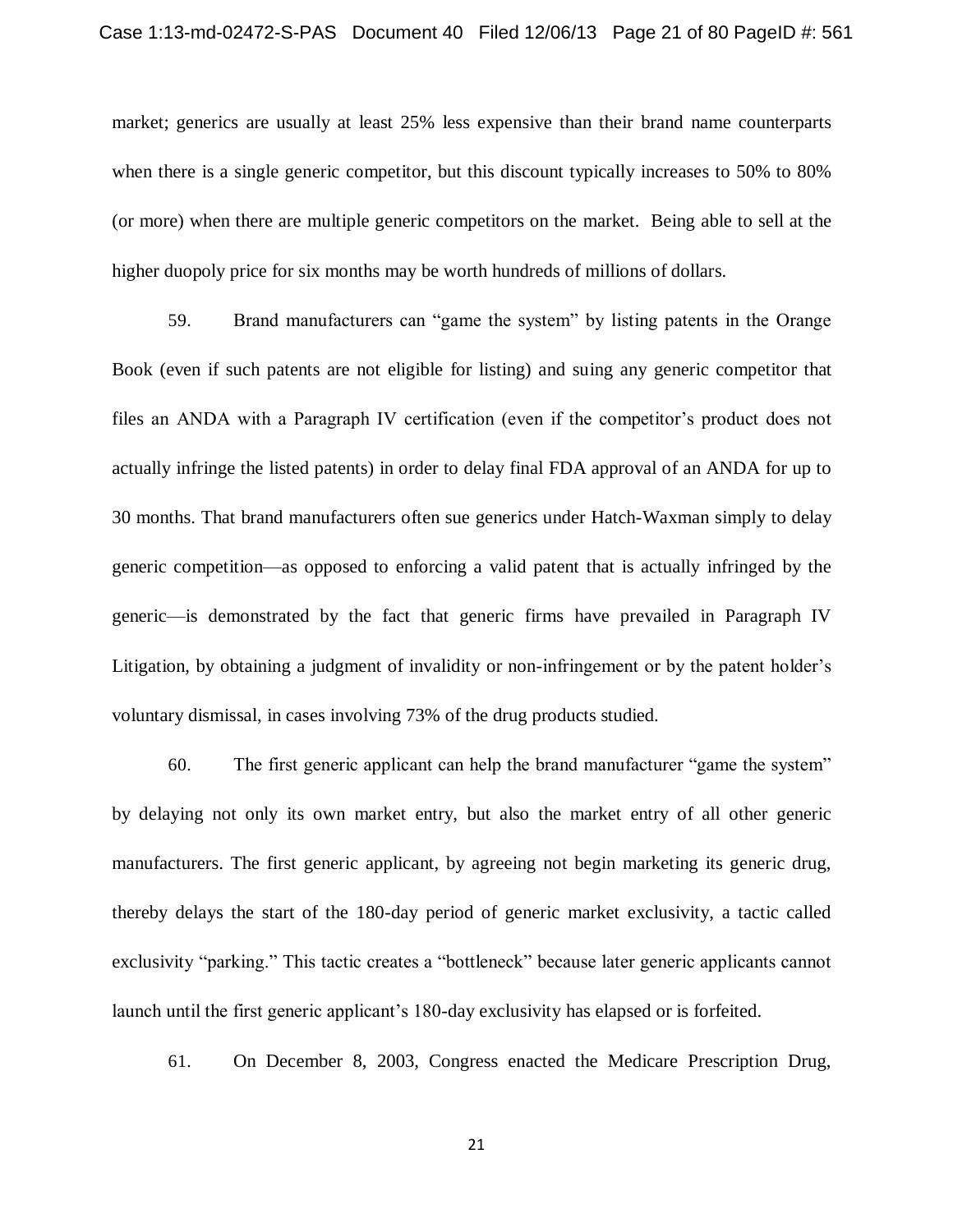market; generics are usually at least 25% less expensive than their brand name counterparts when there is a single generic competitor, but this discount typically increases to 50% to 80% (or more) when there are multiple generic competitors on the market. Being able to sell at the higher duopoly price for six months may be worth hundreds of millions of dollars.

59. Brand manufacturers can "game the system" by listing patents in the Orange Book (even if such patents are not eligible for listing) and suing any generic competitor that files an ANDA with a Paragraph IV certification (even if the competitor's product does not actually infringe the listed patents) in order to delay final FDA approval of an ANDA for up to 30 months. That brand manufacturers often sue generics under Hatch-Waxman simply to delay generic competition—as opposed to enforcing a valid patent that is actually infringed by the generic—is demonstrated by the fact that generic firms have prevailed in Paragraph IV Litigation, by obtaining a judgment of invalidity or non-infringement or by the patent holder's voluntary dismissal, in cases involving 73% of the drug products studied.

60. The first generic applicant can help the brand manufacturer "game the system" by delaying not only its own market entry, but also the market entry of all other generic manufacturers. The first generic applicant, by agreeing not begin marketing its generic drug, thereby delays the start of the 180-day period of generic market exclusivity, a tactic called exclusivity "parking." This tactic creates a "bottleneck" because later generic applicants cannot launch until the first generic applicant's 180-day exclusivity has elapsed or is forfeited.

61. On December 8, 2003, Congress enacted the Medicare Prescription Drug,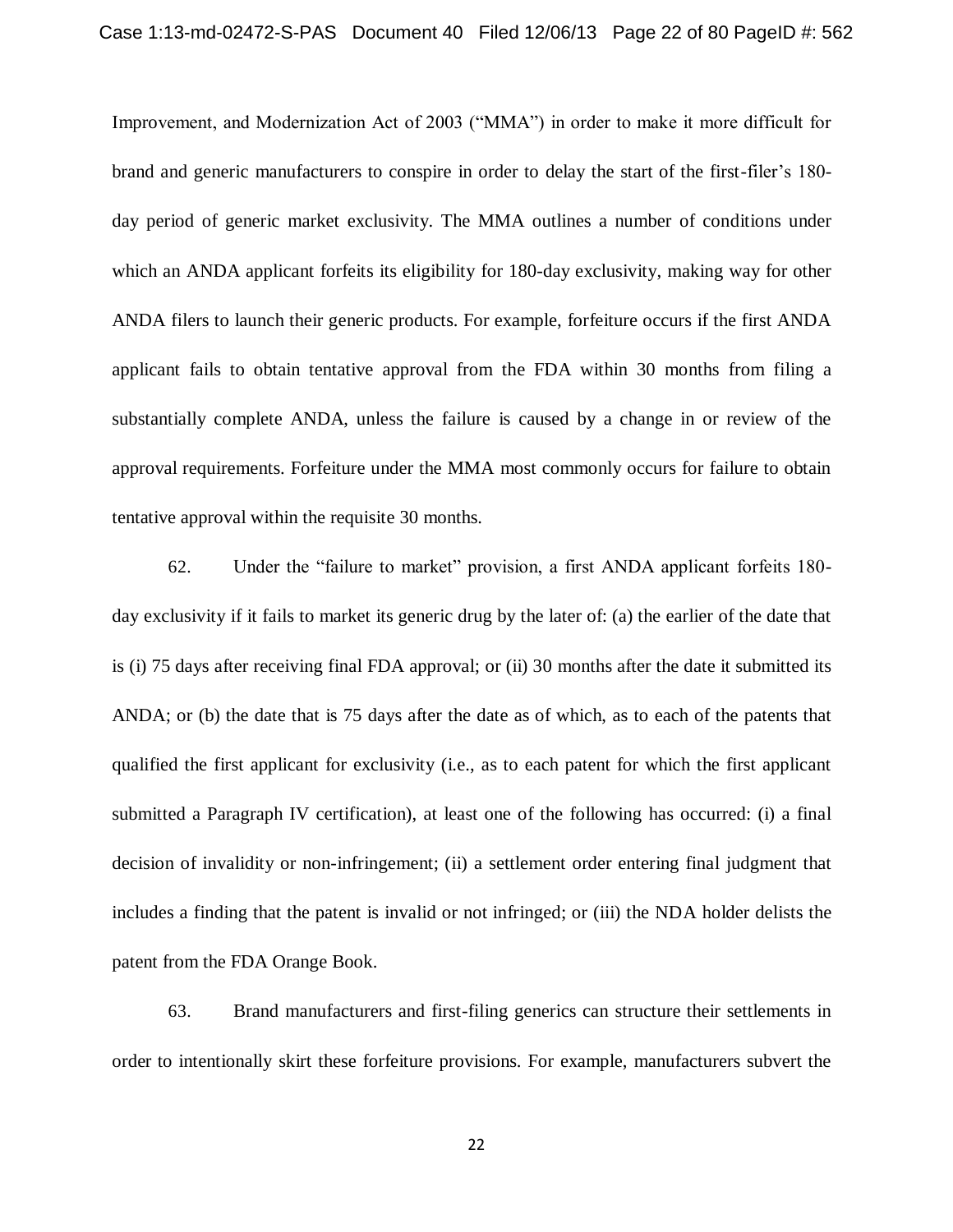Improvement, and Modernization Act of 2003 ("MMA") in order to make it more difficult for brand and generic manufacturers to conspire in order to delay the start of the first-filer's 180-day period of generic market exclusivity. The MMA outlines a number of conditions under which an ANDA applicant forfeits its eligibility for 180-day exclusivity, making way for other ANDA filers to launch their generic products. For example, forfeiture occurs if the first ANDA applicant fails to obtain tentative approval from the FDA within 30 months from filing a substantially complete ANDA, unless the failure is caused by a change in or review of the approval requirements. Forfeiture under the MMA most commonly occurs for failure to obtain tentative approval within the requisite 30 months.

62. Under the "failure to market" provision, a first ANDA applicant forfeits 180-day exclusivity if it fails to market its generic drug by the later of: (a) the earlier of the date that is (i) 75 days after receiving final FDA approval; or (ii) 30 months after the date it submitted its ANDA; or (b) the date that is 75 days after the date as of which, as to each of the patents that qualified the first applicant for exclusivity (i.e., as to each patent for which the first applicant submitted a Paragraph IV certification), at least one of the following has occurred: (i) a final decision of invalidity or non-infringement; (ii) a settlement order entering final judgment that includes a finding that the patent is invalid or not infringed; or (iii) the NDA holder delists the patent from the FDA Orange Book.

63. Brand manufacturers and first-filing generics can structure their settlements in order to intentionally skirt these forfeiture provisions. For example, manufacturers subvert the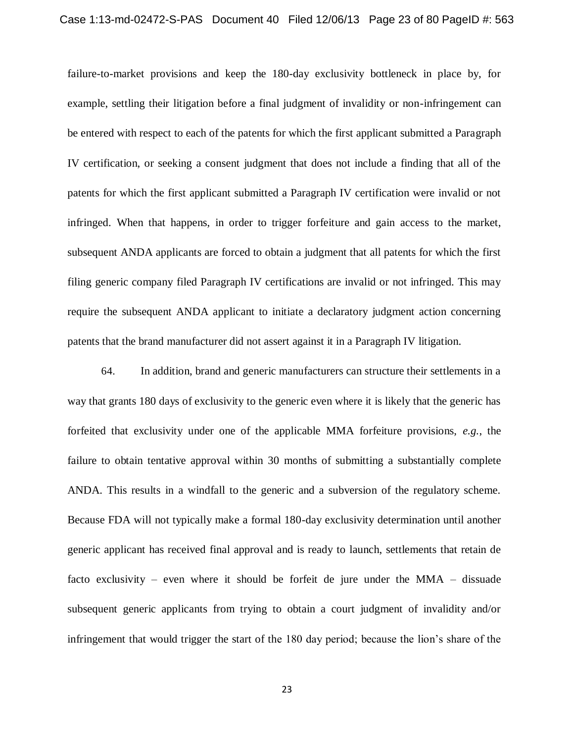failure-to-market provisions and keep the 180-day exclusivity bottleneck in place by, for example, settling their litigation before a final judgment of invalidity or non-infringement can be entered with respect to each of the patents for which the first applicant submitted a Paragraph IV certification, or seeking a consent judgment that does not include a finding that all of the patents for which the first applicant submitted a Paragraph IV certification were invalid or not infringed. When that happens, in order to trigger forfeiture and gain access to the market, subsequent ANDA applicants are forced to obtain a judgment that all patents for which the first filing generic company filed Paragraph IV certifications are invalid or not infringed. This may require the subsequent ANDA applicant to initiate a declaratory judgment action concerning patents that the brand manufacturer did not assert against it in a Paragraph IV litigation.

64. In addition, brand and generic manufacturers can structure their settlements in a way that grants 180 days of exclusivity to the generic even where it is likely that the generic has forfeited that exclusivity under one of the applicable MMA forfeiture provisions, *e.g.*, the failure to obtain tentative approval within 30 months of submitting a substantially complete ANDA. This results in a windfall to the generic and a subversion of the regulatory scheme. Because FDA will not typically make a formal 180-day exclusivity determination until another generic applicant has received final approval and is ready to launch, settlements that retain de facto exclusivity – even where it should be forfeit de jure under the MMA – dissuade subsequent generic applicants from trying to obtain a court judgment of invalidity and/or infringement that would trigger the start of the 180 day period; because the lion's share of the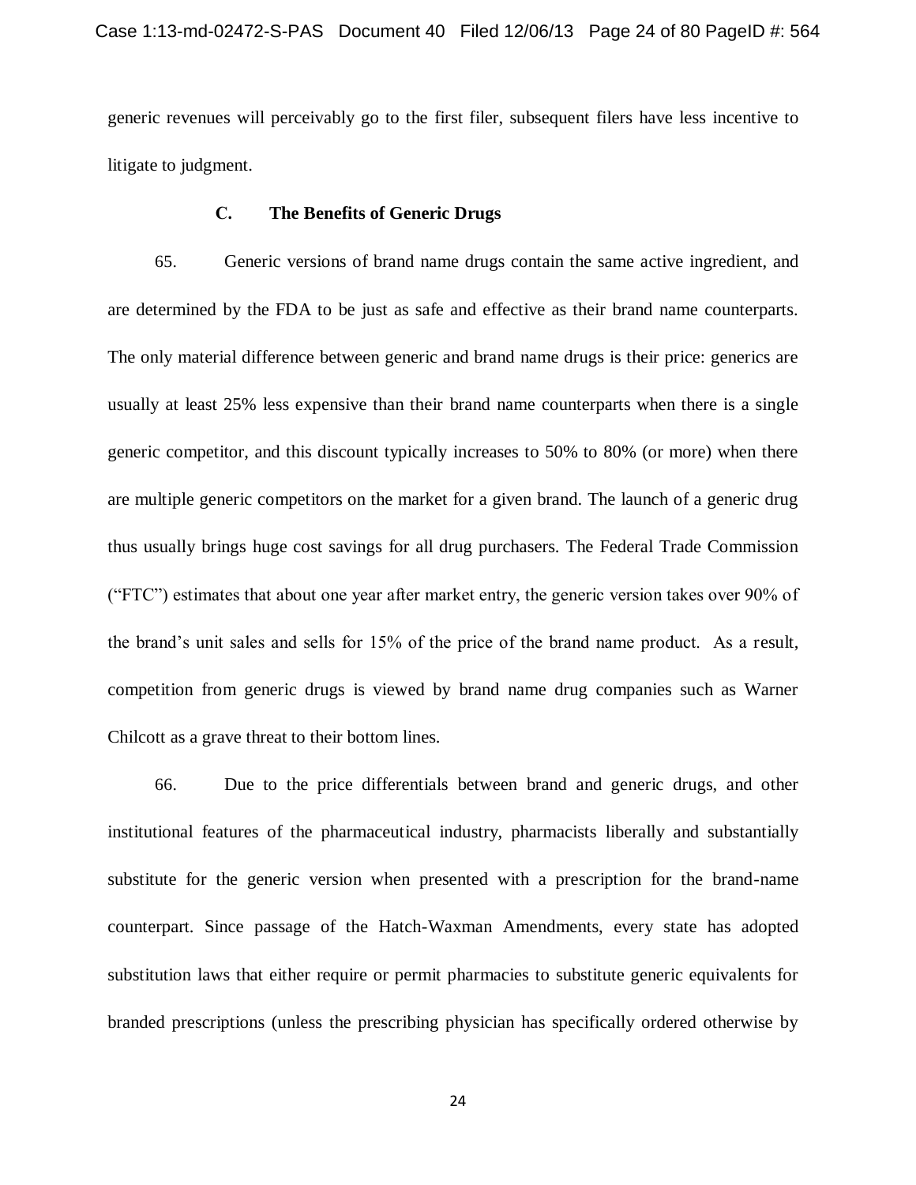generic revenues will perceivably go to the first filer, subsequent filers have less incentive to litigate to judgment.

### C. The Benefits of Generic Drugs

65. Generic versions of brand name drugs contain the same active ingredient, and are determined by the FDA to be just as safe and effective as their brand name counterparts. The only material difference between generic and brand name drugs is their price: generics are usually at least 25% less expensive than their brand name counterparts when there is a single generic competitor, and this discount typically increases to 50% to 80% (or more) when there are multiple generic competitors on the market for a given brand. The launch of a generic drug thus usually brings huge cost savings for all drug purchasers. The Federal Trade Commission ("FTC") estimates that about one year after market entry, the generic version takes over 90% of the brand's unit sales and sells for 15% of the price of the brand name product. As a result, competition from generic drugs is viewed by brand name drug companies such as Warner Chilcott as a grave threat to their bottom lines.

66. Due to the price differentials between brand and generic drugs, and other institutional features of the pharmaceutical industry, pharmacists liberally and substantially substitute for the generic version when presented with a prescription for the brand-name counterpart. Since passage of the Hatch-Waxman Amendments, every state has adopted substitution laws that either require or permit pharmacies to substitute generic equivalents for branded prescriptions (unless the prescribing physician has specifically ordered otherwise by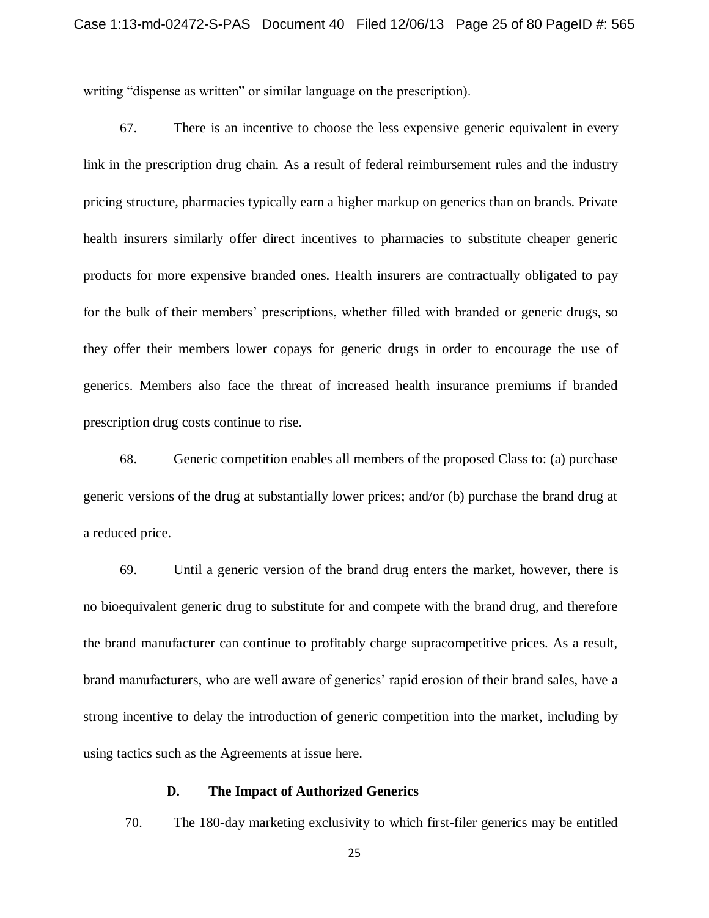writing "dispense as written" or similar language on the prescription).

67. There is an incentive to choose the less expensive generic equivalent in every link in the prescription drug chain. As a result of federal reimbursement rules and the industry pricing structure, pharmacies typically earn a higher markup on generics than on brands. Private health insurers similarly offer direct incentives to pharmacies to substitute cheaper generic products for more expensive branded ones. Health insurers are contractually obligated to pay for the bulk of their members' prescriptions, whether filled with branded or generic drugs, so they offer their members lower copays for generic drugs in order to encourage the use of generics. Members also face the threat of increased health insurance premiums if branded prescription drug costs continue to rise.

68. Generic competition enables all members of the proposed Class to: (a) purchase generic versions of the drug at substantially lower prices; and/or (b) purchase the brand drug at a reduced price.

69. Until a generic version of the brand drug enters the market, however, there is no bioequivalent generic drug to substitute for and compete with the brand drug, and therefore the brand manufacturer can continue to profitably charge supracompetitive prices. As a result, brand manufacturers, who are well aware of generics' rapid erosion of their brand sales, have a strong incentive to delay the introduction of generic competition into the market, including by using tactics such as the Agreements at issue here.

### D. The Impact of Authorized Generics

70. The 180-day marketing exclusivity to which first-filer generics may be entitled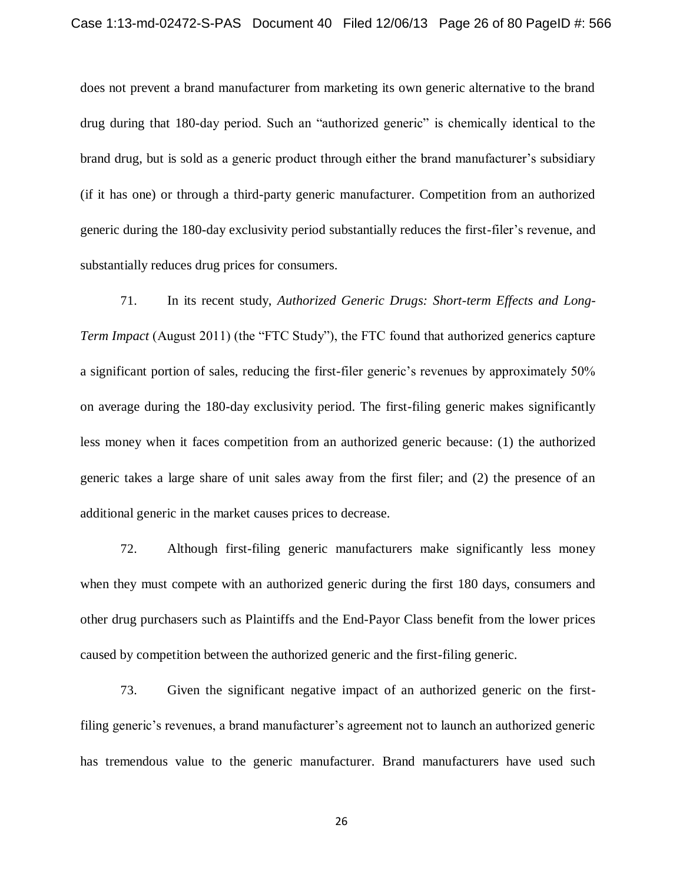does not prevent a brand manufacturer from marketing its own generic alternative to the brand drug during that 180-day period. Such an "authorized generic" is chemically identical to the brand drug, but is sold as a generic product through either the brand manufacturer's subsidiary (if it has one) or through a third-party generic manufacturer. Competition from an authorized generic during the 180-day exclusivity period substantially reduces the first-filer's revenue, and substantially reduces drug prices for consumers.

71. In its recent study, *Authorized Generic Drugs: Short-term Effects and Long-Term Impact* (August 2011) (the "FTC Study"), the FTC found that authorized generics capture a significant portion of sales, reducing the first-filer generic's revenues by approximately 50% on average during the 180-day exclusivity period. The first-filing generic makes significantly less money when it faces competition from an authorized generic because: (1) the authorized generic takes a large share of unit sales away from the first filer; and (2) the presence of an additional generic in the market causes prices to decrease.

72. Although first-filing generic manufacturers make significantly less money when they must compete with an authorized generic during the first 180 days, consumers and other drug purchasers such as Plaintiffs and the End-Payor Class benefit from the lower prices caused by competition between the authorized generic and the first-filing generic.

73. Given the significant negative impact of an authorized generic on the first-filing generic's revenues, a brand manufacturer's agreement not to launch an authorized generic has tremendous value to the generic manufacturer. Brand manufacturers have used such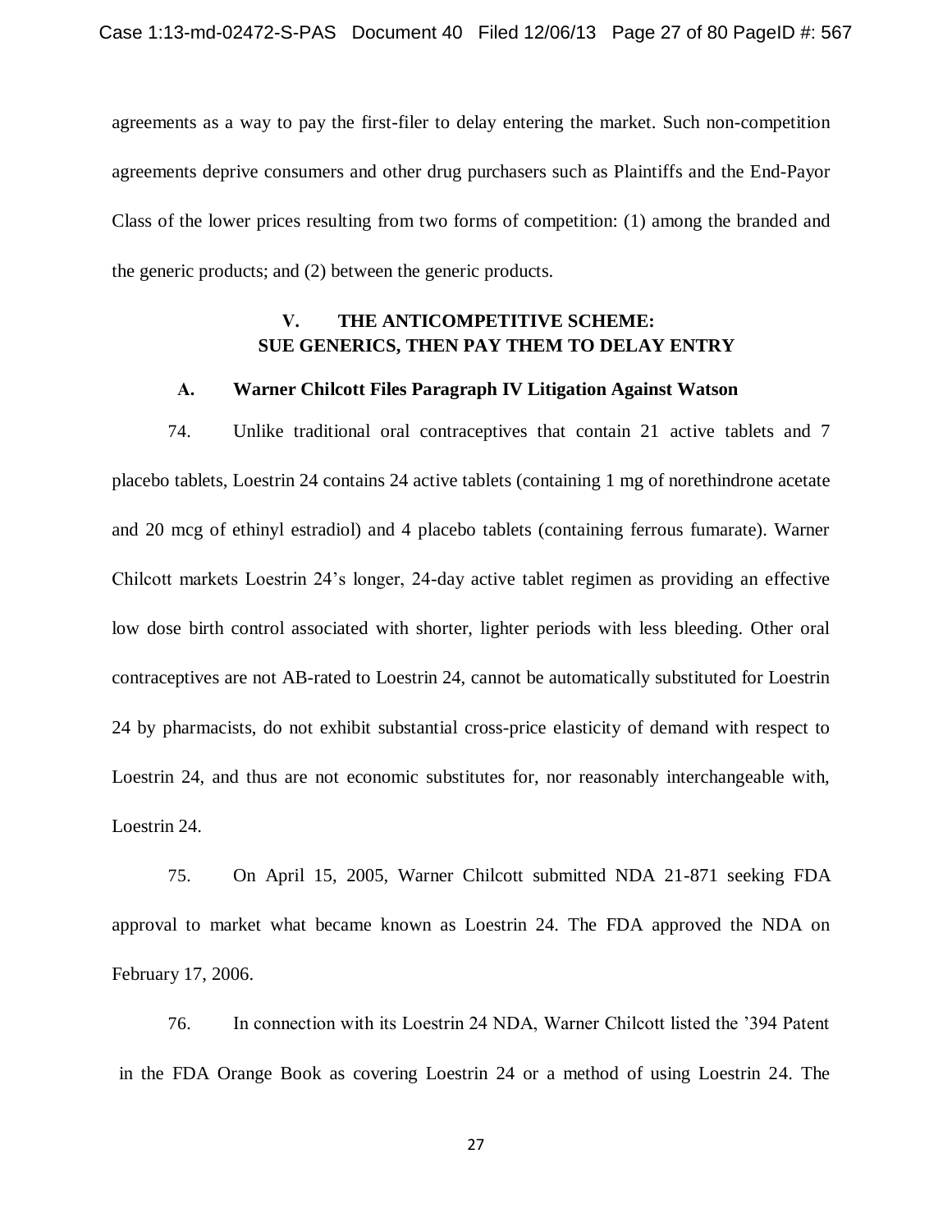agreements as a way to pay the first-filer to delay entering the market. Such non-competition agreements deprive consumers and other drug purchasers such as Plaintiffs and the End-Payor Class of the lower prices resulting from two forms of competition: (1) among the branded and the generic products; and (2) between the generic products.

## V. THE ANTICOMPETITIVE SCHEME: SUE GENERICS, THEN PAY THEM TO DELAY ENTRY

### A. Warner Chilcott Files Paragraph IV Litigation Against Watson

74. Unlike traditional oral contraceptives that contain 21 active tablets and 7 placebo tablets, Loestrin 24 contains 24 active tablets (containing 1 mg of norethindrone acetate and 20 mcg of ethinyl estradiol) and 4 placebo tablets (containing ferrous fumarate). Warner Chilcott markets Loestrin 24's longer, 24-day active tablet regimen as providing an effective low dose birth control associated with shorter, lighter periods with less bleeding. Other oral contraceptives are not AB-rated to Loestrin 24, cannot be automatically substituted for Loestrin 24 by pharmacists, do not exhibit substantial cross-price elasticity of demand with respect to Loestrin 24, and thus are not economic substitutes for, nor reasonably interchangeable with, Loestrin 24.

75. On April 15, 2005, Warner Chilcott submitted NDA 21-871 seeking FDA approval to market what became known as Loestrin 24. The FDA approved the NDA on February 17, 2006.

76. In connection with its Loestrin 24 NDA, Warner Chilcott listed the '394 Patent in the FDA Orange Book as covering Loestrin 24 or a method of using Loestrin 24. The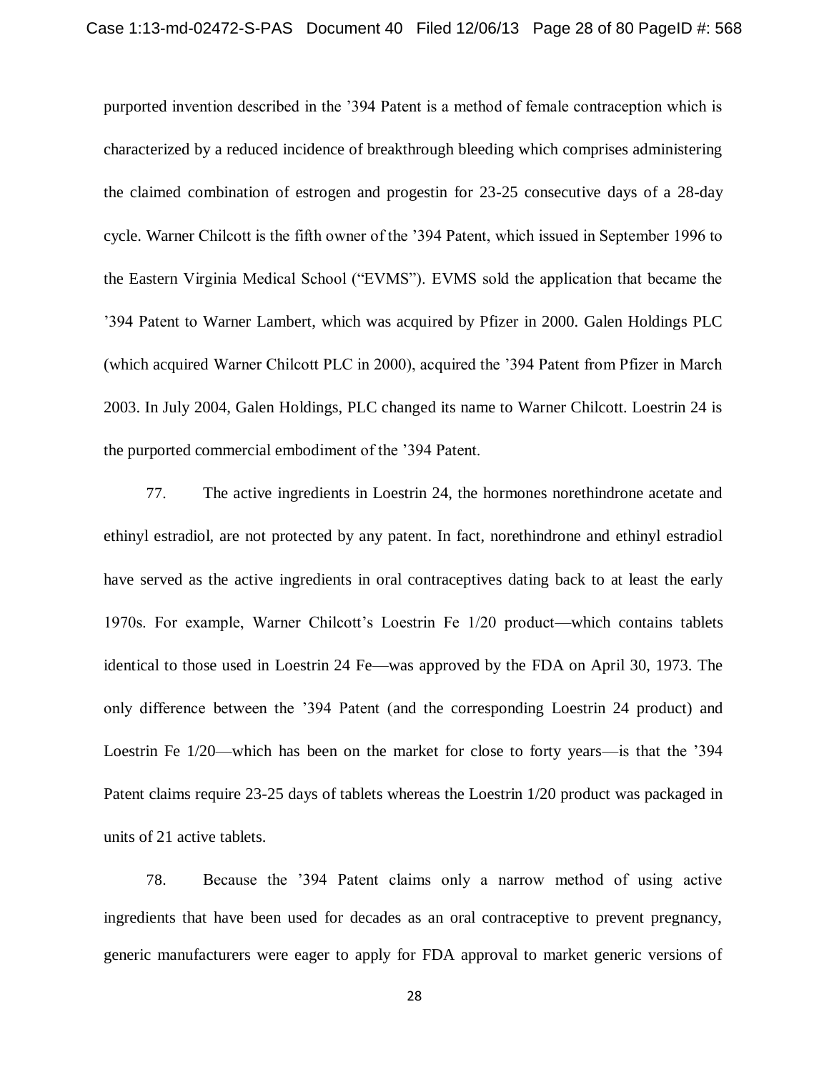purported invention described in the '394 Patent is a method of female contraception which is characterized by a reduced incidence of breakthrough bleeding which comprises administering the claimed combination of estrogen and progestin for 23-25 consecutive days of a 28-day cycle. Warner Chilcott is the fifth owner of the '394 Patent, which issued in September 1996 to the Eastern Virginia Medical School ("EVMS"). EVMS sold the application that became the '394 Patent to Warner Lambert, which was acquired by Pfizer in 2000. Galen Holdings PLC (which acquired Warner Chilcott PLC in 2000), acquired the '394 Patent from Pfizer in March 2003. In July 2004, Galen Holdings, PLC changed its name to Warner Chilcott. Loestrin 24 is the purported commercial embodiment of the '394 Patent.

77. The active ingredients in Loestrin 24, the hormones norethindrone acetate and ethinyl estradiol, are not protected by any patent. In fact, norethindrone and ethinyl estradiol have served as the active ingredients in oral contraceptives dating back to at least the early 1970s. For example, Warner Chilcott's Loestrin Fe 1/20 product—which contains tablets identical to those used in Loestrin 24 Fe—was approved by the FDA on April 30, 1973. The only difference between the '394 Patent (and the corresponding Loestrin 24 product) and Loestrin Fe 1/20—which has been on the market for close to forty years—is that the '394 Patent claims require 23-25 days of tablets whereas the Loestrin 1/20 product was packaged in units of 21 active tablets.

78. Because the '394 Patent claims only a narrow method of using active ingredients that have been used for decades as an oral contraceptive to prevent pregnancy, generic manufacturers were eager to apply for FDA approval to market generic versions of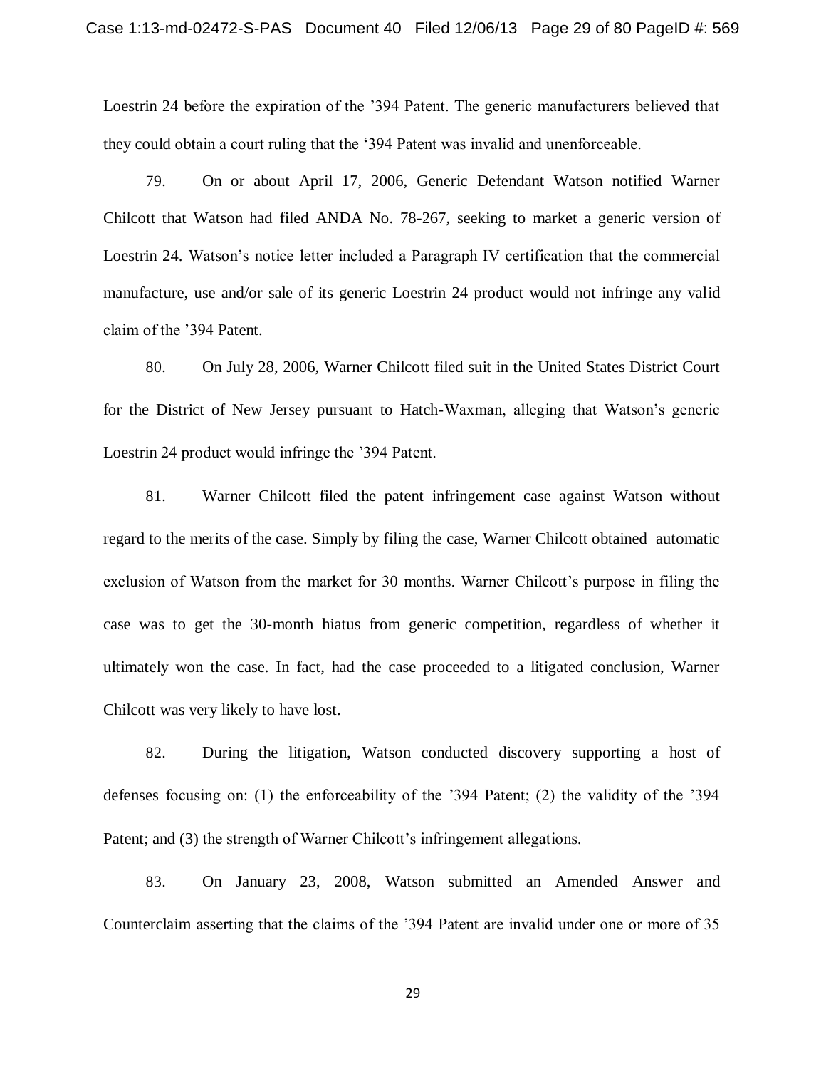Loestrin 24 before the expiration of the '394 Patent. The generic manufacturers believed that they could obtain a court ruling that the '394 Patent was invalid and unenforceable.

79. On or about April 17, 2006, Generic Defendant Watson notified Warner Chilcott that Watson had filed ANDA No. 78-267, seeking to market a generic version of Loestrin 24. Watson's notice letter included a Paragraph IV certification that the commercial manufacture, use and/or sale of its generic Loestrin 24 product would not infringe any valid claim of the '394 Patent.

80. On July 28, 2006, Warner Chilcott filed suit in the United States District Court for the District of New Jersey pursuant to Hatch-Waxman, alleging that Watson's generic Loestrin 24 product would infringe the '394 Patent.

81. Warner Chilcott filed the patent infringement case against Watson without regard to the merits of the case. Simply by filing the case, Warner Chilcott obtained automatic exclusion of Watson from the market for 30 months. Warner Chilcott's purpose in filing the case was to get the 30-month hiatus from generic competition, regardless of whether it ultimately won the case. In fact, had the case proceeded to a litigated conclusion, Warner Chilcott was very likely to have lost.

82. During the litigation, Watson conducted discovery supporting a host of defenses focusing on: (1) the enforceability of the '394 Patent; (2) the validity of the '394 Patent; and (3) the strength of Warner Chilcott's infringement allegations.

83. On January 23, 2008, Watson submitted an Amended Answer and Counterclaim asserting that the claims of the '394 Patent are invalid under one or more of 35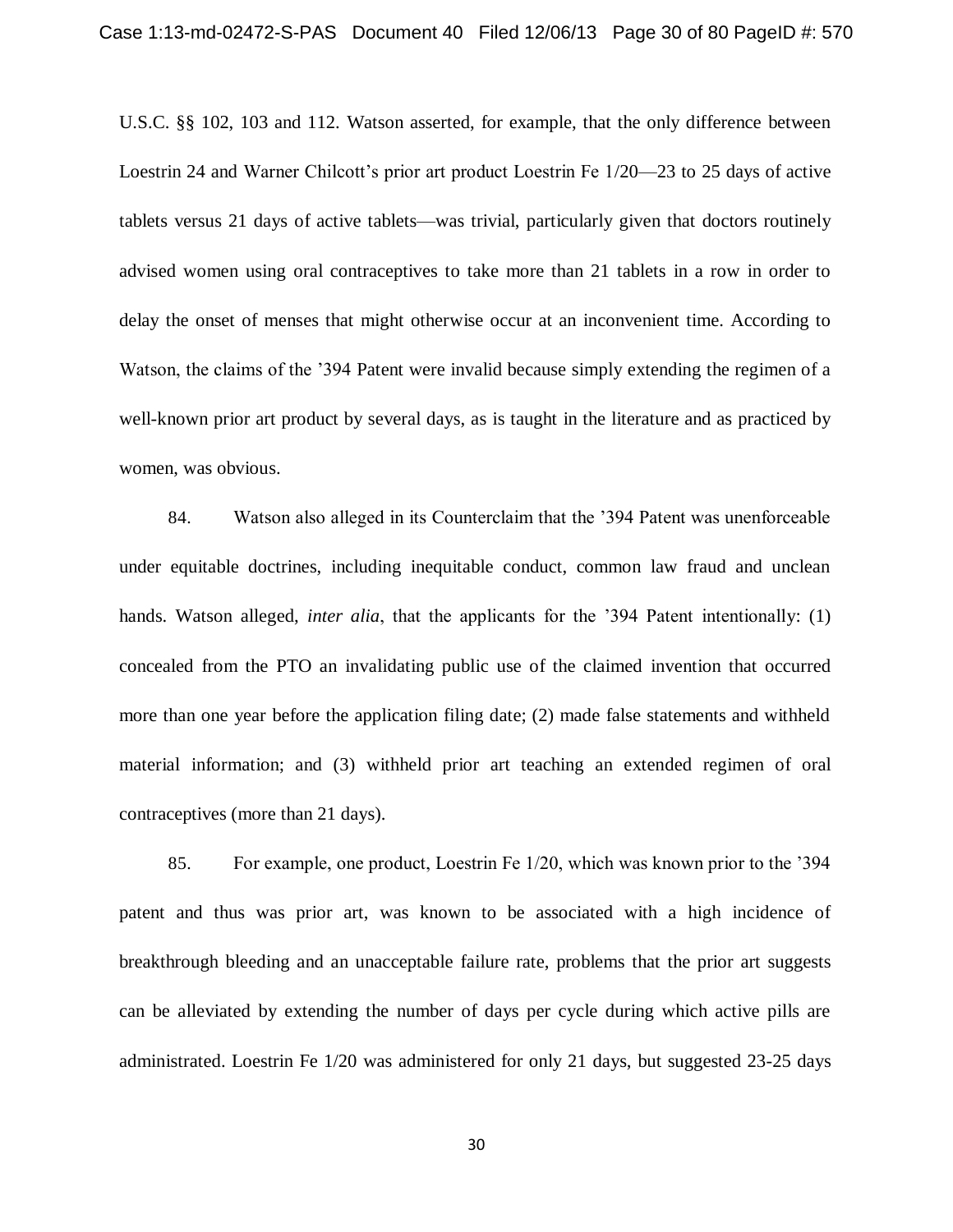U.S.C. §§ 102, 103 and 112. Watson asserted, for example, that the only difference between Loestrin 24 and Warner Chilcott's prior art product Loestrin Fe 1/20—23 to 25 days of active tablets versus 21 days of active tablets—was trivial, particularly given that doctors routinely advised women using oral contraceptives to take more than 21 tablets in a row in order to delay the onset of menses that might otherwise occur at an inconvenient time. According to Watson, the claims of the '394 Patent were invalid because simply extending the regimen of a well-known prior art product by several days, as is taught in the literature and as practiced by women, was obvious.

84. Watson also alleged in its Counterclaim that the '394 Patent was unenforceable under equitable doctrines, including inequitable conduct, common law fraud and unclean hands. Watson alleged, *inter alia*, that the applicants for the '394 Patent intentionally: (1) concealed from the PTO an invalidating public use of the claimed invention that occurred more than one year before the application filing date; (2) made false statements and withheld material information; and (3) withheld prior art teaching an extended regimen of oral contraceptives (more than 21 days).

85. For example, one product, Loestrin Fe 1/20, which was known prior to the '394 patent and thus was prior art, was known to be associated with a high incidence of breakthrough bleeding and an unacceptable failure rate, problems that the prior art suggests can be alleviated by extending the number of days per cycle during which active pills are administrated. Loestrin Fe 1/20 was administered for only 21 days, but suggested 23-25 days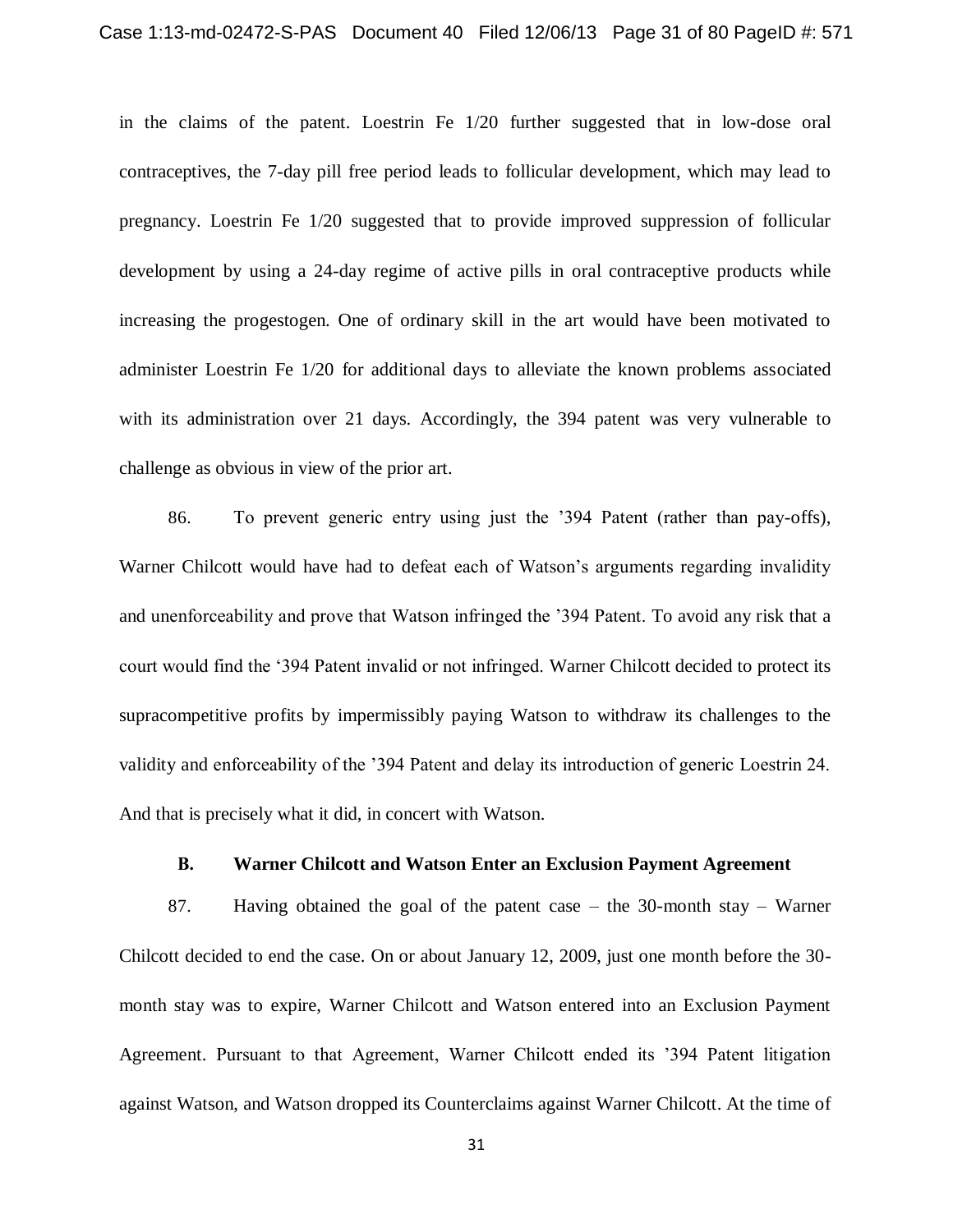in the claims of the patent. Loestrin Fe 1/20 further suggested that in low-dose oral contraceptives, the 7-day pill free period leads to follicular development, which may lead to pregnancy. Loestrin Fe 1/20 suggested that to provide improved suppression of follicular development by using a 24-day regime of active pills in oral contraceptive products while increasing the progestogen. One of ordinary skill in the art would have been motivated to administer Loestrin Fe 1/20 for additional days to alleviate the known problems associated with its administration over 21 days. Accordingly, the 394 patent was very vulnerable to challenge as obvious in view of the prior art.

86. To prevent generic entry using just the '394 Patent (rather than pay-offs), Warner Chilcott would have had to defeat each of Watson's arguments regarding invalidity and unenforceability and prove that Watson infringed the '394 Patent. To avoid any risk that a court would find the '394 Patent invalid or not infringed. Warner Chilcott decided to protect its supracompetitive profits by impermissibly paying Watson to withdraw its challenges to the validity and enforceability of the '394 Patent and delay its introduction of generic Loestrin 24. And that is precisely what it did, in concert with Watson.

### B. Warner Chilcott and Watson Enter an Exclusion Payment Agreement

87. Having obtained the goal of the patent case – the 30-month stay – Warner Chilcott decided to end the case. On or about January 12, 2009, just one month before the 30-month stay was to expire, Warner Chilcott and Watson entered into an Exclusion Payment Agreement. Pursuant to that Agreement, Warner Chilcott ended its '394 Patent litigation against Watson, and Watson dropped its Counterclaims against Warner Chilcott. At the time of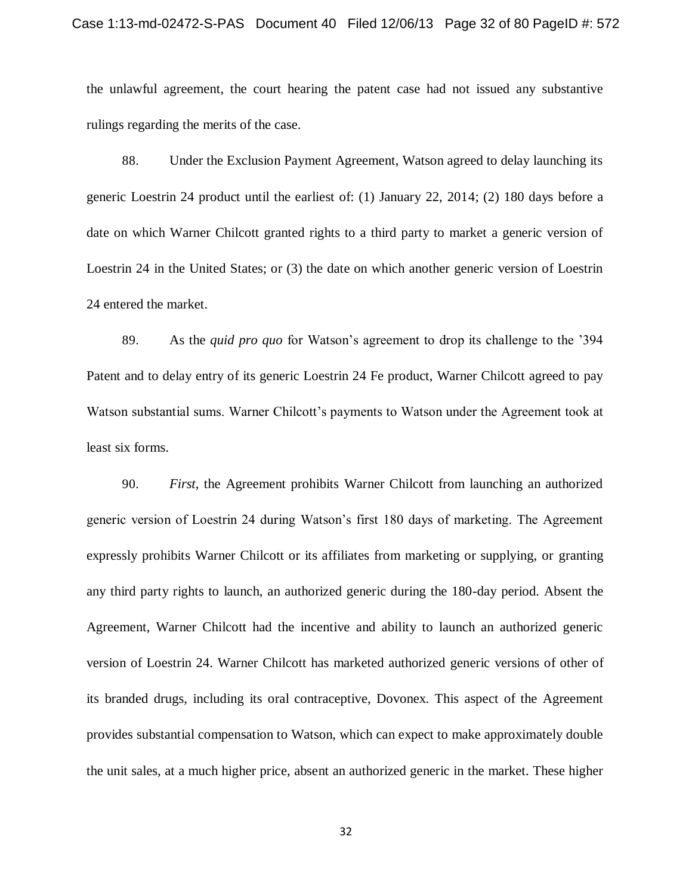the unlawful agreement, the court hearing the patent case had not issued any substantive rulings regarding the merits of the case.

88. Under the Exclusion Payment Agreement, Watson agreed to delay launching its generic Loestrin 24 product until the earliest of: (1) January 22, 2014; (2) 180 days before a date on which Warner Chilcott granted rights to a third party to market a generic version of Loestrin 24 in the United States; or (3) the date on which another generic version of Loestrin 24 entered the market.

89. As the *quid pro quo* for Watson's agreement to drop its challenge to the '394 Patent and to delay entry of its generic Loestrin 24 Fe product, Warner Chilcott agreed to pay Watson substantial sums. Warner Chilcott's payments to Watson under the Agreement took at least six forms.

90. *First*, the Agreement prohibits Warner Chilcott from launching an authorized generic version of Loestrin 24 during Watson's first 180 days of marketing. The Agreement expressly prohibits Warner Chilcott or its affiliates from marketing or supplying, or granting any third party rights to launch, an authorized generic during the 180-day period. Absent the Agreement, Warner Chilcott had the incentive and ability to launch an authorized generic version of Loestrin 24. Warner Chilcott has marketed authorized generic versions of other of its branded drugs, including its oral contraceptive, Dovonex. This aspect of the Agreement provides substantial compensation to Watson, which can expect to make approximately double the unit sales, at a much higher price, absent an authorized generic in the market. These higher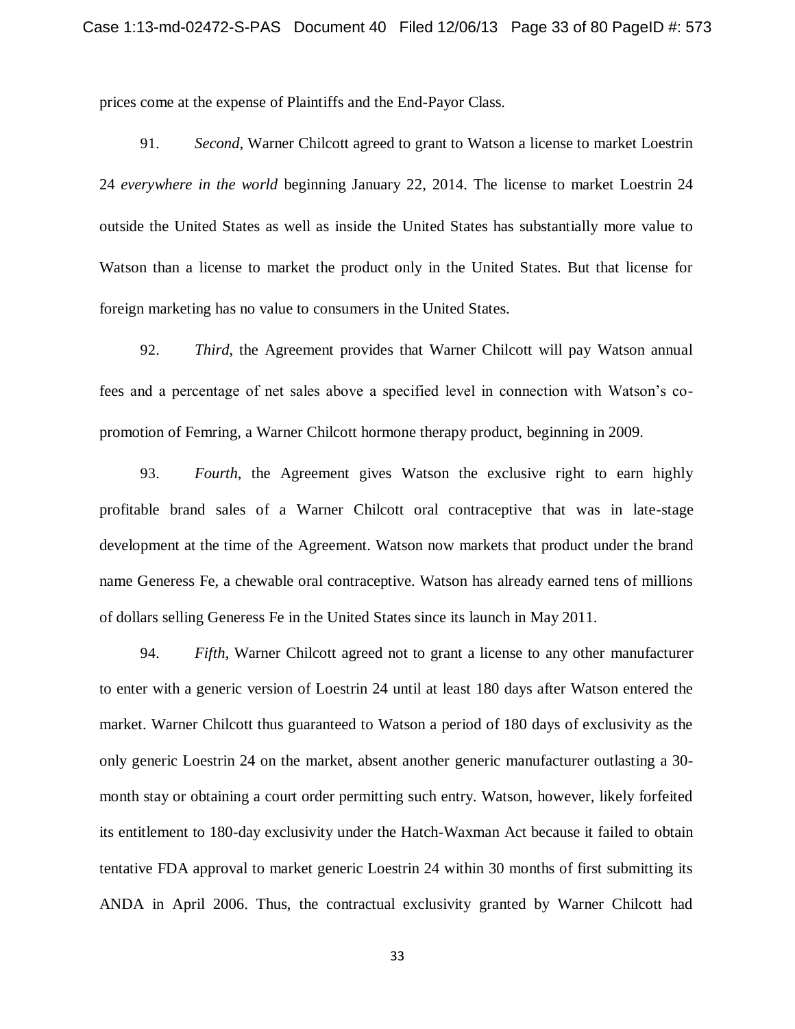prices come at the expense of Plaintiffs and the End-Payor Class.

91. *Second*, Warner Chilcott agreed to grant to Watson a license to market Loestrin 24 *everywhere in the world* beginning January 22, 2014. The license to market Loestrin 24 outside the United States as well as inside the United States has substantially more value to Watson than a license to market the product only in the United States. But that license for foreign marketing has no value to consumers in the United States.

92. *Third*, the Agreement provides that Warner Chilcott will pay Watson annual fees and a percentage of net sales above a specified level in connection with Watson's co-promotion of Femring, a Warner Chilcott hormone therapy product, beginning in 2009.

93. *Fourth*, the Agreement gives Watson the exclusive right to earn highly profitable brand sales of a Warner Chilcott oral contraceptive that was in late-stage development at the time of the Agreement. Watson now markets that product under the brand name Generess Fe, a chewable oral contraceptive. Watson has already earned tens of millions of dollars selling Generess Fe in the United States since its launch in May 2011.

94. *Fifth*, Warner Chilcott agreed not to grant a license to any other manufacturer to enter with a generic version of Loestrin 24 until at least 180 days after Watson entered the market. Warner Chilcott thus guaranteed to Watson a period of 180 days of exclusivity as the only generic Loestrin 24 on the market, absent another generic manufacturer outlasting a 30-month stay or obtaining a court order permitting such entry. Watson, however, likely forfeited its entitlement to 180-day exclusivity under the Hatch-Waxman Act because it failed to obtain tentative FDA approval to market generic Loestrin 24 within 30 months of first submitting its ANDA in April 2006. Thus, the contractual exclusivity granted by Warner Chilcott had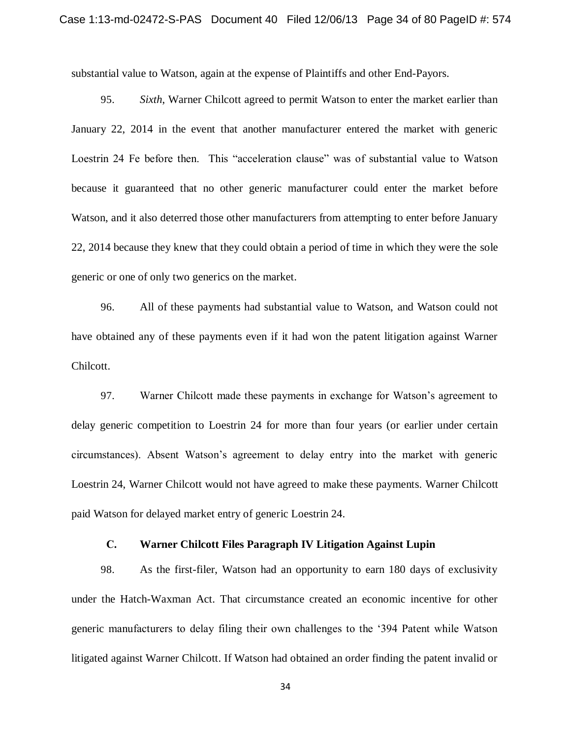substantial value to Watson, again at the expense of Plaintiffs and other End-Payors.

95. *Sixth*, Warner Chilcott agreed to permit Watson to enter the market earlier than January 22, 2014 in the event that another manufacturer entered the market with generic Loestrin 24 Fe before then. This "acceleration clause" was of substantial value to Watson because it guaranteed that no other generic manufacturer could enter the market before Watson, and it also deterred those other manufacturers from attempting to enter before January 22, 2014 because they knew that they could obtain a period of time in which they were the sole generic or one of only two generics on the market.

96. All of these payments had substantial value to Watson, and Watson could not have obtained any of these payments even if it had won the patent litigation against Warner Chilcott.

97. Warner Chilcott made these payments in exchange for Watson's agreement to delay generic competition to Loestrin 24 for more than four years (or earlier under certain circumstances). Absent Watson's agreement to delay entry into the market with generic Loestrin 24, Warner Chilcott would not have agreed to make these payments. Warner Chilcott paid Watson for delayed market entry of generic Loestrin 24.

### C. Warner Chilcott Files Paragraph IV Litigation Against Lupin

98. As the first-filer, Watson had an opportunity to earn 180 days of exclusivity under the Hatch-Waxman Act. That circumstance created an economic incentive for other generic manufacturers to delay filing their own challenges to the '394 Patent while Watson litigated against Warner Chilcott. If Watson had obtained an order finding the patent invalid or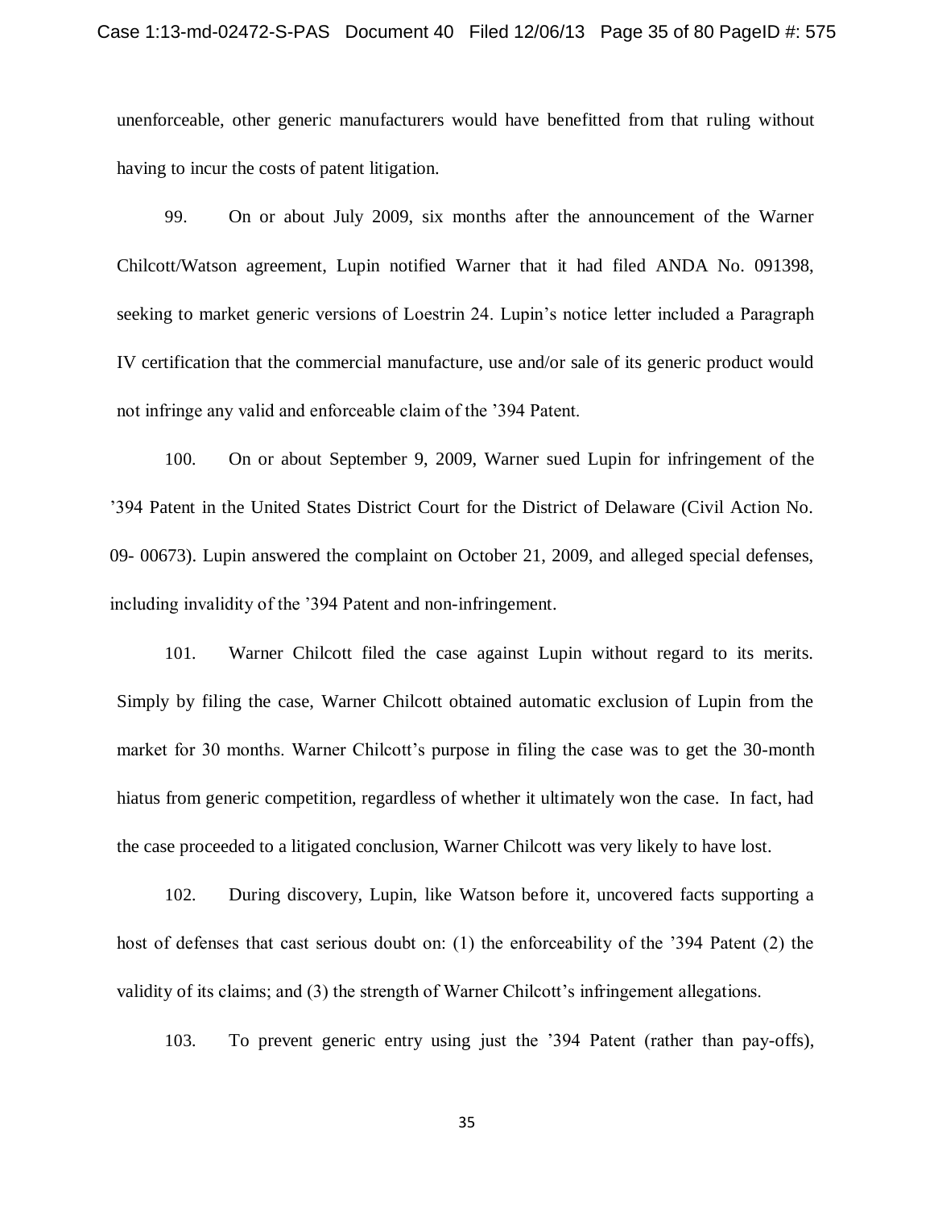unenforceable, other generic manufacturers would have benefitted from that ruling without having to incur the costs of patent litigation.

99. On or about July 2009, six months after the announcement of the Warner Chilcott/Watson agreement, Lupin notified Warner that it had filed ANDA No. 091398, seeking to market generic versions of Loestrin 24. Lupin's notice letter included a Paragraph IV certification that the commercial manufacture, use and/or sale of its generic product would not infringe any valid and enforceable claim of the '394 Patent.

100. On or about September 9, 2009, Warner sued Lupin for infringement of the '394 Patent in the United States District Court for the District of Delaware (Civil Action No. 09- 00673). Lupin answered the complaint on October 21, 2009, and alleged special defenses, including invalidity of the '394 Patent and non-infringement.

101. Warner Chilcott filed the case against Lupin without regard to its merits. Simply by filing the case, Warner Chilcott obtained automatic exclusion of Lupin from the market for 30 months. Warner Chilcott's purpose in filing the case was to get the 30-month hiatus from generic competition, regardless of whether it ultimately won the case. In fact, had the case proceeded to a litigated conclusion, Warner Chilcott was very likely to have lost.

102. During discovery, Lupin, like Watson before it, uncovered facts supporting a host of defenses that cast serious doubt on: (1) the enforceability of the '394 Patent (2) the validity of its claims; and (3) the strength of Warner Chilcott's infringement allegations.

103. To prevent generic entry using just the '394 Patent (rather than pay-offs),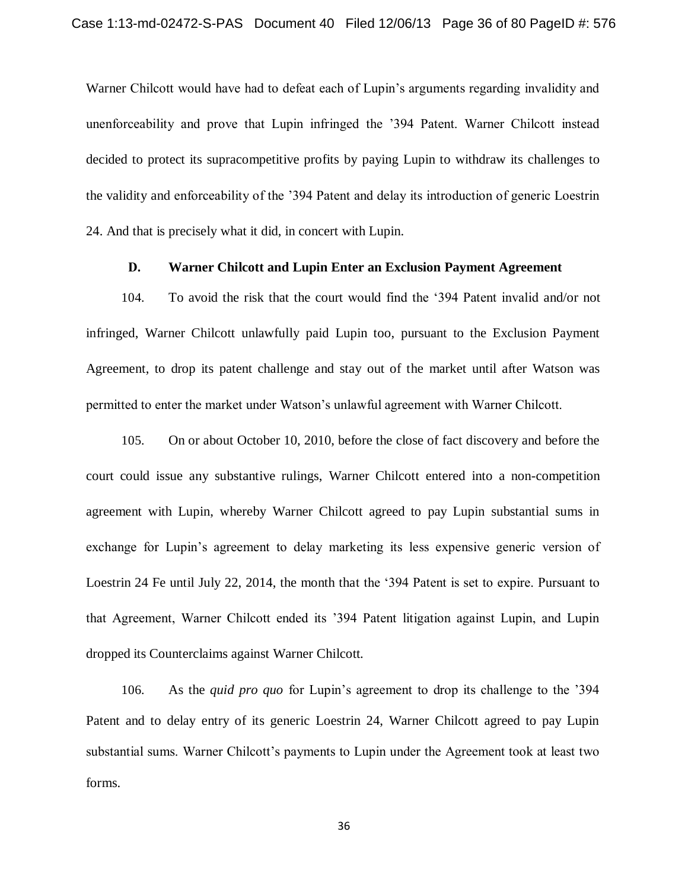Warner Chilcott would have had to defeat each of Lupin's arguments regarding invalidity and unenforceability and prove that Lupin infringed the '394 Patent. Warner Chilcott instead decided to protect its supracompetitive profits by paying Lupin to withdraw its challenges to the validity and enforceability of the '394 Patent and delay its introduction of generic Loestrin 24. And that is precisely what it did, in concert with Lupin.

### D. Warner Chilcott and Lupin Enter an Exclusion Payment Agreement

104. To avoid the risk that the court would find the '394 Patent invalid and/or not infringed, Warner Chilcott unlawfully paid Lupin too, pursuant to the Exclusion Payment Agreement, to drop its patent challenge and stay out of the market until after Watson was permitted to enter the market under Watson's unlawful agreement with Warner Chilcott.

105. On or about October 10, 2010, before the close of fact discovery and before the court could issue any substantive rulings, Warner Chilcott entered into a non-competition agreement with Lupin, whereby Warner Chilcott agreed to pay Lupin substantial sums in exchange for Lupin's agreement to delay marketing its less expensive generic version of Loestrin 24 Fe until July 22, 2014, the month that the '394 Patent is set to expire. Pursuant to that Agreement, Warner Chilcott ended its '394 Patent litigation against Lupin, and Lupin dropped its Counterclaims against Warner Chilcott.

106. As the *quid pro quo* for Lupin's agreement to drop its challenge to the '394 Patent and to delay entry of its generic Loestrin 24, Warner Chilcott agreed to pay Lupin substantial sums. Warner Chilcott's payments to Lupin under the Agreement took at least two forms.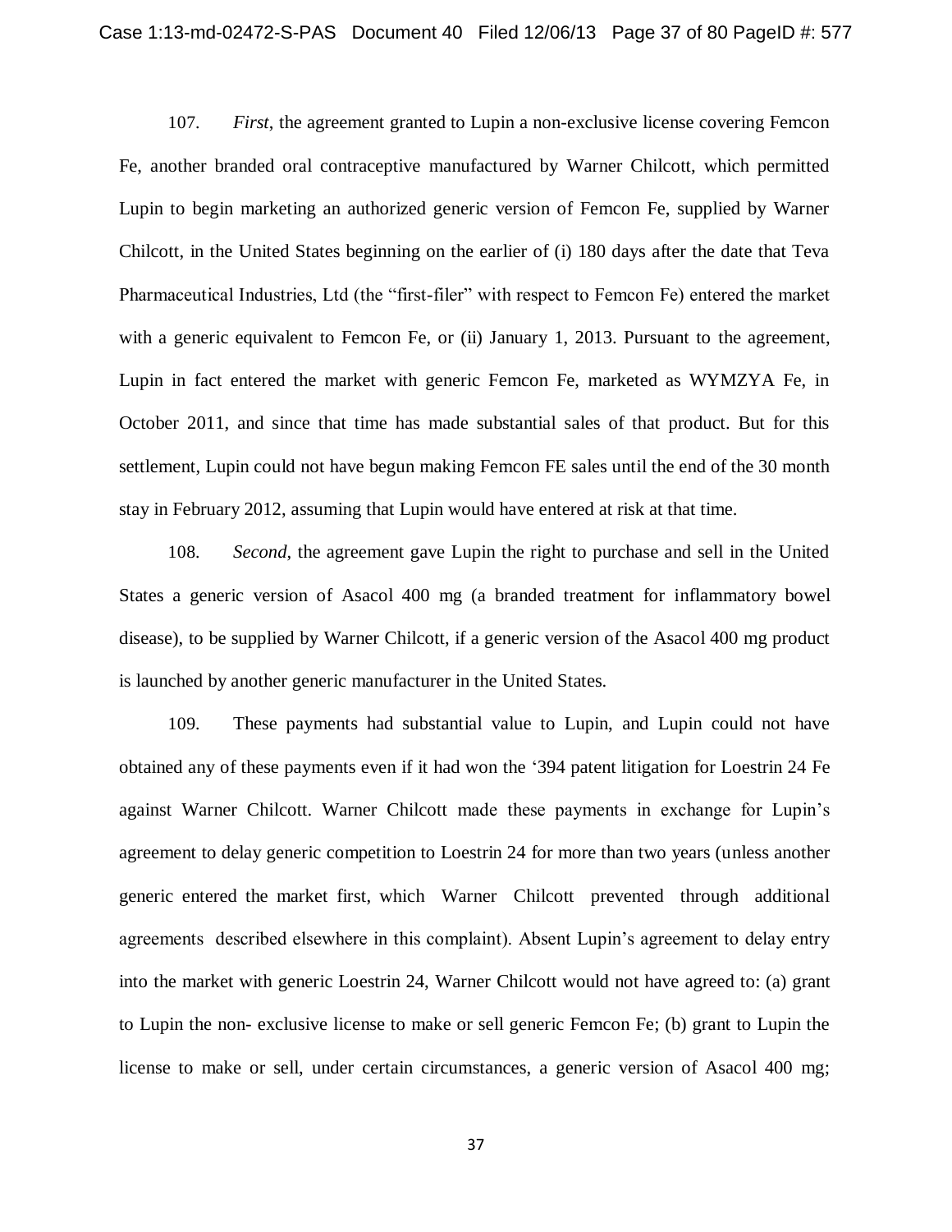107. *First*, the agreement granted to Lupin a non-exclusive license covering Femcon Fe, another branded oral contraceptive manufactured by Warner Chilcott, which permitted Lupin to begin marketing an authorized generic version of Femcon Fe, supplied by Warner Chilcott, in the United States beginning on the earlier of (i) 180 days after the date that Teva Pharmaceutical Industries, Ltd (the "first-filer" with respect to Femcon Fe) entered the market with a generic equivalent to Femcon Fe, or (ii) January 1, 2013. Pursuant to the agreement, Lupin in fact entered the market with generic Femcon Fe, marketed as WYMZYA Fe, in October 2011, and since that time has made substantial sales of that product. But for this settlement, Lupin could not have begun making Femcon FE sales until the end of the 30 month stay in February 2012, assuming that Lupin would have entered at risk at that time.

108. *Second*, the agreement gave Lupin the right to purchase and sell in the United States a generic version of Asacol 400 mg (a branded treatment for inflammatory bowel disease), to be supplied by Warner Chilcott, if a generic version of the Asacol 400 mg product is launched by another generic manufacturer in the United States.

109. These payments had substantial value to Lupin, and Lupin could not have obtained any of these payments even if it had won the '394 patent litigation for Loestrin 24 Fe against Warner Chilcott. Warner Chilcott made these payments in exchange for Lupin's agreement to delay generic competition to Loestrin 24 for more than two years (unless another generic entered the market first, which Warner Chilcott prevented through additional agreements described elsewhere in this complaint). Absent Lupin's agreement to delay entry into the market with generic Loestrin 24, Warner Chilcott would not have agreed to: (a) grant to Lupin the non- exclusive license to make or sell generic Femcon Fe; (b) grant to Lupin the license to make or sell, under certain circumstances, a generic version of Asacol 400 mg;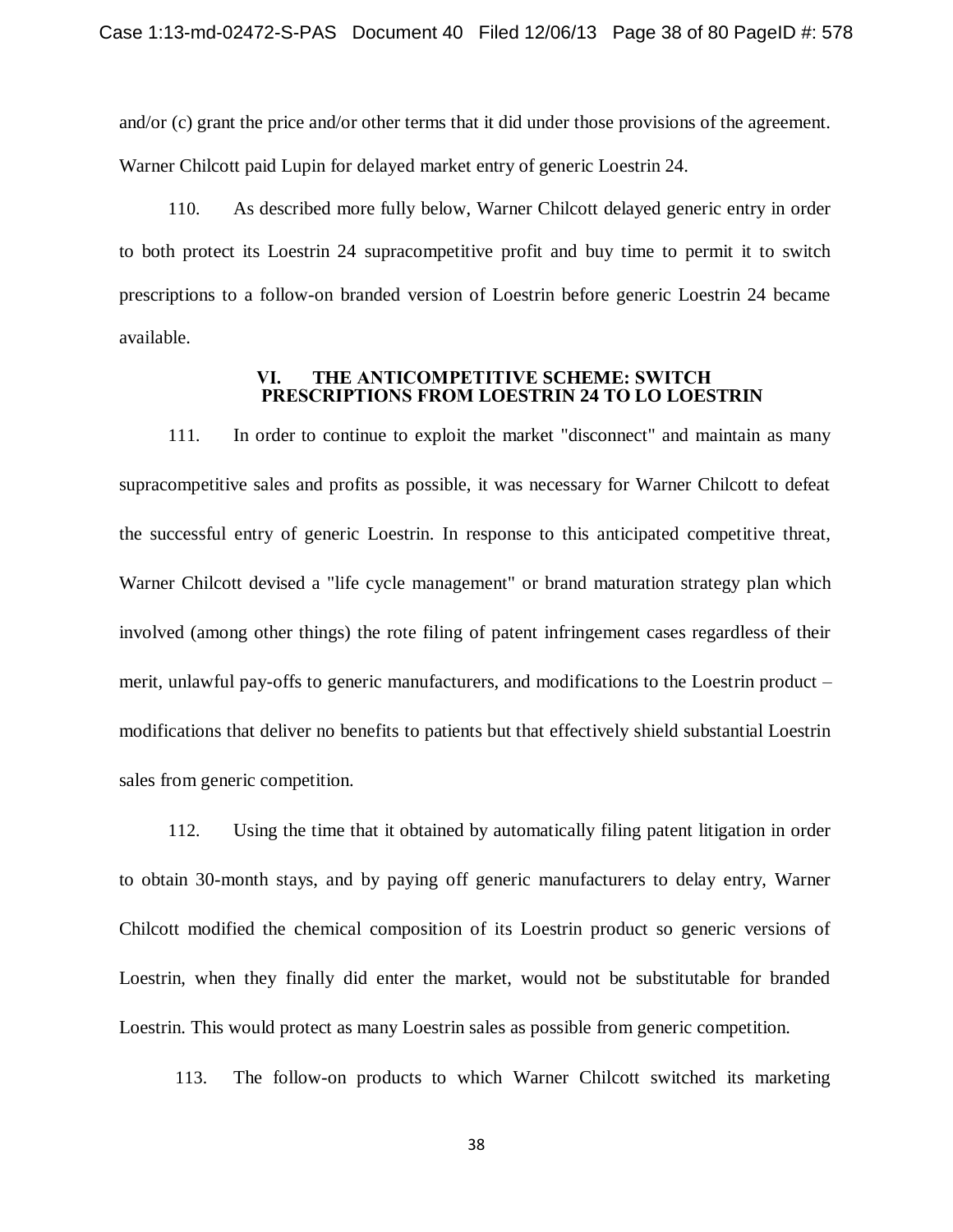and/or (c) grant the price and/or other terms that it did under those provisions of the agreement. Warner Chilcott paid Lupin for delayed market entry of generic Loestrin 24.

110. As described more fully below, Warner Chilcott delayed generic entry in order to both protect its Loestrin 24 supracompetitive profit and buy time to permit it to switch prescriptions to a follow-on branded version of Loestrin before generic Loestrin 24 became available.

## VI. THE ANTICOMPETITIVE SCHEME: SWITCH PRESCRIPTIONS FROM LOESTRIN 24 TO LO LOESTRIN

111. In order to continue to exploit the market "disconnect" and maintain as many supracompetitive sales and profits as possible, it was necessary for Warner Chilcott to defeat the successful entry of generic Loestrin. In response to this anticipated competitive threat, Warner Chilcott devised a "life cycle management" or brand maturation strategy plan which involved (among other things) the rote filing of patent infringement cases regardless of their merit, unlawful pay-offs to generic manufacturers, and modifications to the Loestrin product – modifications that deliver no benefits to patients but that effectively shield substantial Loestrin sales from generic competition.

112. Using the time that it obtained by automatically filing patent litigation in order to obtain 30-month stays, and by paying off generic manufacturers to delay entry, Warner Chilcott modified the chemical composition of its Loestrin product so generic versions of Loestrin, when they finally did enter the market, would not be substitutable for branded Loestrin. This would protect as many Loestrin sales as possible from generic competition.

113. The follow-on products to which Warner Chilcott switched its marketing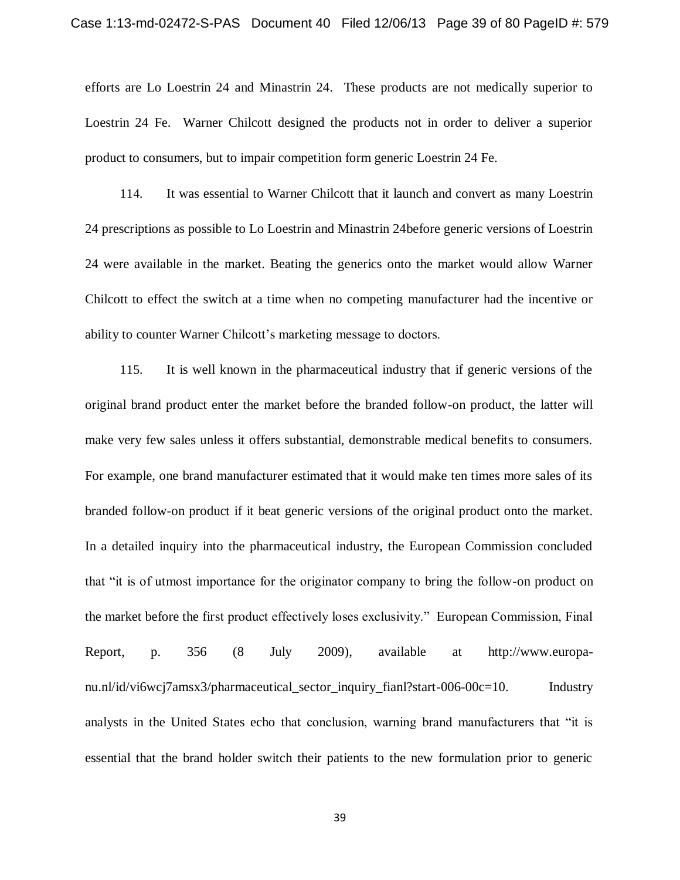efforts are Lo Loestrin 24 and Minastrin 24. These products are not medically superior to Loestrin 24 Fe. Warner Chilcott designed the products not in order to deliver a superior product to consumers, but to impair competition form generic Loestrin 24 Fe.

114. It was essential to Warner Chilcott that it launch and convert as many Loestrin 24 prescriptions as possible to Lo Loestrin and Minastrin 24before generic versions of Loestrin 24 were available in the market. Beating the generics onto the market would allow Warner Chilcott to effect the switch at a time when no competing manufacturer had the incentive or ability to counter Warner Chilcott's marketing message to doctors.

115. It is well known in the pharmaceutical industry that if generic versions of the original brand product enter the market before the branded follow-on product, the latter will make very few sales unless it offers substantial, demonstrable medical benefits to consumers. For example, one brand manufacturer estimated that it would make ten times more sales of its branded follow-on product if it beat generic versions of the original product onto the market. In a detailed inquiry into the pharmaceutical industry, the European Commission concluded that "it is of utmost importance for the originator company to bring the follow-on product on the market before the first product effectively loses exclusivity." European Commission, Final Report, p. 356 (8 July 2009), available at http://www.europa-nu.nl/id/vi6wcj7amsx3/pharmaceutical_sector_inquiry_fianl?start-006-00c=10. Industry analysts in the United States echo that conclusion, warning brand manufacturers that "it is essential that the brand holder switch their patients to the new formulation prior to generic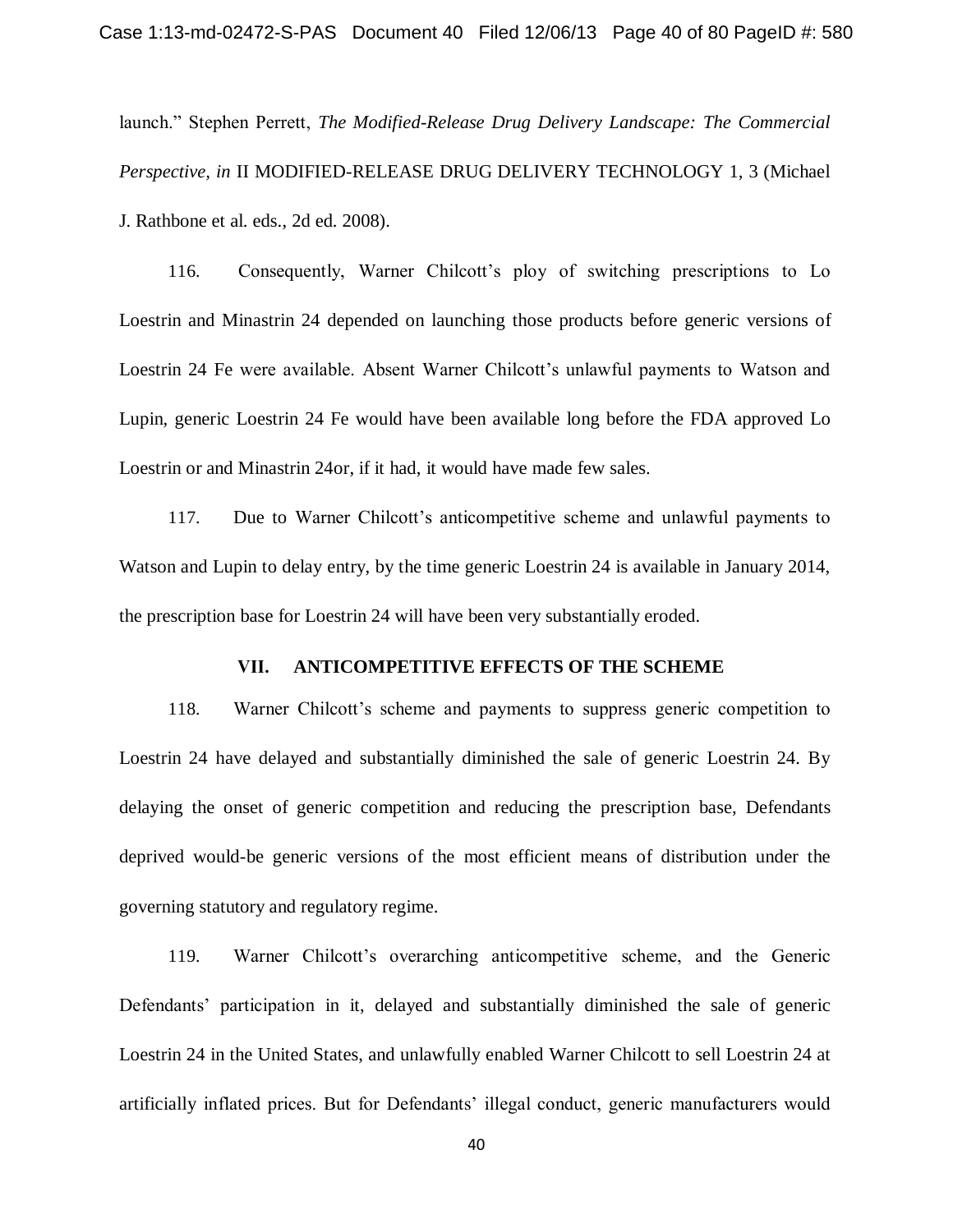launch." Stephen Perrett, *The Modified-Release Drug Delivery Landscape: The Commercial Perspective, in* II MODIFIED-RELEASE DRUG DELIVERY TECHNOLOGY 1, 3 (Michael J. Rathbone et al. eds., 2d ed. 2008).

116. Consequently, Warner Chilcott's ploy of switching prescriptions to Lo Loestrin and Minastrin 24 depended on launching those products before generic versions of Loestrin 24 Fe were available. Absent Warner Chilcott's unlawful payments to Watson and Lupin, generic Loestrin 24 Fe would have been available long before the FDA approved Lo Loestrin or and Minastrin 24or, if it had, it would have made few sales.

117. Due to Warner Chilcott's anticompetitive scheme and unlawful payments to Watson and Lupin to delay entry, by the time generic Loestrin 24 is available in January 2014, the prescription base for Loestrin 24 will have been very substantially eroded.

## VII. ANTICOMPETITIVE EFFECTS OF THE SCHEME

118. Warner Chilcott's scheme and payments to suppress generic competition to Loestrin 24 have delayed and substantially diminished the sale of generic Loestrin 24. By delaying the onset of generic competition and reducing the prescription base, Defendants deprived would-be generic versions of the most efficient means of distribution under the governing statutory and regulatory regime.

119. Warner Chilcott's overarching anticompetitive scheme, and the Generic Defendants' participation in it, delayed and substantially diminished the sale of generic Loestrin 24 in the United States, and unlawfully enabled Warner Chilcott to sell Loestrin 24 at artificially inflated prices. But for Defendants' illegal conduct, generic manufacturers would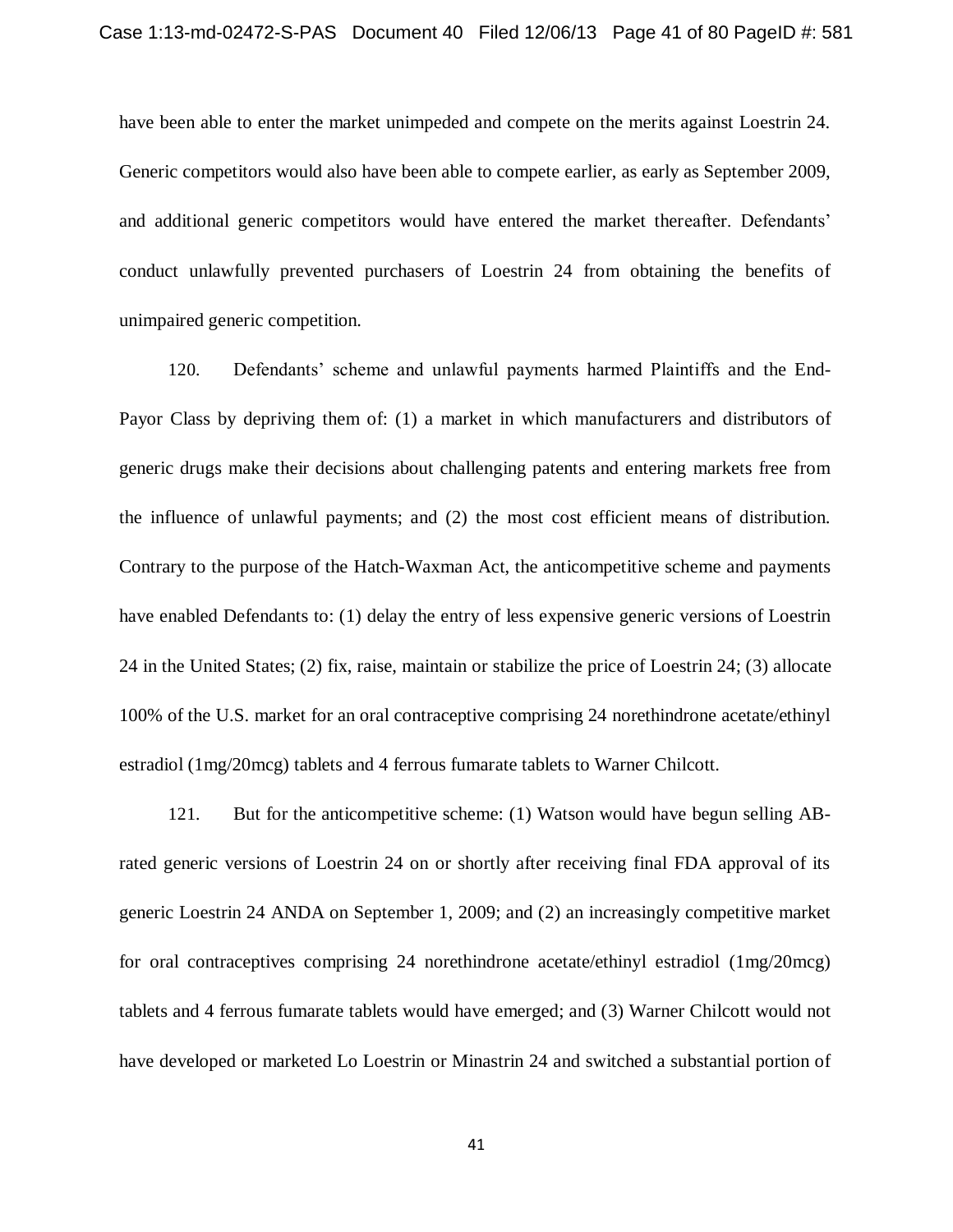have been able to enter the market unimpeded and compete on the merits against Loestrin 24. Generic competitors would also have been able to compete earlier, as early as September 2009, and additional generic competitors would have entered the market thereafter. Defendants' conduct unlawfully prevented purchasers of Loestrin 24 from obtaining the benefits of unimpaired generic competition.

120. Defendants' scheme and unlawful payments harmed Plaintiffs and the End-Payor Class by depriving them of: (1) a market in which manufacturers and distributors of generic drugs make their decisions about challenging patents and entering markets free from the influence of unlawful payments; and (2) the most cost efficient means of distribution. Contrary to the purpose of the Hatch-Waxman Act, the anticompetitive scheme and payments have enabled Defendants to: (1) delay the entry of less expensive generic versions of Loestrin 24 in the United States; (2) fix, raise, maintain or stabilize the price of Loestrin 24; (3) allocate 100% of the U.S. market for an oral contraceptive comprising 24 norethindrone acetate/ethinyl estradiol (1mg/20mcg) tablets and 4 ferrous fumarate tablets to Warner Chilcott.

121. But for the anticompetitive scheme: (1) Watson would have begun selling AB-rated generic versions of Loestrin 24 on or shortly after receiving final FDA approval of its generic Loestrin 24 ANDA on September 1, 2009; and (2) an increasingly competitive market for oral contraceptives comprising 24 norethindrone acetate/ethinyl estradiol (1mg/20mcg) tablets and 4 ferrous fumarate tablets would have emerged; and (3) Warner Chilcott would not have developed or marketed Lo Loestrin or Minastrin 24 and switched a substantial portion of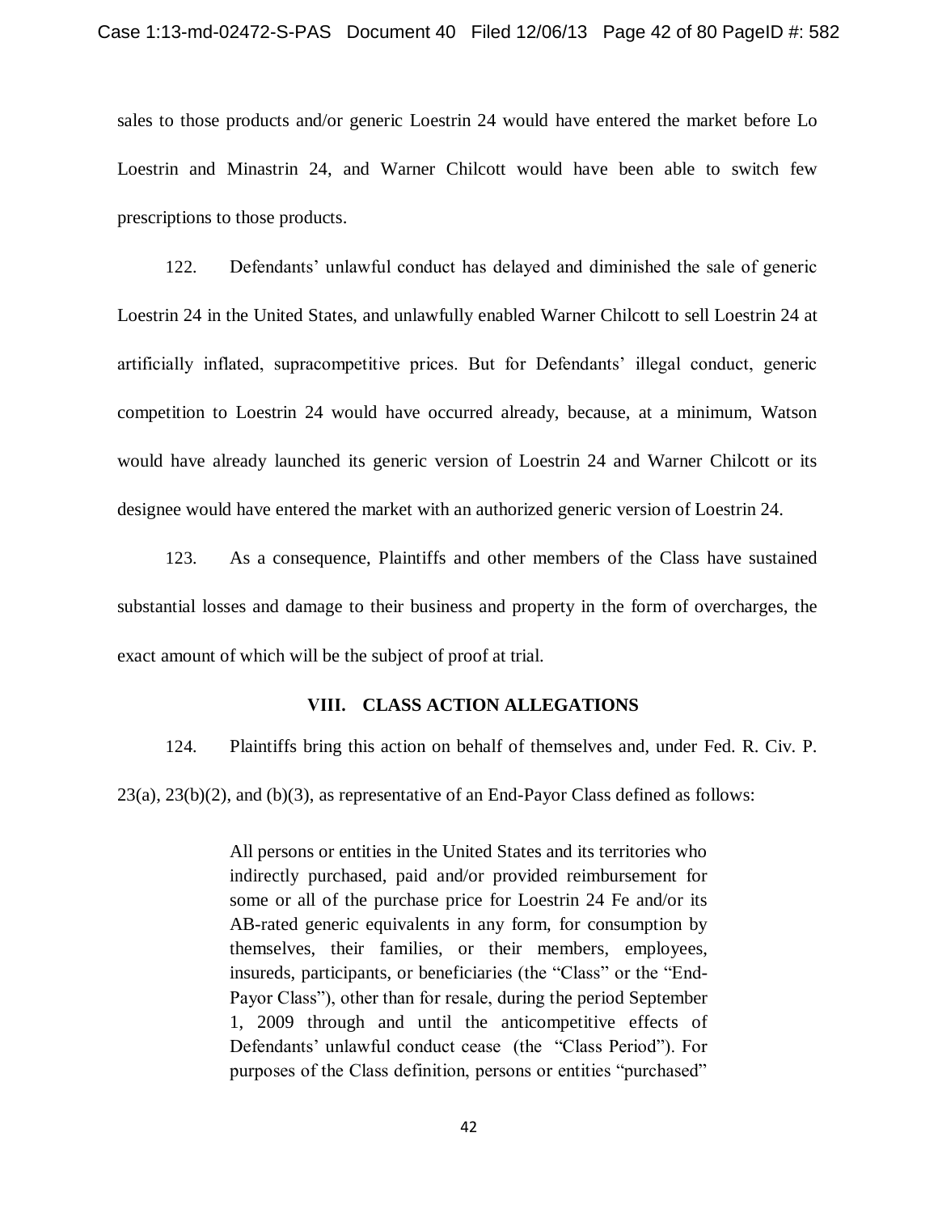sales to those products and/or generic Loestrin 24 would have entered the market before Lo Loestrin and Minastrin 24, and Warner Chilcott would have been able to switch few prescriptions to those products.

122. Defendants' unlawful conduct has delayed and diminished the sale of generic Loestrin 24 in the United States, and unlawfully enabled Warner Chilcott to sell Loestrin 24 at artificially inflated, supracompetitive prices. But for Defendants' illegal conduct, generic competition to Loestrin 24 would have occurred already, because, at a minimum, Watson would have already launched its generic version of Loestrin 24 and Warner Chilcott or its designee would have entered the market with an authorized generic version of Loestrin 24.

123. As a consequence, Plaintiffs and other members of the Class have sustained substantial losses and damage to their business and property in the form of overcharges, the exact amount of which will be the subject of proof at trial.

## VIII. CLASS ACTION ALLEGATIONS

124. Plaintiffs bring this action on behalf of themselves and, under Fed. R. Civ. P. 23(a), 23(b)(2), and (b)(3), as representative of an End-Payor Class defined as follows:

> All persons or entities in the United States and its territories who indirectly purchased, paid and/or provided reimbursement for some or all of the purchase price for Loestrin 24 Fe and/or its AB-rated generic equivalents in any form, for consumption by themselves, their families, or their members, employees, insureds, participants, or beneficiaries (the "Class" or the "End-Payor Class"), other than for resale, during the period September 1, 2009 through and until the anticompetitive effects of Defendants' unlawful conduct cease (the "Class Period"). For purposes of the Class definition, persons or entities "purchased"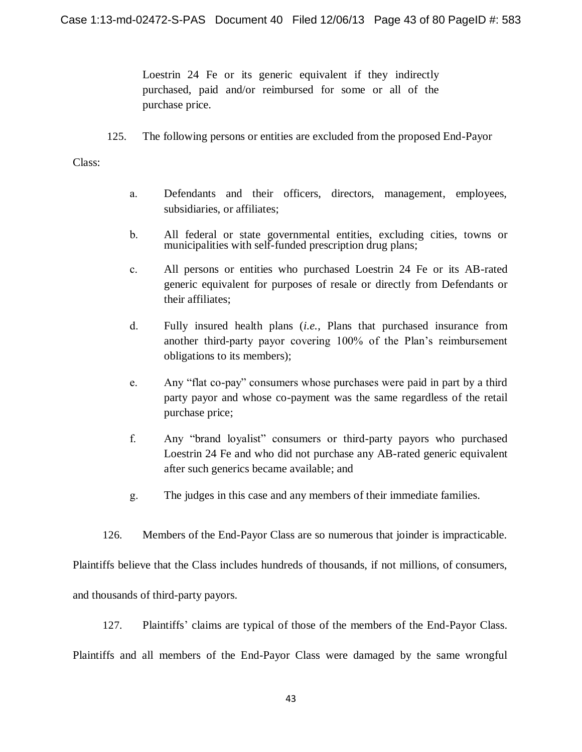Loestrin 24 Fe or its generic equivalent if they indirectly purchased, paid and/or reimbursed for some or all of the purchase price.

125. The following persons or entities are excluded from the proposed End-Payor Class:

a. Defendants and their officers, directors, management, employees, subsidiaries, or affiliates;

b. All federal or state governmental entities, excluding cities, towns or municipalities with self-funded prescription drug plans;

c. All persons or entities who purchased Loestrin 24 Fe or its AB-rated generic equivalent for purposes of resale or directly from Defendants or their affiliates;

d. Fully insured health plans (*i.e.*, Plans that purchased insurance from another third-party payor covering 100% of the Plan's reimbursement obligations to its members);

e. Any "flat co-pay" consumers whose purchases were paid in part by a third party payor and whose co-payment was the same regardless of the retail purchase price;

f. Any "brand loyalist" consumers or third-party payors who purchased Loestrin 24 Fe and who did not purchase any AB-rated generic equivalent after such generics became available; and

g. The judges in this case and any members of their immediate families.

126. Members of the End-Payor Class are so numerous that joinder is impracticable. Plaintiffs believe that the Class includes hundreds of thousands, if not millions, of consumers, and thousands of third-party payors.

127. Plaintiffs' claims are typical of those of the members of the End-Payor Class. Plaintiffs and all members of the End-Payor Class were damaged by the same wrongful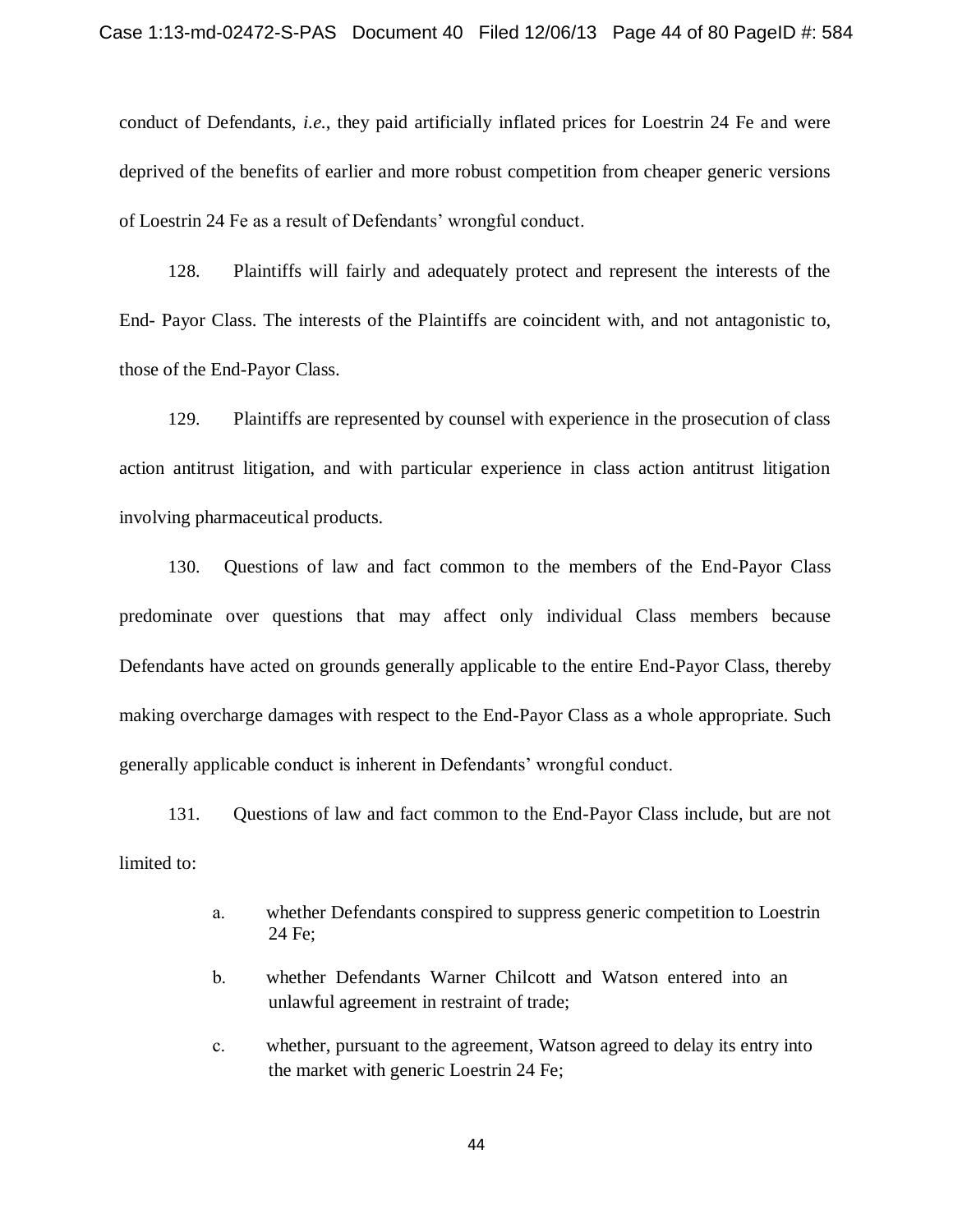conduct of Defendants, *i.e.*, they paid artificially inflated prices for Loestrin 24 Fe and were deprived of the benefits of earlier and more robust competition from cheaper generic versions of Loestrin 24 Fe as a result of Defendants' wrongful conduct.

128. Plaintiffs will fairly and adequately protect and represent the interests of the End- Payor Class. The interests of the Plaintiffs are coincident with, and not antagonistic to, those of the End-Payor Class.

129. Plaintiffs are represented by counsel with experience in the prosecution of class action antitrust litigation, and with particular experience in class action antitrust litigation involving pharmaceutical products.

130. Questions of law and fact common to the members of the End-Payor Class predominate over questions that may affect only individual Class members because Defendants have acted on grounds generally applicable to the entire End-Payor Class, thereby making overcharge damages with respect to the End-Payor Class as a whole appropriate. Such generally applicable conduct is inherent in Defendants' wrongful conduct.

131. Questions of law and fact common to the End-Payor Class include, but are not limited to:

a. whether Defendants conspired to suppress generic competition to Loestrin 24 Fe;

b. whether Defendants Warner Chilcott and Watson entered into an unlawful agreement in restraint of trade;

c. whether, pursuant to the agreement, Watson agreed to delay its entry into the market with generic Loestrin 24 Fe;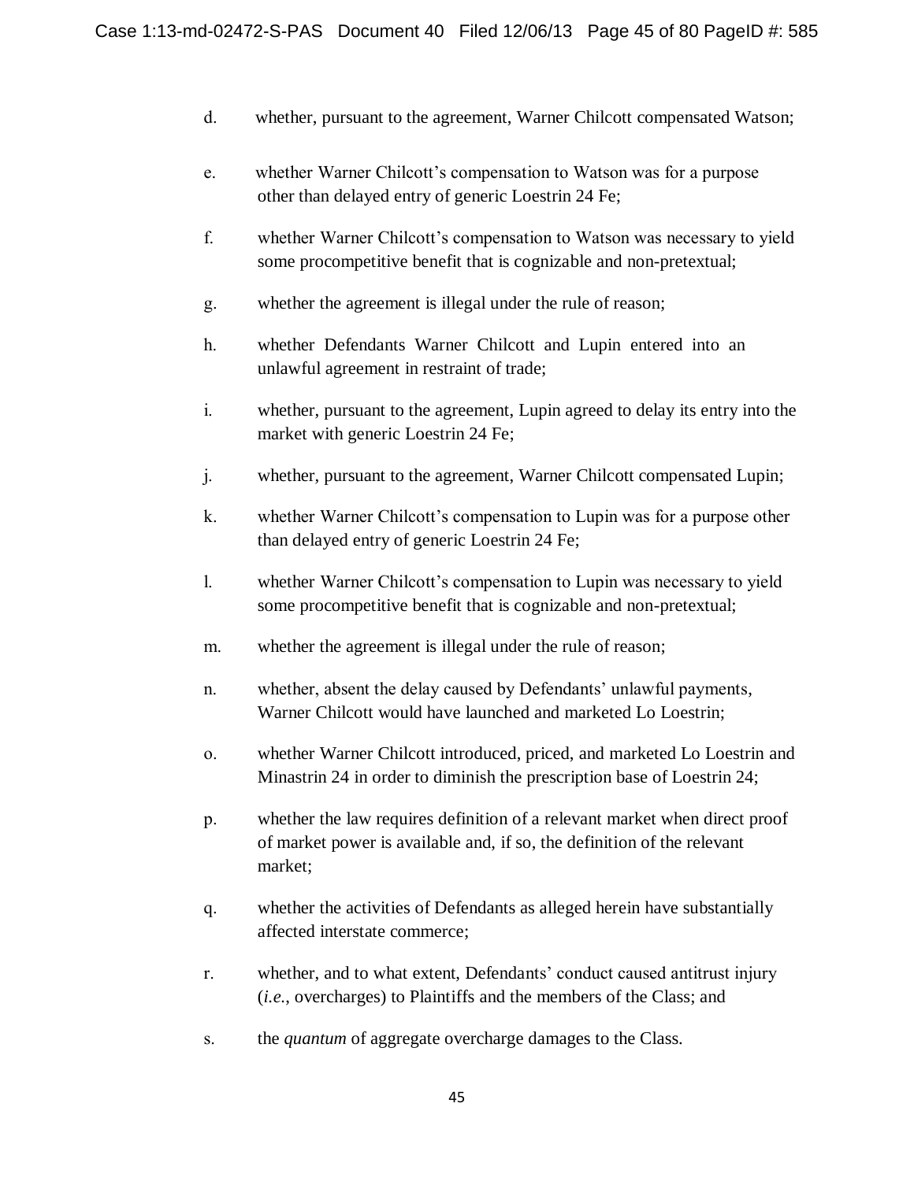d. whether, pursuant to the agreement, Warner Chilcott compensated Watson;

e. whether Warner Chilcott's compensation to Watson was for a purpose other than delayed entry of generic Loestrin 24 Fe;

f. whether Warner Chilcott's compensation to Watson was necessary to yield some procompetitive benefit that is cognizable and non-pretextual;

g. whether the agreement is illegal under the rule of reason;

h. whether Defendants Warner Chilcott and Lupin entered into an unlawful agreement in restraint of trade;

i. whether, pursuant to the agreement, Lupin agreed to delay its entry into the market with generic Loestrin 24 Fe;

j. whether, pursuant to the agreement, Warner Chilcott compensated Lupin;

k. whether Warner Chilcott's compensation to Lupin was for a purpose other than delayed entry of generic Loestrin 24 Fe;

l. whether Warner Chilcott's compensation to Lupin was necessary to yield some procompetitive benefit that is cognizable and non-pretextual;

m. whether the agreement is illegal under the rule of reason;

n. whether, absent the delay caused by Defendants' unlawful payments, Warner Chilcott would have launched and marketed Lo Loestrin;

o. whether Warner Chilcott introduced, priced, and marketed Lo Loestrin and Minastrin 24 in order to diminish the prescription base of Loestrin 24;

p. whether the law requires definition of a relevant market when direct proof of market power is available and, if so, the definition of the relevant market;

q. whether the activities of Defendants as alleged herein have substantially affected interstate commerce;

r. whether, and to what extent, Defendants' conduct caused antitrust injury (*i.e.*, overcharges) to Plaintiffs and the members of the Class; and

s. the *quantum* of aggregate overcharge damages to the Class.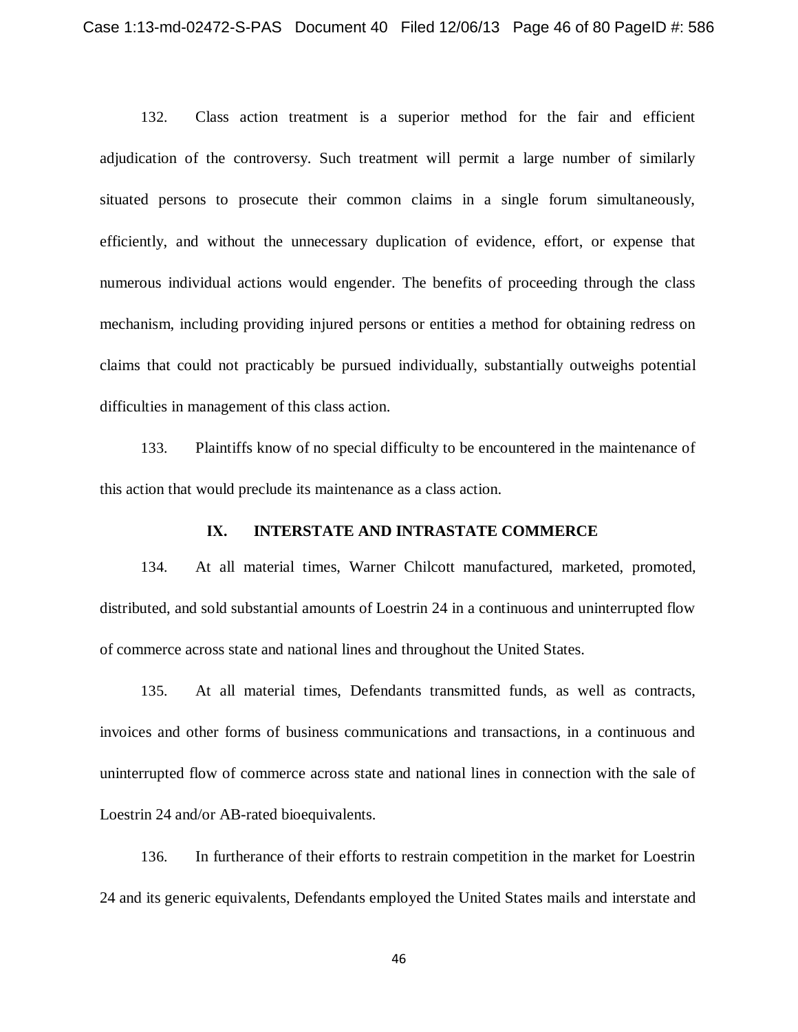132. Class action treatment is a superior method for the fair and efficient adjudication of the controversy. Such treatment will permit a large number of similarly situated persons to prosecute their common claims in a single forum simultaneously, efficiently, and without the unnecessary duplication of evidence, effort, or expense that numerous individual actions would engender. The benefits of proceeding through the class mechanism, including providing injured persons or entities a method for obtaining redress on claims that could not practicably be pursued individually, substantially outweighs potential difficulties in management of this class action.

133. Plaintiffs know of no special difficulty to be encountered in the maintenance of this action that would preclude its maintenance as a class action.

## IX. INTERSTATE AND INTRASTATE COMMERCE

134. At all material times, Warner Chilcott manufactured, marketed, promoted, distributed, and sold substantial amounts of Loestrin 24 in a continuous and uninterrupted flow of commerce across state and national lines and throughout the United States.

135. At all material times, Defendants transmitted funds, as well as contracts, invoices and other forms of business communications and transactions, in a continuous and uninterrupted flow of commerce across state and national lines in connection with the sale of Loestrin 24 and/or AB-rated bioequivalents.

136. In furtherance of their efforts to restrain competition in the market for Loestrin 24 and its generic equivalents, Defendants employed the United States mails and interstate and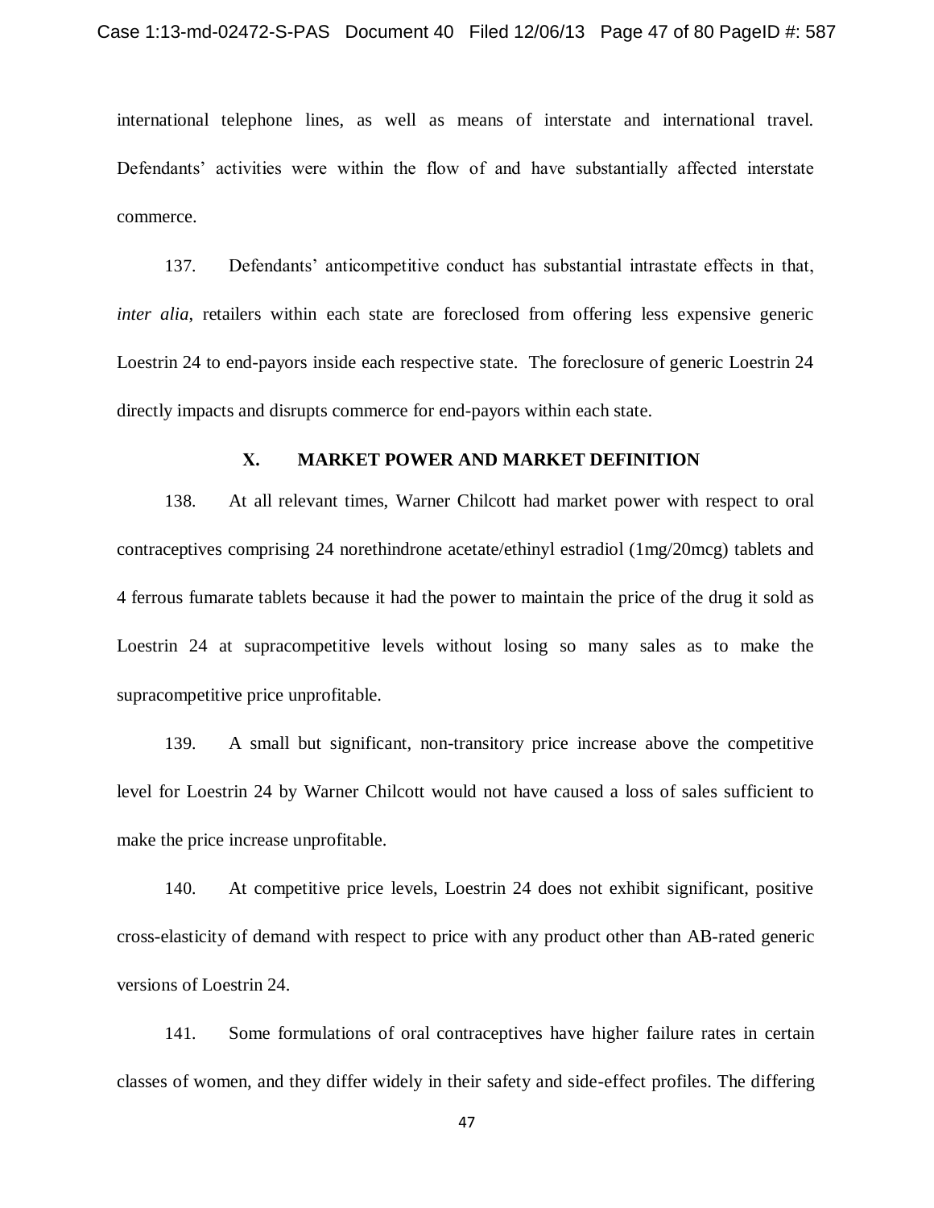international telephone lines, as well as means of interstate and international travel. Defendants' activities were within the flow of and have substantially affected interstate commerce.

137. Defendants' anticompetitive conduct has substantial intrastate effects in that, *inter alia*, retailers within each state are foreclosed from offering less expensive generic Loestrin 24 to end-payors inside each respective state. The foreclosure of generic Loestrin 24 directly impacts and disrupts commerce for end-payors within each state.

## X. MARKET POWER AND MARKET DEFINITION

138. At all relevant times, Warner Chilcott had market power with respect to oral contraceptives comprising 24 norethindrone acetate/ethinyl estradiol (1mg/20mcg) tablets and 4 ferrous fumarate tablets because it had the power to maintain the price of the drug it sold as Loestrin 24 at supracompetitive levels without losing so many sales as to make the supracompetitive price unprofitable.

139. A small but significant, non-transitory price increase above the competitive level for Loestrin 24 by Warner Chilcott would not have caused a loss of sales sufficient to make the price increase unprofitable.

140. At competitive price levels, Loestrin 24 does not exhibit significant, positive cross-elasticity of demand with respect to price with any product other than AB-rated generic versions of Loestrin 24.

141. Some formulations of oral contraceptives have higher failure rates in certain classes of women, and they differ widely in their safety and side-effect profiles. The differing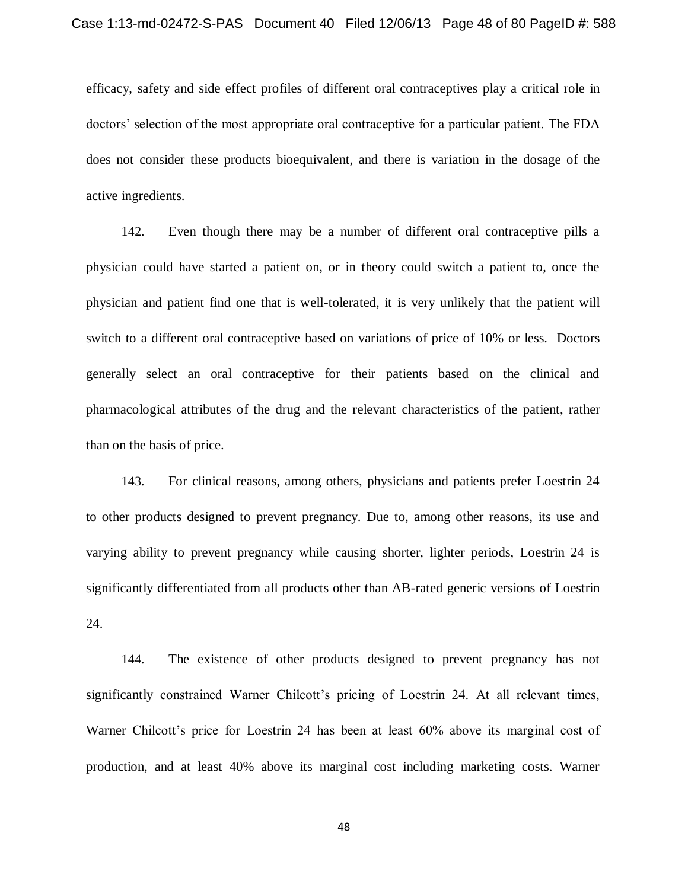efficacy, safety and side effect profiles of different oral contraceptives play a critical role in doctors' selection of the most appropriate oral contraceptive for a particular patient. The FDA does not consider these products bioequivalent, and there is variation in the dosage of the active ingredients.

142. Even though there may be a number of different oral contraceptive pills a physician could have started a patient on, or in theory could switch a patient to, once the physician and patient find one that is well-tolerated, it is very unlikely that the patient will switch to a different oral contraceptive based on variations of price of 10% or less. Doctors generally select an oral contraceptive for their patients based on the clinical and pharmacological attributes of the drug and the relevant characteristics of the patient, rather than on the basis of price.

143. For clinical reasons, among others, physicians and patients prefer Loestrin 24 to other products designed to prevent pregnancy. Due to, among other reasons, its use and varying ability to prevent pregnancy while causing shorter, lighter periods, Loestrin 24 is significantly differentiated from all products other than AB-rated generic versions of Loestrin 24.

144. The existence of other products designed to prevent pregnancy has not significantly constrained Warner Chilcott's pricing of Loestrin 24. At all relevant times, Warner Chilcott's price for Loestrin 24 has been at least 60% above its marginal cost of production, and at least 40% above its marginal cost including marketing costs. Warner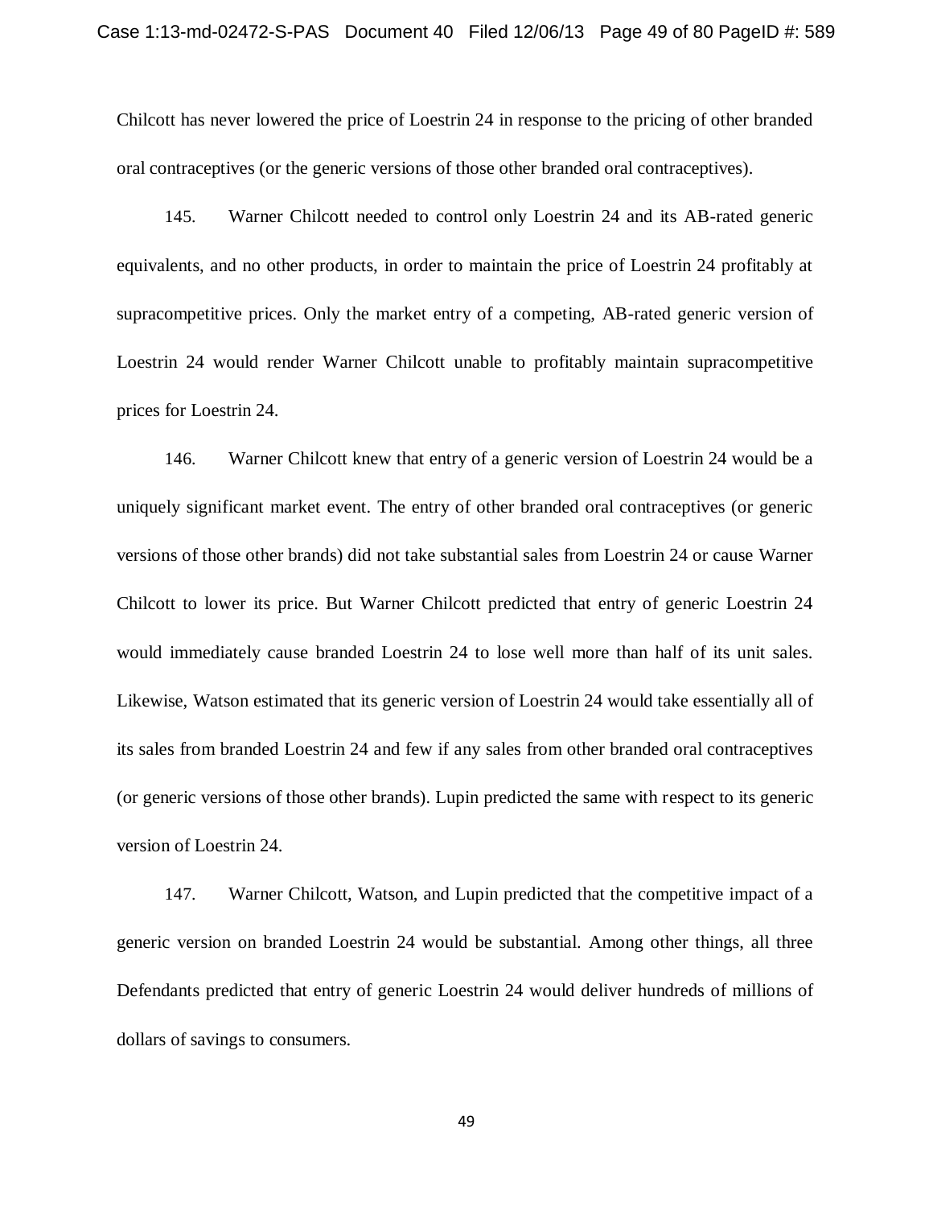Chilcott has never lowered the price of Loestrin 24 in response to the pricing of other branded oral contraceptives (or the generic versions of those other branded oral contraceptives).

145. Warner Chilcott needed to control only Loestrin 24 and its AB-rated generic equivalents, and no other products, in order to maintain the price of Loestrin 24 profitably at supracompetitive prices. Only the market entry of a competing, AB-rated generic version of Loestrin 24 would render Warner Chilcott unable to profitably maintain supracompetitive prices for Loestrin 24.

146. Warner Chilcott knew that entry of a generic version of Loestrin 24 would be a uniquely significant market event. The entry of other branded oral contraceptives (or generic versions of those other brands) did not take substantial sales from Loestrin 24 or cause Warner Chilcott to lower its price. But Warner Chilcott predicted that entry of generic Loestrin 24 would immediately cause branded Loestrin 24 to lose well more than half of its unit sales. Likewise, Watson estimated that its generic version of Loestrin 24 would take essentially all of its sales from branded Loestrin 24 and few if any sales from other branded oral contraceptives (or generic versions of those other brands). Lupin predicted the same with respect to its generic version of Loestrin 24.

147. Warner Chilcott, Watson, and Lupin predicted that the competitive impact of a generic version on branded Loestrin 24 would be substantial. Among other things, all three Defendants predicted that entry of generic Loestrin 24 would deliver hundreds of millions of dollars of savings to consumers.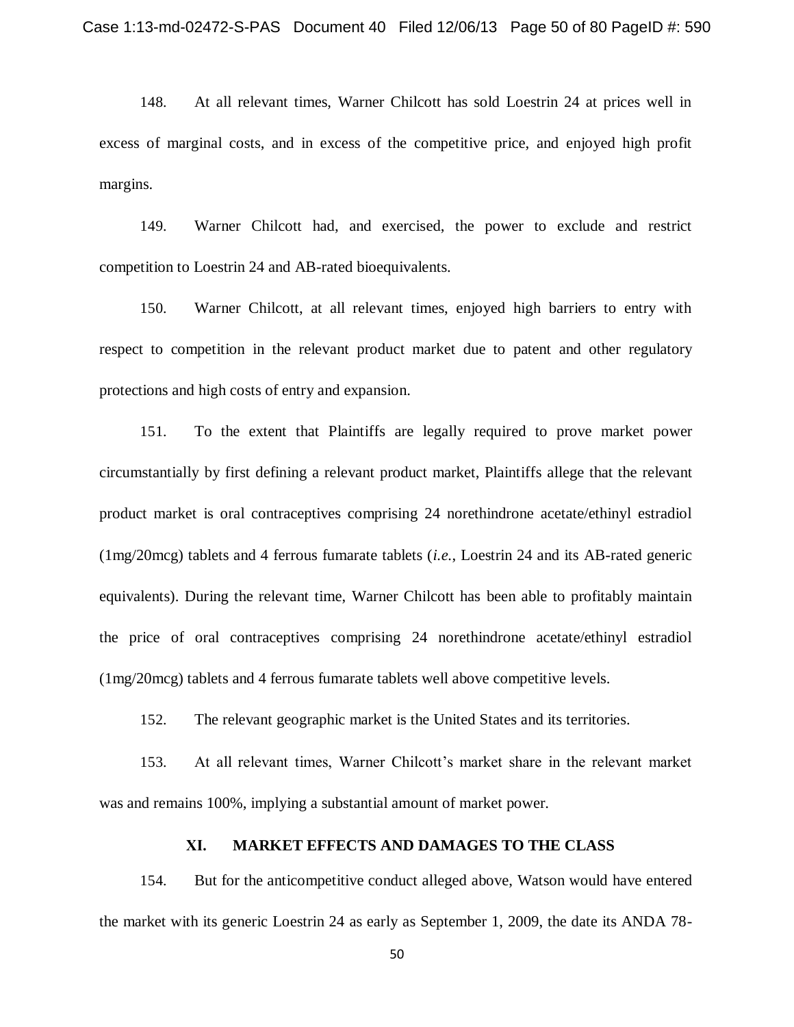148. At all relevant times, Warner Chilcott has sold Loestrin 24 at prices well in excess of marginal costs, and in excess of the competitive price, and enjoyed high profit margins.

149. Warner Chilcott had, and exercised, the power to exclude and restrict competition to Loestrin 24 and AB-rated bioequivalents.

150. Warner Chilcott, at all relevant times, enjoyed high barriers to entry with respect to competition in the relevant product market due to patent and other regulatory protections and high costs of entry and expansion.

151. To the extent that Plaintiffs are legally required to prove market power circumstantially by first defining a relevant product market, Plaintiffs allege that the relevant product market is oral contraceptives comprising 24 norethindrone acetate/ethinyl estradiol (1mg/20mcg) tablets and 4 ferrous fumarate tablets (*i.e.*, Loestrin 24 and its AB-rated generic equivalents). During the relevant time, Warner Chilcott has been able to profitably maintain the price of oral contraceptives comprising 24 norethindrone acetate/ethinyl estradiol (1mg/20mcg) tablets and 4 ferrous fumarate tablets well above competitive levels.

152. The relevant geographic market is the United States and its territories.

153. At all relevant times, Warner Chilcott's market share in the relevant market was and remains 100%, implying a substantial amount of market power.

## XI. MARKET EFFECTS AND DAMAGES TO THE CLASS

154. But for the anticompetitive conduct alleged above, Watson would have entered the market with its generic Loestrin 24 as early as September 1, 2009, the date its ANDA 78-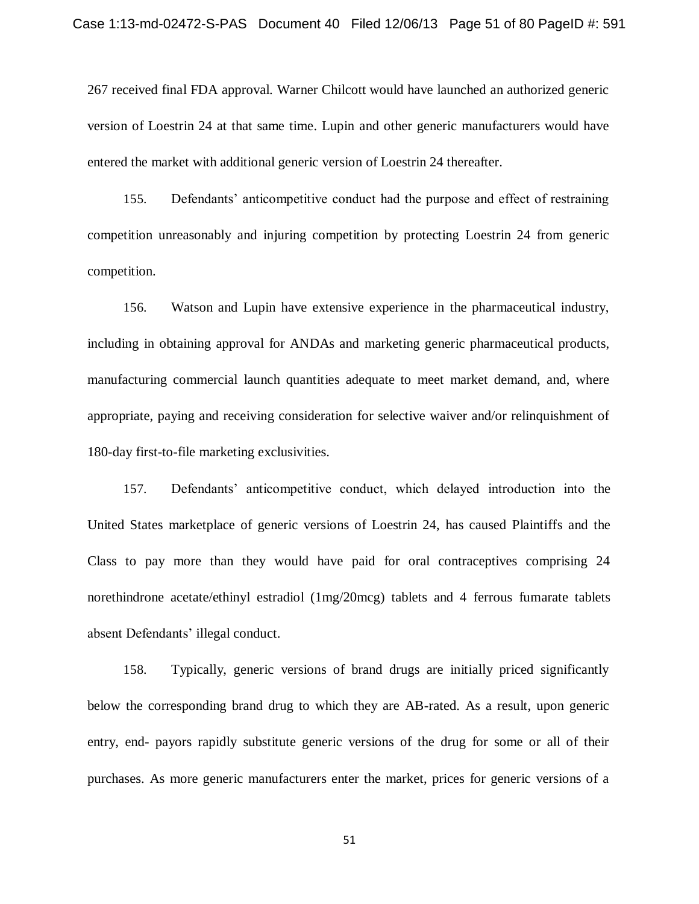267 received final FDA approval. Warner Chilcott would have launched an authorized generic version of Loestrin 24 at that same time. Lupin and other generic manufacturers would have entered the market with additional generic version of Loestrin 24 thereafter.

155. Defendants' anticompetitive conduct had the purpose and effect of restraining competition unreasonably and injuring competition by protecting Loestrin 24 from generic competition.

156. Watson and Lupin have extensive experience in the pharmaceutical industry, including in obtaining approval for ANDAs and marketing generic pharmaceutical products, manufacturing commercial launch quantities adequate to meet market demand, and, where appropriate, paying and receiving consideration for selective waiver and/or relinquishment of 180-day first-to-file marketing exclusivities.

157. Defendants' anticompetitive conduct, which delayed introduction into the United States marketplace of generic versions of Loestrin 24, has caused Plaintiffs and the Class to pay more than they would have paid for oral contraceptives comprising 24 norethindrone acetate/ethinyl estradiol (1mg/20mcg) tablets and 4 ferrous fumarate tablets absent Defendants' illegal conduct.

158. Typically, generic versions of brand drugs are initially priced significantly below the corresponding brand drug to which they are AB-rated. As a result, upon generic entry, end- payors rapidly substitute generic versions of the drug for some or all of their purchases. As more generic manufacturers enter the market, prices for generic versions of a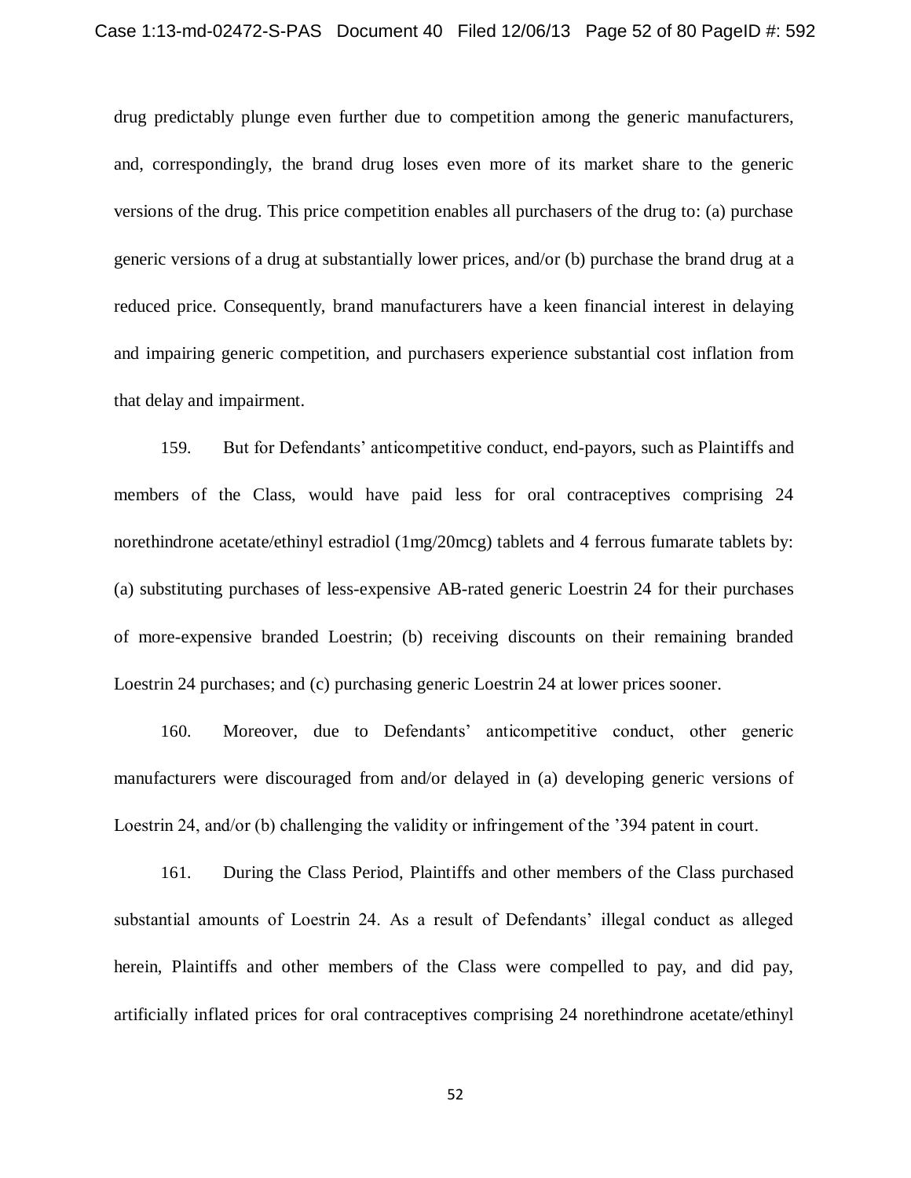drug predictably plunge even further due to competition among the generic manufacturers, and, correspondingly, the brand drug loses even more of its market share to the generic versions of the drug. This price competition enables all purchasers of the drug to: (a) purchase generic versions of a drug at substantially lower prices, and/or (b) purchase the brand drug at a reduced price. Consequently, brand manufacturers have a keen financial interest in delaying and impairing generic competition, and purchasers experience substantial cost inflation from that delay and impairment.

159. But for Defendants' anticompetitive conduct, end-payors, such as Plaintiffs and members of the Class, would have paid less for oral contraceptives comprising 24 norethindrone acetate/ethinyl estradiol (1mg/20mcg) tablets and 4 ferrous fumarate tablets by: (a) substituting purchases of less-expensive AB-rated generic Loestrin 24 for their purchases of more-expensive branded Loestrin; (b) receiving discounts on their remaining branded Loestrin 24 purchases; and (c) purchasing generic Loestrin 24 at lower prices sooner.

160. Moreover, due to Defendants' anticompetitive conduct, other generic manufacturers were discouraged from and/or delayed in (a) developing generic versions of Loestrin 24, and/or (b) challenging the validity or infringement of the '394 patent in court.

161. During the Class Period, Plaintiffs and other members of the Class purchased substantial amounts of Loestrin 24. As a result of Defendants' illegal conduct as alleged herein, Plaintiffs and other members of the Class were compelled to pay, and did pay, artificially inflated prices for oral contraceptives comprising 24 norethindrone acetate/ethinyl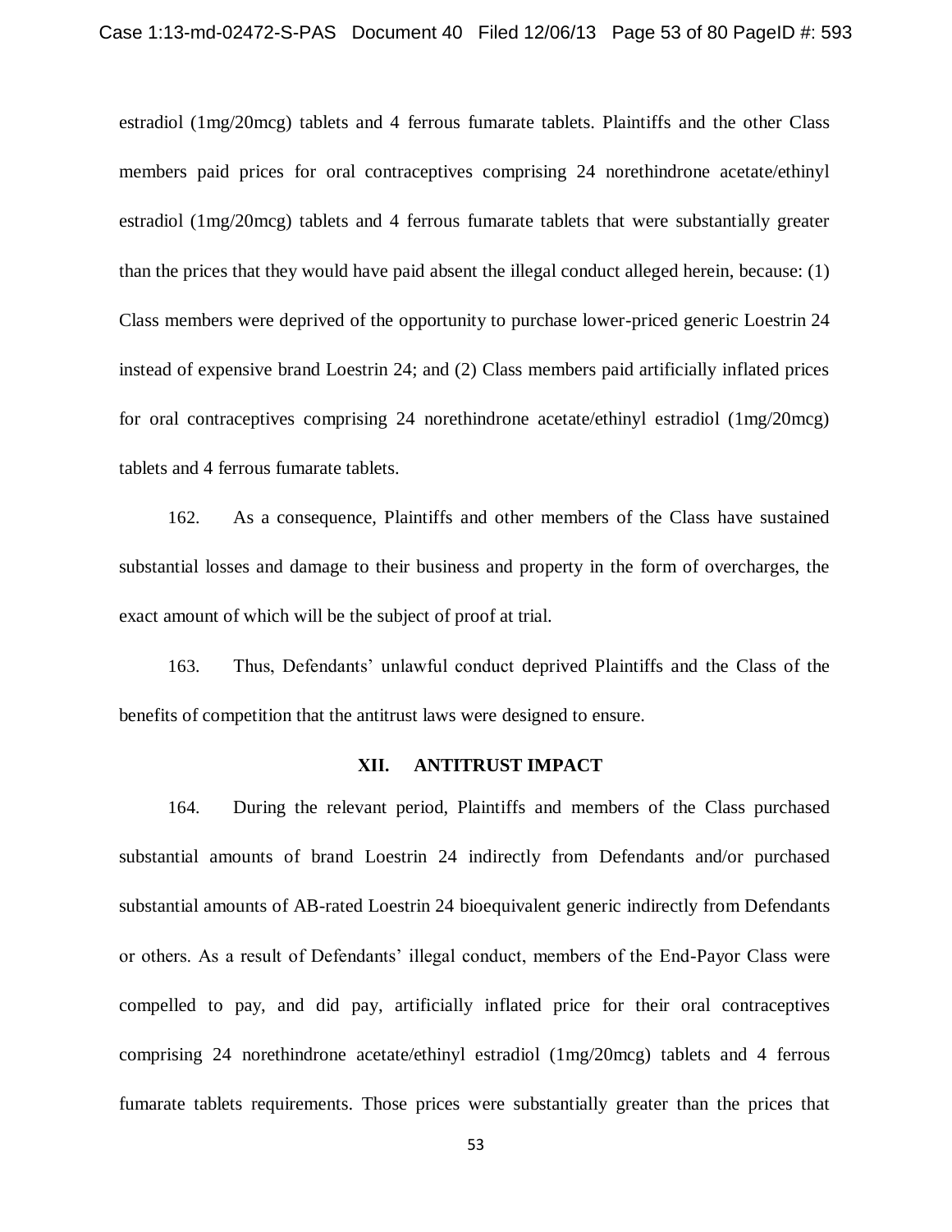estradiol (1mg/20mcg) tablets and 4 ferrous fumarate tablets. Plaintiffs and the other Class members paid prices for oral contraceptives comprising 24 norethindrone acetate/ethinyl estradiol (1mg/20mcg) tablets and 4 ferrous fumarate tablets that were substantially greater than the prices that they would have paid absent the illegal conduct alleged herein, because: (1) Class members were deprived of the opportunity to purchase lower-priced generic Loestrin 24 instead of expensive brand Loestrin 24; and (2) Class members paid artificially inflated prices for oral contraceptives comprising 24 norethindrone acetate/ethinyl estradiol (1mg/20mcg) tablets and 4 ferrous fumarate tablets.

162. As a consequence, Plaintiffs and other members of the Class have sustained substantial losses and damage to their business and property in the form of overcharges, the exact amount of which will be the subject of proof at trial.

163. Thus, Defendants' unlawful conduct deprived Plaintiffs and the Class of the benefits of competition that the antitrust laws were designed to ensure.

## XII. ANTITRUST IMPACT

164. During the relevant period, Plaintiffs and members of the Class purchased substantial amounts of brand Loestrin 24 indirectly from Defendants and/or purchased substantial amounts of AB-rated Loestrin 24 bioequivalent generic indirectly from Defendants or others. As a result of Defendants' illegal conduct, members of the End-Payor Class were compelled to pay, and did pay, artificially inflated price for their oral contraceptives comprising 24 norethindrone acetate/ethinyl estradiol (1mg/20mcg) tablets and 4 ferrous fumarate tablets requirements. Those prices were substantially greater than the prices that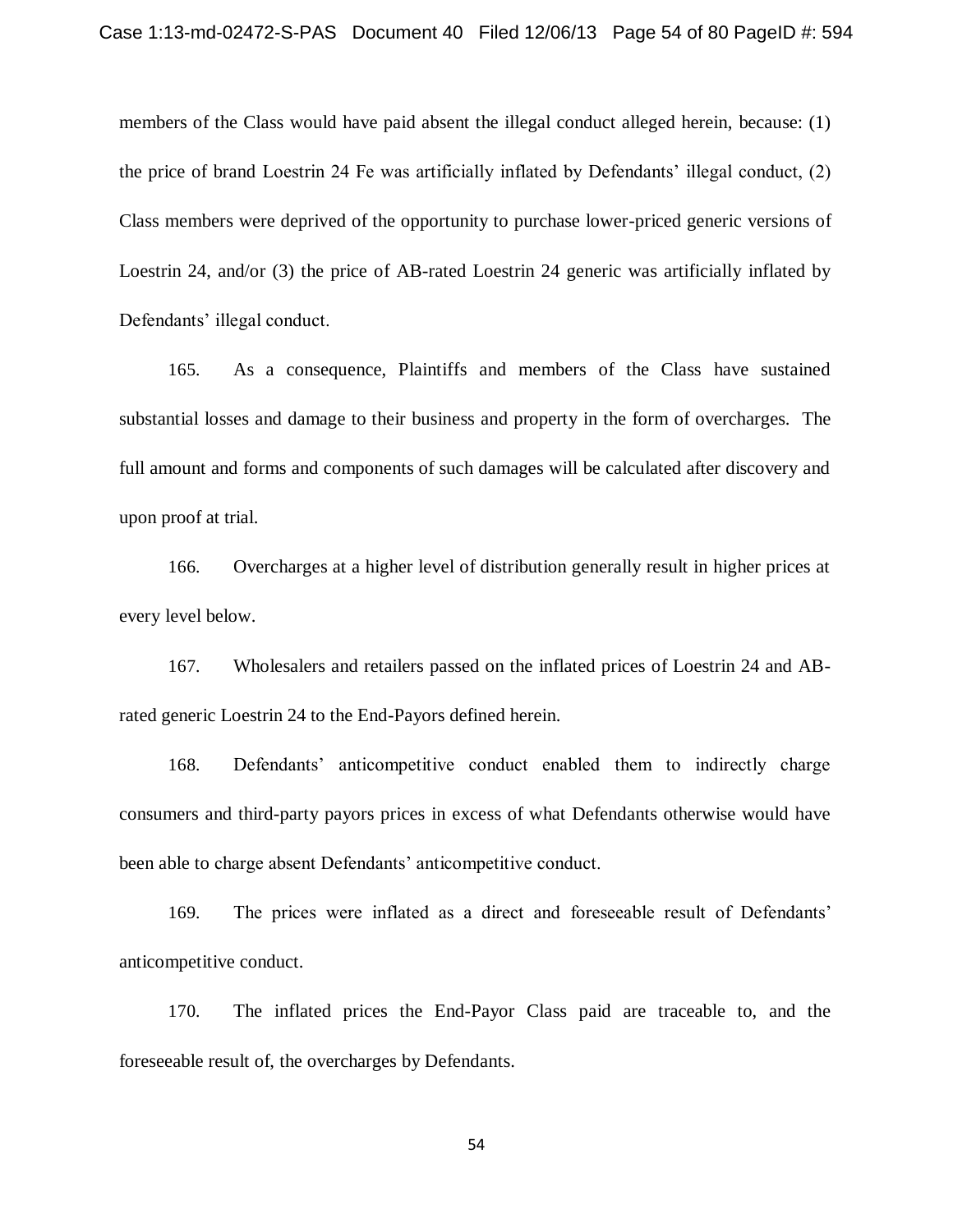members of the Class would have paid absent the illegal conduct alleged herein, because: (1) the price of brand Loestrin 24 Fe was artificially inflated by Defendants' illegal conduct, (2) Class members were deprived of the opportunity to purchase lower-priced generic versions of Loestrin 24, and/or (3) the price of AB-rated Loestrin 24 generic was artificially inflated by Defendants' illegal conduct.

165. As a consequence, Plaintiffs and members of the Class have sustained substantial losses and damage to their business and property in the form of overcharges. The full amount and forms and components of such damages will be calculated after discovery and upon proof at trial.

166. Overcharges at a higher level of distribution generally result in higher prices at every level below.

167. Wholesalers and retailers passed on the inflated prices of Loestrin 24 and AB-rated generic Loestrin 24 to the End-Payors defined herein.

168. Defendants' anticompetitive conduct enabled them to indirectly charge consumers and third-party payors prices in excess of what Defendants otherwise would have been able to charge absent Defendants' anticompetitive conduct.

169. The prices were inflated as a direct and foreseeable result of Defendants' anticompetitive conduct.

170. The inflated prices the End-Payor Class paid are traceable to, and the foreseeable result of, the overcharges by Defendants.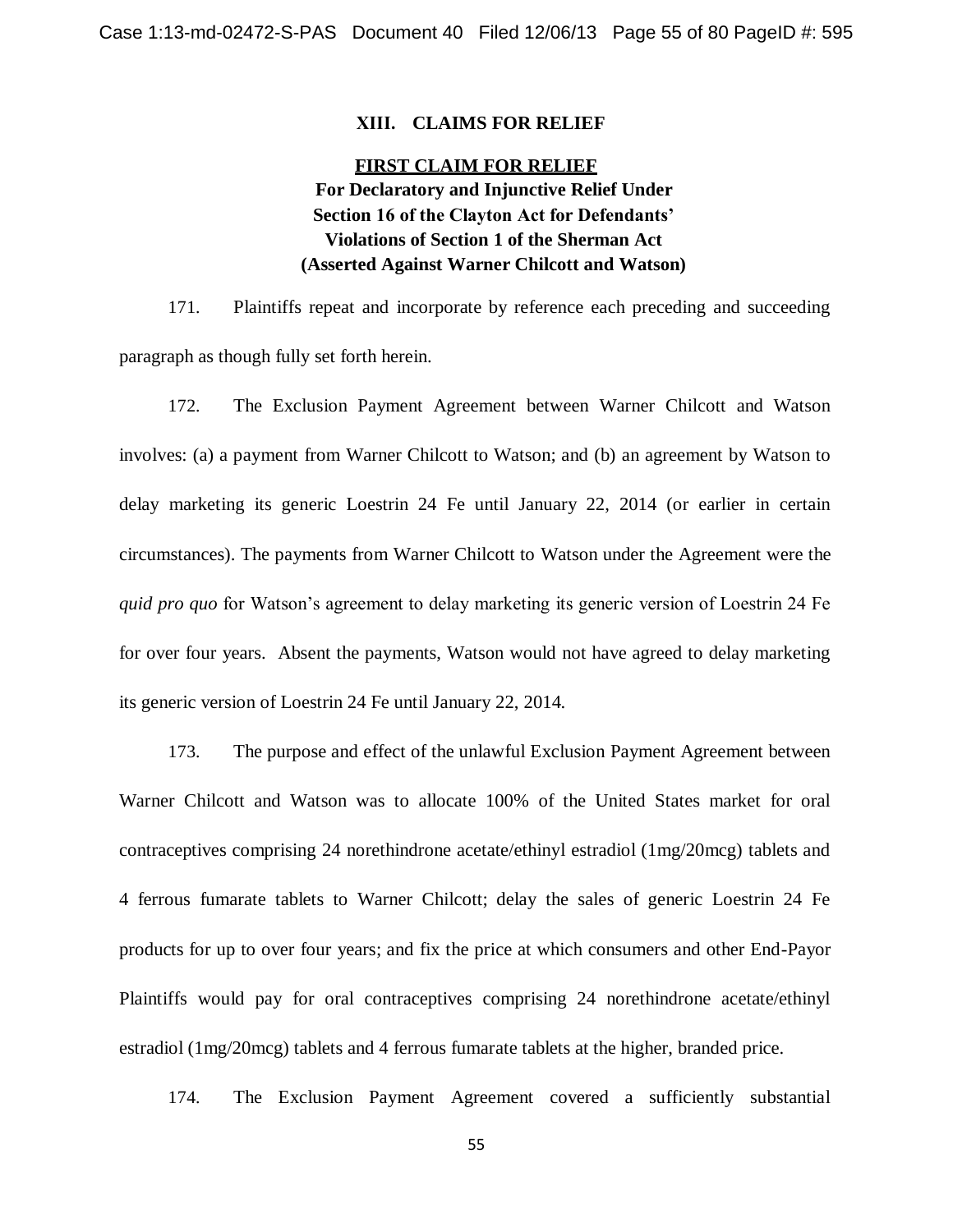## XIII. CLAIMS FOR RELIEF

### FIRST CLAIM FOR RELIEF

**For Declaratory and Injunctive Relief Under Section 16 of the Clayton Act for Defendants' Violations of Section 1 of the Sherman Act (Asserted Against Warner Chilcott and Watson)**

171. Plaintiffs repeat and incorporate by reference each preceding and succeeding paragraph as though fully set forth herein.

172. The Exclusion Payment Agreement between Warner Chilcott and Watson involves: (a) a payment from Warner Chilcott to Watson; and (b) an agreement by Watson to delay marketing its generic Loestrin 24 Fe until January 22, 2014 (or earlier in certain circumstances). The payments from Warner Chilcott to Watson under the Agreement were the *quid pro quo* for Watson's agreement to delay marketing its generic version of Loestrin 24 Fe for over four years. Absent the payments, Watson would not have agreed to delay marketing its generic version of Loestrin 24 Fe until January 22, 2014.

173. The purpose and effect of the unlawful Exclusion Payment Agreement between Warner Chilcott and Watson was to allocate 100% of the United States market for oral contraceptives comprising 24 norethindrone acetate/ethinyl estradiol (1mg/20mcg) tablets and 4 ferrous fumarate tablets to Warner Chilcott; delay the sales of generic Loestrin 24 Fe products for up to over four years; and fix the price at which consumers and other End-Payor Plaintiffs would pay for oral contraceptives comprising 24 norethindrone acetate/ethinyl estradiol (1mg/20mcg) tablets and 4 ferrous fumarate tablets at the higher, branded price.

174. The Exclusion Payment Agreement covered a sufficiently substantial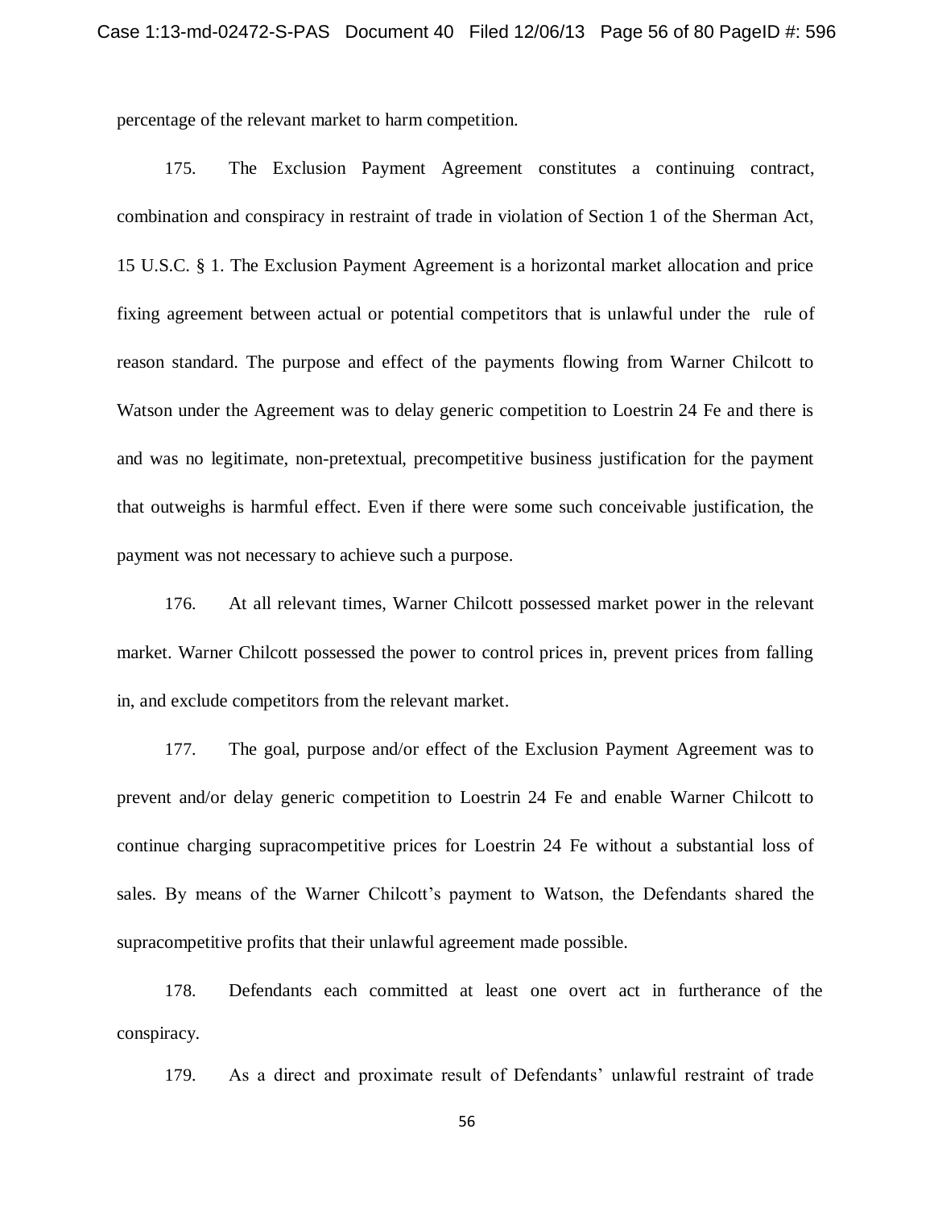percentage of the relevant market to harm competition.

175. The Exclusion Payment Agreement constitutes a continuing contract, combination and conspiracy in restraint of trade in violation of Section 1 of the Sherman Act, 15 U.S.C. § 1. The Exclusion Payment Agreement is a horizontal market allocation and price fixing agreement between actual or potential competitors that is unlawful under the rule of reason standard. The purpose and effect of the payments flowing from Warner Chilcott to Watson under the Agreement was to delay generic competition to Loestrin 24 Fe and there is and was no legitimate, non-pretextual, precompetitive business justification for the payment that outweighs is harmful effect. Even if there were some such conceivable justification, the payment was not necessary to achieve such a purpose.

176. At all relevant times, Warner Chilcott possessed market power in the relevant market. Warner Chilcott possessed the power to control prices in, prevent prices from falling in, and exclude competitors from the relevant market.

177. The goal, purpose and/or effect of the Exclusion Payment Agreement was to prevent and/or delay generic competition to Loestrin 24 Fe and enable Warner Chilcott to continue charging supracompetitive prices for Loestrin 24 Fe without a substantial loss of sales. By means of the Warner Chilcott's payment to Watson, the Defendants shared the supracompetitive profits that their unlawful agreement made possible.

178. Defendants each committed at least one overt act in furtherance of the conspiracy.

179. As a direct and proximate result of Defendants' unlawful restraint of trade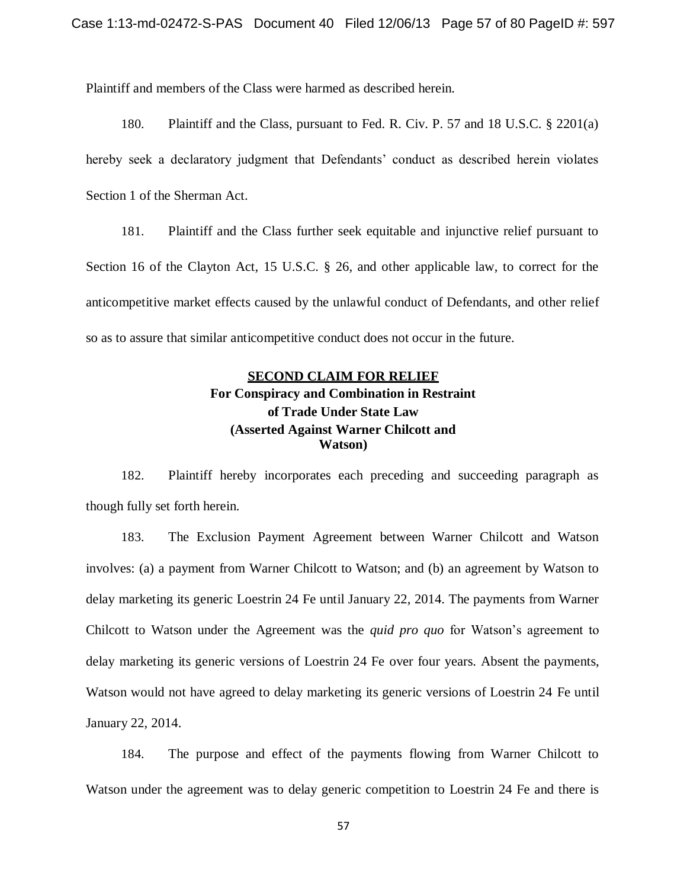Plaintiff and members of the Class were harmed as described herein.

180. Plaintiff and the Class, pursuant to Fed. R. Civ. P. 57 and 18 U.S.C. § 2201(a) hereby seek a declaratory judgment that Defendants' conduct as described herein violates Section 1 of the Sherman Act.

181. Plaintiff and the Class further seek equitable and injunctive relief pursuant to Section 16 of the Clayton Act, 15 U.S.C. § 26, and other applicable law, to correct for the anticompetitive market effects caused by the unlawful conduct of Defendants, and other relief so as to assure that similar anticompetitive conduct does not occur in the future.

## SECOND CLAIM FOR RELIEF

**For Conspiracy and Combination in Restraint of Trade Under State Law (Asserted Against Warner Chilcott and Watson)**

182. Plaintiff hereby incorporates each preceding and succeeding paragraph as though fully set forth herein.

183. The Exclusion Payment Agreement between Warner Chilcott and Watson involves: (a) a payment from Warner Chilcott to Watson; and (b) an agreement by Watson to delay marketing its generic Loestrin 24 Fe until January 22, 2014. The payments from Warner Chilcott to Watson under the Agreement was the *quid pro quo* for Watson's agreement to delay marketing its generic versions of Loestrin 24 Fe over four years. Absent the payments, Watson would not have agreed to delay marketing its generic versions of Loestrin 24 Fe until January 22, 2014.

184. The purpose and effect of the payments flowing from Warner Chilcott to Watson under the agreement was to delay generic competition to Loestrin 24 Fe and there is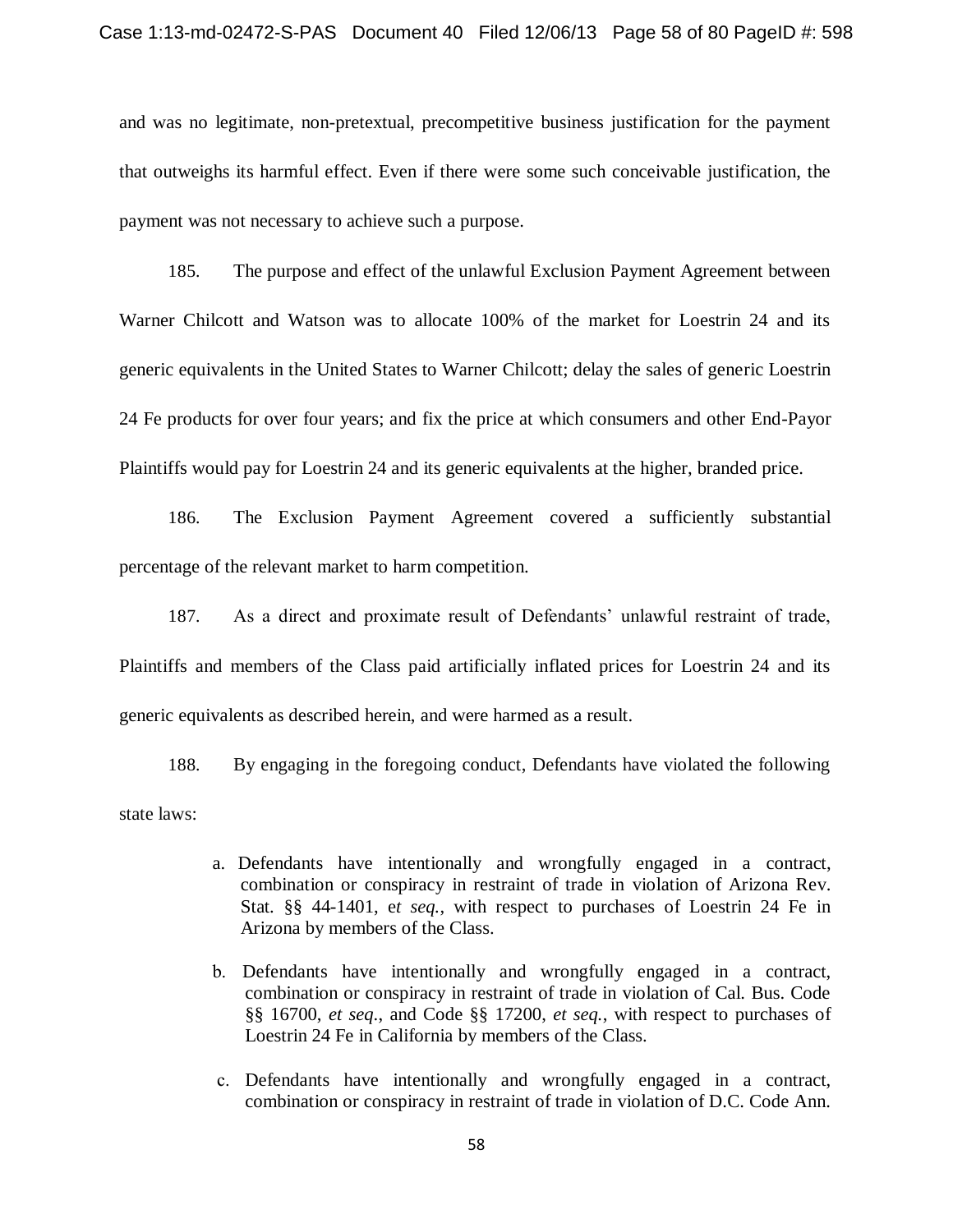and was no legitimate, non-pretextual, precompetitive business justification for the payment that outweighs its harmful effect. Even if there were some such conceivable justification, the payment was not necessary to achieve such a purpose.

185. The purpose and effect of the unlawful Exclusion Payment Agreement between Warner Chilcott and Watson was to allocate 100% of the market for Loestrin 24 and its generic equivalents in the United States to Warner Chilcott; delay the sales of generic Loestrin 24 Fe products for over four years; and fix the price at which consumers and other End-Payor Plaintiffs would pay for Loestrin 24 and its generic equivalents at the higher, branded price.

186. The Exclusion Payment Agreement covered a sufficiently substantial percentage of the relevant market to harm competition.

187. As a direct and proximate result of Defendants' unlawful restraint of trade, Plaintiffs and members of the Class paid artificially inflated prices for Loestrin 24 and its generic equivalents as described herein, and were harmed as a result.

188. By engaging in the foregoing conduct, Defendants have violated the following state laws:

a. Defendants have intentionally and wrongfully engaged in a contract, combination or conspiracy in restraint of trade in violation of Arizona Rev. Stat. §§ 44-1401, e*t seq.*, with respect to purchases of Loestrin 24 Fe in Arizona by members of the Class.

b. Defendants have intentionally and wrongfully engaged in a contract, combination or conspiracy in restraint of trade in violation of Cal. Bus. Code §§ 16700, *et seq.*, and Code §§ 17200, *et seq.*, with respect to purchases of Loestrin 24 Fe in California by members of the Class.

c. Defendants have intentionally and wrongfully engaged in a contract, combination or conspiracy in restraint of trade in violation of D.C. Code Ann.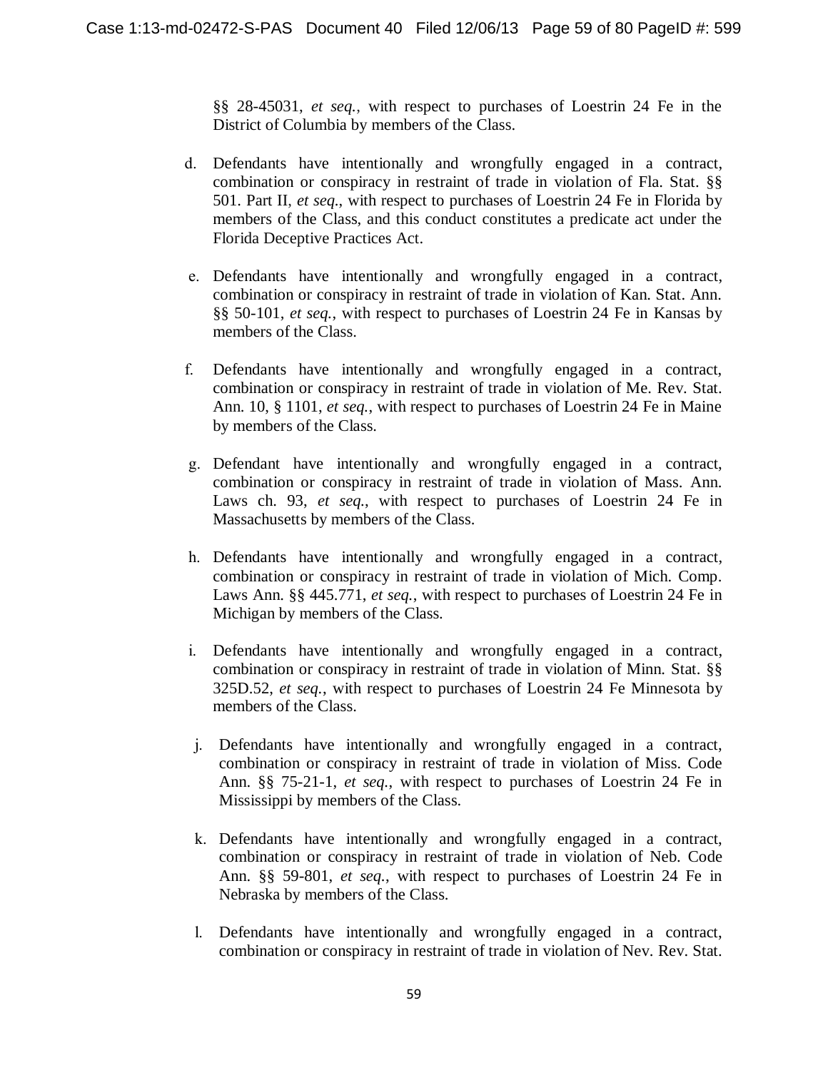§§ 28-45031, *et seq.*, with respect to purchases of Loestrin 24 Fe in the District of Columbia by members of the Class.

d. Defendants have intentionally and wrongfully engaged in a contract, combination or conspiracy in restraint of trade in violation of Fla. Stat. §§ 501. Part II, *et seq.*, with respect to purchases of Loestrin 24 Fe in Florida by members of the Class, and this conduct constitutes a predicate act under the Florida Deceptive Practices Act.

e. Defendants have intentionally and wrongfully engaged in a contract, combination or conspiracy in restraint of trade in violation of Kan. Stat. Ann. §§ 50-101, *et seq.*, with respect to purchases of Loestrin 24 Fe in Kansas by members of the Class.

f. Defendants have intentionally and wrongfully engaged in a contract, combination or conspiracy in restraint of trade in violation of Me. Rev. Stat. Ann. 10, § 1101, *et seq.*, with respect to purchases of Loestrin 24 Fe in Maine by members of the Class.

g. Defendant have intentionally and wrongfully engaged in a contract, combination or conspiracy in restraint of trade in violation of Mass. Ann. Laws ch. 93, *et seq.*, with respect to purchases of Loestrin 24 Fe in Massachusetts by members of the Class.

h. Defendants have intentionally and wrongfully engaged in a contract, combination or conspiracy in restraint of trade in violation of Mich. Comp. Laws Ann. §§ 445.771, *et seq.*, with respect to purchases of Loestrin 24 Fe in Michigan by members of the Class.

i. Defendants have intentionally and wrongfully engaged in a contract, combination or conspiracy in restraint of trade in violation of Minn. Stat. §§ 325D.52, *et seq.*, with respect to purchases of Loestrin 24 Fe Minnesota by members of the Class.

j. Defendants have intentionally and wrongfully engaged in a contract, combination or conspiracy in restraint of trade in violation of Miss. Code Ann. §§ 75-21-1, *et seq.*, with respect to purchases of Loestrin 24 Fe in Mississippi by members of the Class.

k. Defendants have intentionally and wrongfully engaged in a contract, combination or conspiracy in restraint of trade in violation of Neb. Code Ann. §§ 59-801, *et seq.*, with respect to purchases of Loestrin 24 Fe in Nebraska by members of the Class.

l. Defendants have intentionally and wrongfully engaged in a contract, combination or conspiracy in restraint of trade in violation of Nev. Rev. Stat.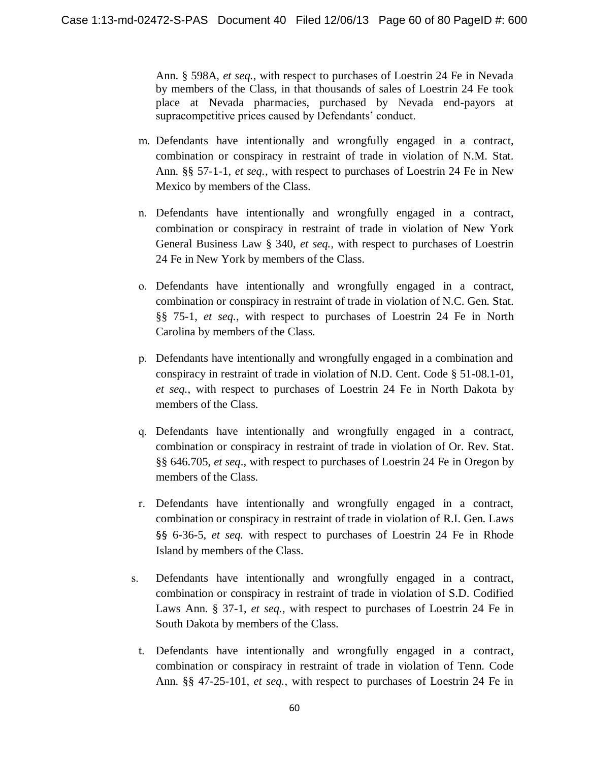Ann. § 598A, *et seq.*, with respect to purchases of Loestrin 24 Fe in Nevada by members of the Class, in that thousands of sales of Loestrin 24 Fe took place at Nevada pharmacies, purchased by Nevada end-payors at supracompetitive prices caused by Defendants' conduct.

m. Defendants have intentionally and wrongfully engaged in a contract, combination or conspiracy in restraint of trade in violation of N.M. Stat. Ann. §§ 57-1-1, *et seq.*, with respect to purchases of Loestrin 24 Fe in New Mexico by members of the Class.

n. Defendants have intentionally and wrongfully engaged in a contract, combination or conspiracy in restraint of trade in violation of New York General Business Law § 340, *et seq.*, with respect to purchases of Loestrin 24 Fe in New York by members of the Class.

o. Defendants have intentionally and wrongfully engaged in a contract, combination or conspiracy in restraint of trade in violation of N.C. Gen. Stat. §§ 75-1, *et seq.*, with respect to purchases of Loestrin 24 Fe in North Carolina by members of the Class.

p. Defendants have intentionally and wrongfully engaged in a combination and conspiracy in restraint of trade in violation of N.D. Cent. Code § 51-08.1-01, *et seq.*, with respect to purchases of Loestrin 24 Fe in North Dakota by members of the Class.

q. Defendants have intentionally and wrongfully engaged in a contract, combination or conspiracy in restraint of trade in violation of Or. Rev. Stat. §§ 646.705, *et seq*., with respect to purchases of Loestrin 24 Fe in Oregon by members of the Class.

r. Defendants have intentionally and wrongfully engaged in a contract, combination or conspiracy in restraint of trade in violation of R.I. Gen. Laws §§ 6-36-5, *et seq.* with respect to purchases of Loestrin 24 Fe in Rhode Island by members of the Class.

s. Defendants have intentionally and wrongfully engaged in a contract, combination or conspiracy in restraint of trade in violation of S.D. Codified Laws Ann. § 37-1, *et seq.*, with respect to purchases of Loestrin 24 Fe in South Dakota by members of the Class.

t. Defendants have intentionally and wrongfully engaged in a contract, combination or conspiracy in restraint of trade in violation of Tenn. Code Ann. §§ 47-25-101, *et seq.*, with respect to purchases of Loestrin 24 Fe in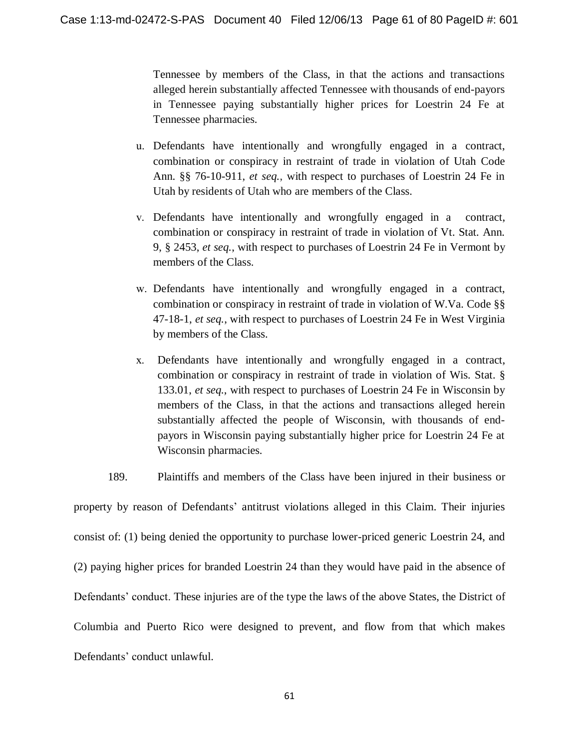Tennessee by members of the Class, in that the actions and transactions alleged herein substantially affected Tennessee with thousands of end-payors in Tennessee paying substantially higher prices for Loestrin 24 Fe at Tennessee pharmacies.

u. Defendants have intentionally and wrongfully engaged in a contract, combination or conspiracy in restraint of trade in violation of Utah Code Ann. §§ 76-10-911, *et seq.*, with respect to purchases of Loestrin 24 Fe in Utah by residents of Utah who are members of the Class.

v. Defendants have intentionally and wrongfully engaged in a contract, combination or conspiracy in restraint of trade in violation of Vt. Stat. Ann. 9, § 2453, *et seq.*, with respect to purchases of Loestrin 24 Fe in Vermont by members of the Class.

w. Defendants have intentionally and wrongfully engaged in a contract, combination or conspiracy in restraint of trade in violation of W.Va. Code §§ 47-18-1, *et seq.*, with respect to purchases of Loestrin 24 Fe in West Virginia by members of the Class.

x. Defendants have intentionally and wrongfully engaged in a contract, combination or conspiracy in restraint of trade in violation of Wis. Stat. § 133.01, *et seq.*, with respect to purchases of Loestrin 24 Fe in Wisconsin by members of the Class, in that the actions and transactions alleged herein substantially affected the people of Wisconsin, with thousands of end-payors in Wisconsin paying substantially higher price for Loestrin 24 Fe at Wisconsin pharmacies.

189. Plaintiffs and members of the Class have been injured in their business or property by reason of Defendants' antitrust violations alleged in this Claim. Their injuries consist of: (1) being denied the opportunity to purchase lower-priced generic Loestrin 24, and (2) paying higher prices for branded Loestrin 24 than they would have paid in the absence of Defendants' conduct. These injuries are of the type the laws of the above States, the District of Columbia and Puerto Rico were designed to prevent, and flow from that which makes Defendants' conduct unlawful.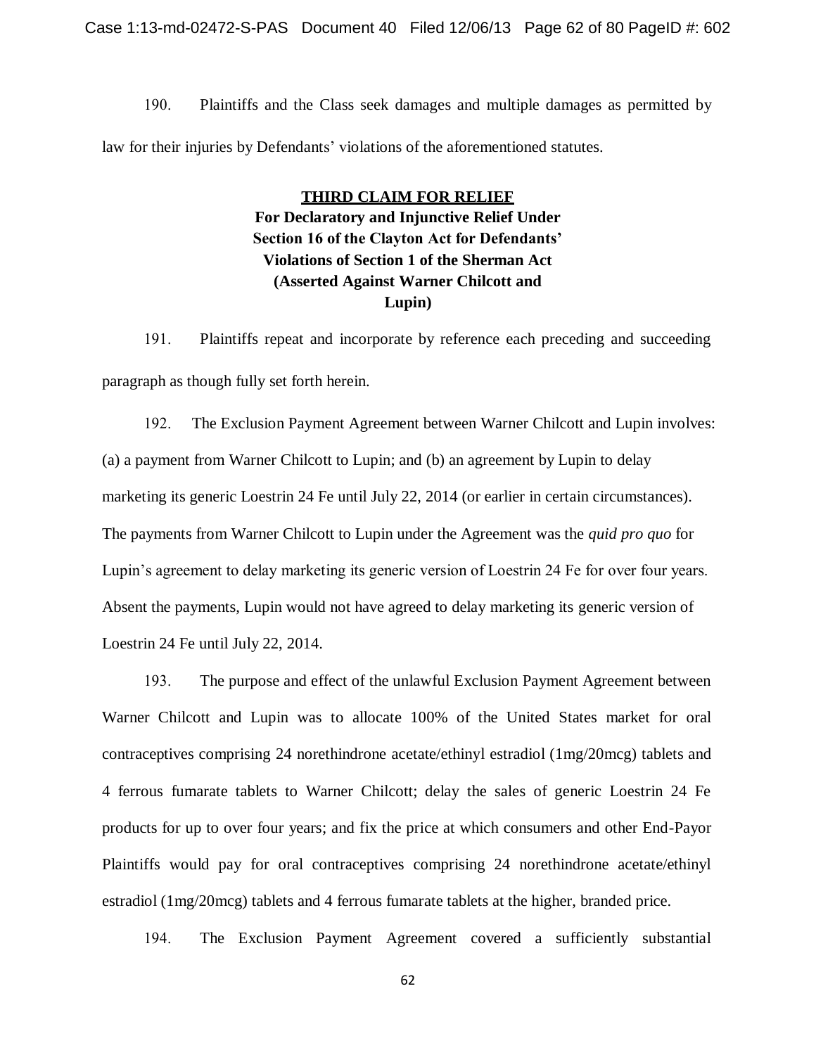190. Plaintiffs and the Class seek damages and multiple damages as permitted by law for their injuries by Defendants' violations of the aforementioned statutes.

**THIRD CLAIM FOR RELIEF**
**For Declaratory and Injunctive Relief Under Section 16 of the Clayton Act for Defendants' Violations of Section 1 of the Sherman Act (Asserted Against Warner Chilcott and Lupin)**

191. Plaintiffs repeat and incorporate by reference each preceding and succeeding paragraph as though fully set forth herein.

192. The Exclusion Payment Agreement between Warner Chilcott and Lupin involves: (a) a payment from Warner Chilcott to Lupin; and (b) an agreement by Lupin to delay marketing its generic Loestrin 24 Fe until July 22, 2014 (or earlier in certain circumstances). The payments from Warner Chilcott to Lupin under the Agreement was the *quid pro quo* for Lupin's agreement to delay marketing its generic version of Loestrin 24 Fe for over four years. Absent the payments, Lupin would not have agreed to delay marketing its generic version of Loestrin 24 Fe until July 22, 2014.

193. The purpose and effect of the unlawful Exclusion Payment Agreement between Warner Chilcott and Lupin was to allocate 100% of the United States market for oral contraceptives comprising 24 norethindrone acetate/ethinyl estradiol (1mg/20mcg) tablets and 4 ferrous fumarate tablets to Warner Chilcott; delay the sales of generic Loestrin 24 Fe products for up to over four years; and fix the price at which consumers and other End-Payor Plaintiffs would pay for oral contraceptives comprising 24 norethindrone acetate/ethinyl estradiol (1mg/20mcg) tablets and 4 ferrous fumarate tablets at the higher, branded price.

194. The Exclusion Payment Agreement covered a sufficiently substantial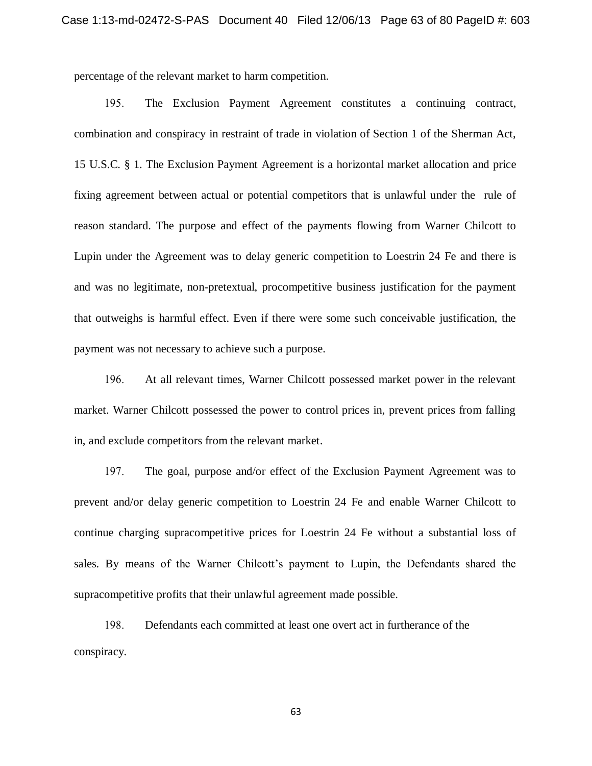percentage of the relevant market to harm competition.

195. The Exclusion Payment Agreement constitutes a continuing contract, combination and conspiracy in restraint of trade in violation of Section 1 of the Sherman Act, 15 U.S.C. § 1. The Exclusion Payment Agreement is a horizontal market allocation and price fixing agreement between actual or potential competitors that is unlawful under the rule of reason standard. The purpose and effect of the payments flowing from Warner Chilcott to Lupin under the Agreement was to delay generic competition to Loestrin 24 Fe and there is and was no legitimate, non-pretextual, procompetitive business justification for the payment that outweighs is harmful effect. Even if there were some such conceivable justification, the payment was not necessary to achieve such a purpose.

196. At all relevant times, Warner Chilcott possessed market power in the relevant market. Warner Chilcott possessed the power to control prices in, prevent prices from falling in, and exclude competitors from the relevant market.

197. The goal, purpose and/or effect of the Exclusion Payment Agreement was to prevent and/or delay generic competition to Loestrin 24 Fe and enable Warner Chilcott to continue charging supracompetitive prices for Loestrin 24 Fe without a substantial loss of sales. By means of the Warner Chilcott's payment to Lupin, the Defendants shared the supracompetitive profits that their unlawful agreement made possible.

198. Defendants each committed at least one overt act in furtherance of the conspiracy.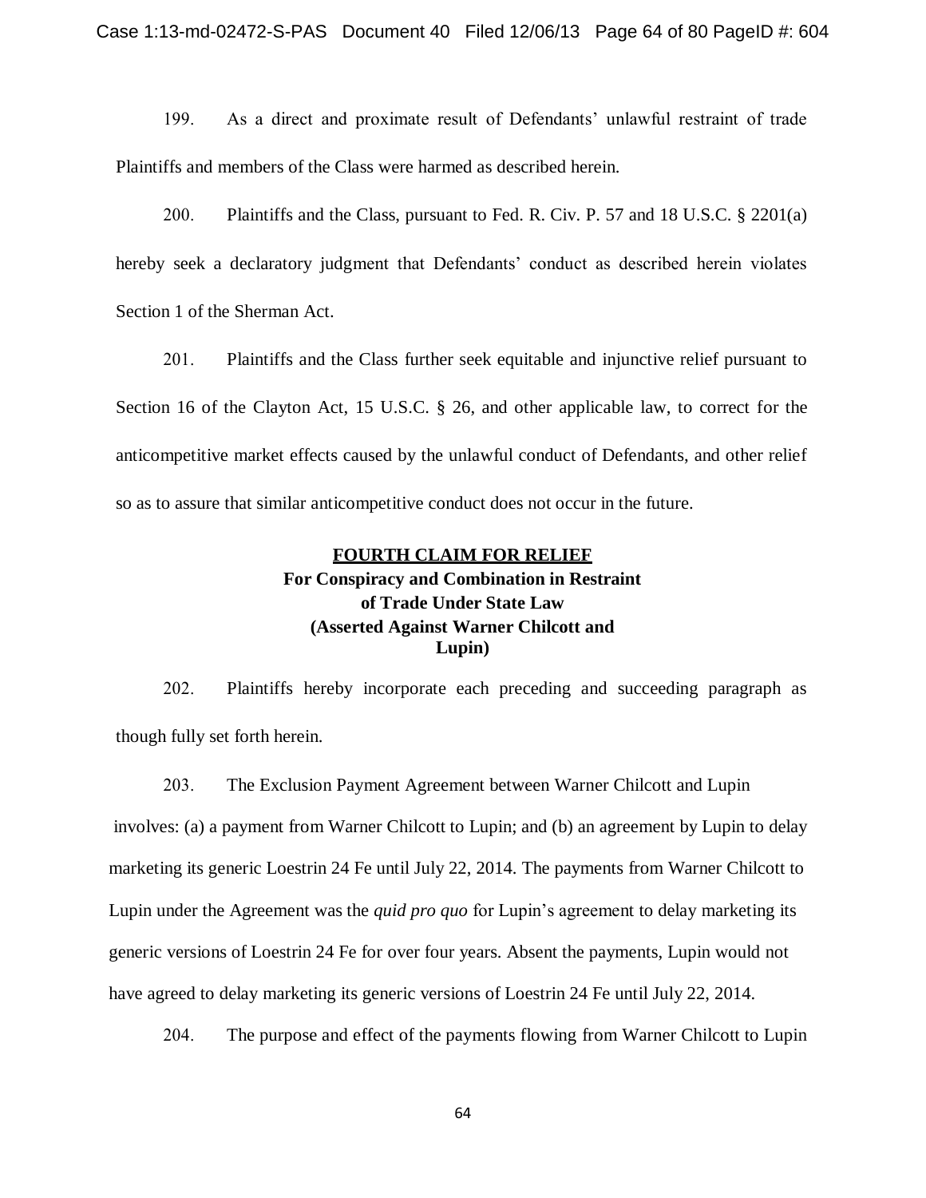199. As a direct and proximate result of Defendants' unlawful restraint of trade Plaintiffs and members of the Class were harmed as described herein.

200. Plaintiffs and the Class, pursuant to Fed. R. Civ. P. 57 and 18 U.S.C. § 2201(a) hereby seek a declaratory judgment that Defendants' conduct as described herein violates Section 1 of the Sherman Act.

201. Plaintiffs and the Class further seek equitable and injunctive relief pursuant to Section 16 of the Clayton Act, 15 U.S.C. § 26, and other applicable law, to correct for the anticompetitive market effects caused by the unlawful conduct of Defendants, and other relief so as to assure that similar anticompetitive conduct does not occur in the future.

## FOURTH CLAIM FOR RELIEF

**For Conspiracy and Combination in Restraint of Trade Under State Law (Asserted Against Warner Chilcott and Lupin)**

202. Plaintiffs hereby incorporate each preceding and succeeding paragraph as though fully set forth herein.

203. The Exclusion Payment Agreement between Warner Chilcott and Lupin involves: (a) a payment from Warner Chilcott to Lupin; and (b) an agreement by Lupin to delay marketing its generic Loestrin 24 Fe until July 22, 2014. The payments from Warner Chilcott to Lupin under the Agreement was the *quid pro quo* for Lupin's agreement to delay marketing its generic versions of Loestrin 24 Fe for over four years. Absent the payments, Lupin would not have agreed to delay marketing its generic versions of Loestrin 24 Fe until July 22, 2014.

204. The purpose and effect of the payments flowing from Warner Chilcott to Lupin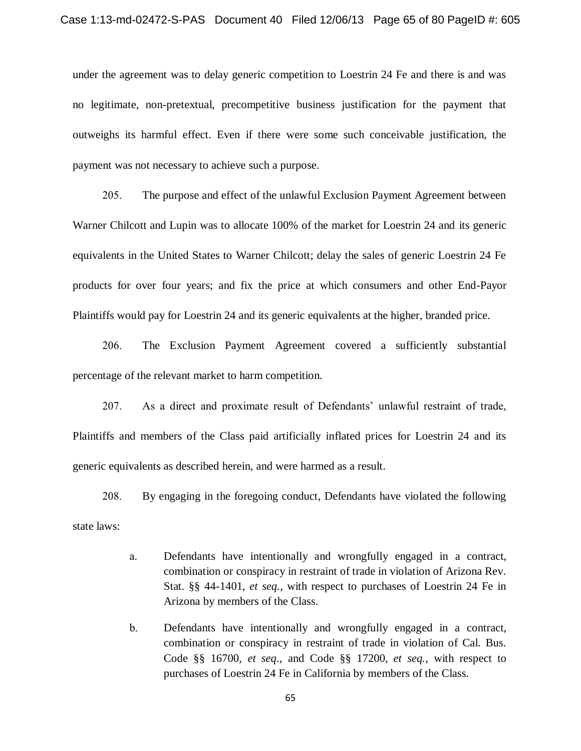under the agreement was to delay generic competition to Loestrin 24 Fe and there is and was no legitimate, non-pretextual, precompetitive business justification for the payment that outweighs its harmful effect. Even if there were some such conceivable justification, the payment was not necessary to achieve such a purpose.

205. The purpose and effect of the unlawful Exclusion Payment Agreement between Warner Chilcott and Lupin was to allocate 100% of the market for Loestrin 24 and its generic equivalents in the United States to Warner Chilcott; delay the sales of generic Loestrin 24 Fe products for over four years; and fix the price at which consumers and other End-Payor Plaintiffs would pay for Loestrin 24 and its generic equivalents at the higher, branded price.

206. The Exclusion Payment Agreement covered a sufficiently substantial percentage of the relevant market to harm competition.

207. As a direct and proximate result of Defendants' unlawful restraint of trade, Plaintiffs and members of the Class paid artificially inflated prices for Loestrin 24 and its generic equivalents as described herein, and were harmed as a result.

208. By engaging in the foregoing conduct, Defendants have violated the following state laws:

a. Defendants have intentionally and wrongfully engaged in a contract, combination or conspiracy in restraint of trade in violation of Arizona Rev. Stat. §§ 44-1401, *et seq.*, with respect to purchases of Loestrin 24 Fe in Arizona by members of the Class.

b. Defendants have intentionally and wrongfully engaged in a contract, combination or conspiracy in restraint of trade in violation of Cal. Bus. Code §§ 16700, *et seq*., and Code §§ 17200, *et seq.*, with respect to purchases of Loestrin 24 Fe in California by members of the Class.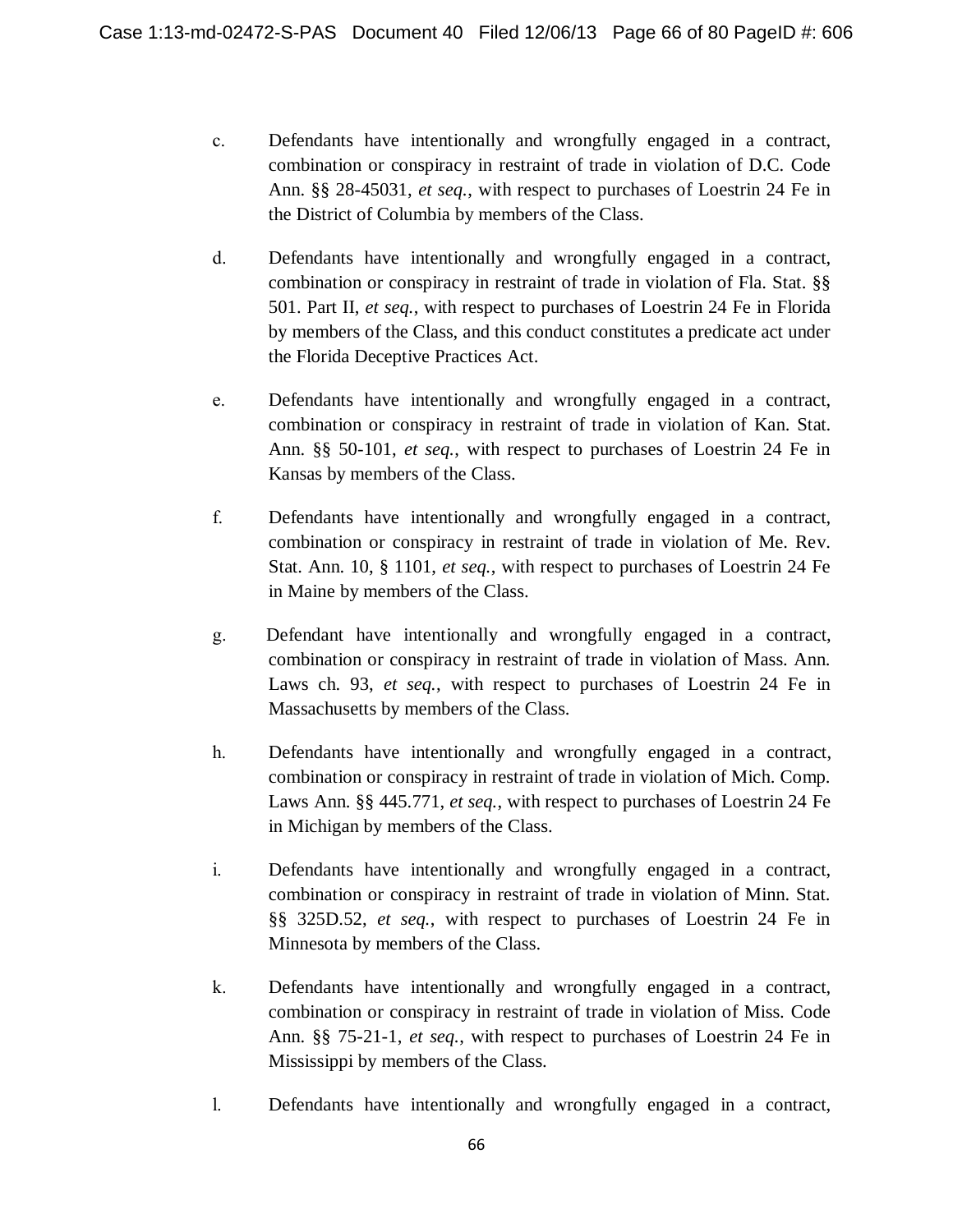c. Defendants have intentionally and wrongfully engaged in a contract, combination or conspiracy in restraint of trade in violation of D.C. Code Ann. §§ 28-45031, *et seq.*, with respect to purchases of Loestrin 24 Fe in the District of Columbia by members of the Class.

d. Defendants have intentionally and wrongfully engaged in a contract, combination or conspiracy in restraint of trade in violation of Fla. Stat. §§ 501. Part II, *et seq.*, with respect to purchases of Loestrin 24 Fe in Florida by members of the Class, and this conduct constitutes a predicate act under the Florida Deceptive Practices Act.

e. Defendants have intentionally and wrongfully engaged in a contract, combination or conspiracy in restraint of trade in violation of Kan. Stat. Ann. §§ 50-101, *et seq.*, with respect to purchases of Loestrin 24 Fe in Kansas by members of the Class.

f. Defendants have intentionally and wrongfully engaged in a contract, combination or conspiracy in restraint of trade in violation of Me. Rev. Stat. Ann. 10, § 1101, *et seq.*, with respect to purchases of Loestrin 24 Fe in Maine by members of the Class.

g. Defendant have intentionally and wrongfully engaged in a contract, combination or conspiracy in restraint of trade in violation of Mass. Ann. Laws ch. 93, *et seq.*, with respect to purchases of Loestrin 24 Fe in Massachusetts by members of the Class.

h. Defendants have intentionally and wrongfully engaged in a contract, combination or conspiracy in restraint of trade in violation of Mich. Comp. Laws Ann. §§ 445.771, *et seq.*, with respect to purchases of Loestrin 24 Fe in Michigan by members of the Class.

i. Defendants have intentionally and wrongfully engaged in a contract, combination or conspiracy in restraint of trade in violation of Minn. Stat. §§ 325D.52, *et seq.*, with respect to purchases of Loestrin 24 Fe in Minnesota by members of the Class.

k. Defendants have intentionally and wrongfully engaged in a contract, combination or conspiracy in restraint of trade in violation of Miss. Code Ann. §§ 75-21-1, *et seq.*, with respect to purchases of Loestrin 24 Fe in Mississippi by members of the Class.

l. Defendants have intentionally and wrongfully engaged in a contract,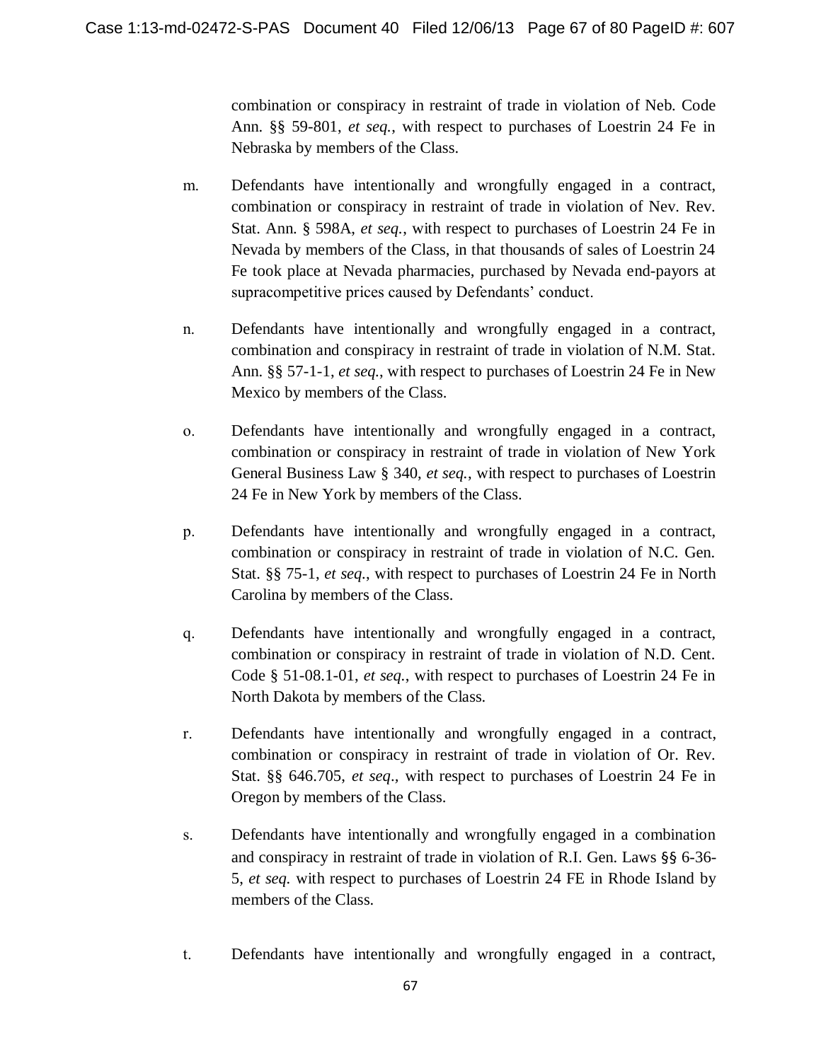combination or conspiracy in restraint of trade in violation of Neb. Code Ann. §§ 59-801, *et seq.*, with respect to purchases of Loestrin 24 Fe in Nebraska by members of the Class.

m. Defendants have intentionally and wrongfully engaged in a contract, combination or conspiracy in restraint of trade in violation of Nev. Rev. Stat. Ann. § 598A, *et seq.*, with respect to purchases of Loestrin 24 Fe in Nevada by members of the Class, in that thousands of sales of Loestrin 24 Fe took place at Nevada pharmacies, purchased by Nevada end-payors at supracompetitive prices caused by Defendants' conduct.

n. Defendants have intentionally and wrongfully engaged in a contract, combination and conspiracy in restraint of trade in violation of N.M. Stat. Ann. §§ 57-1-1, *et seq.*, with respect to purchases of Loestrin 24 Fe in New Mexico by members of the Class.

o. Defendants have intentionally and wrongfully engaged in a contract, combination or conspiracy in restraint of trade in violation of New York General Business Law § 340, *et seq.*, with respect to purchases of Loestrin 24 Fe in New York by members of the Class.

p. Defendants have intentionally and wrongfully engaged in a contract, combination or conspiracy in restraint of trade in violation of N.C. Gen. Stat. §§ 75-1, *et seq.*, with respect to purchases of Loestrin 24 Fe in North Carolina by members of the Class.

q. Defendants have intentionally and wrongfully engaged in a contract, combination or conspiracy in restraint of trade in violation of N.D. Cent. Code § 51-08.1-01, *et seq.*, with respect to purchases of Loestrin 24 Fe in North Dakota by members of the Class.

r. Defendants have intentionally and wrongfully engaged in a contract, combination or conspiracy in restraint of trade in violation of Or. Rev. Stat. §§ 646.705, *et seq*., with respect to purchases of Loestrin 24 Fe in Oregon by members of the Class.

s. Defendants have intentionally and wrongfully engaged in a combination and conspiracy in restraint of trade in violation of R.I. Gen. Laws §§ 6-36-5, *et seq.* with respect to purchases of Loestrin 24 FE in Rhode Island by members of the Class.

t. Defendants have intentionally and wrongfully engaged in a contract,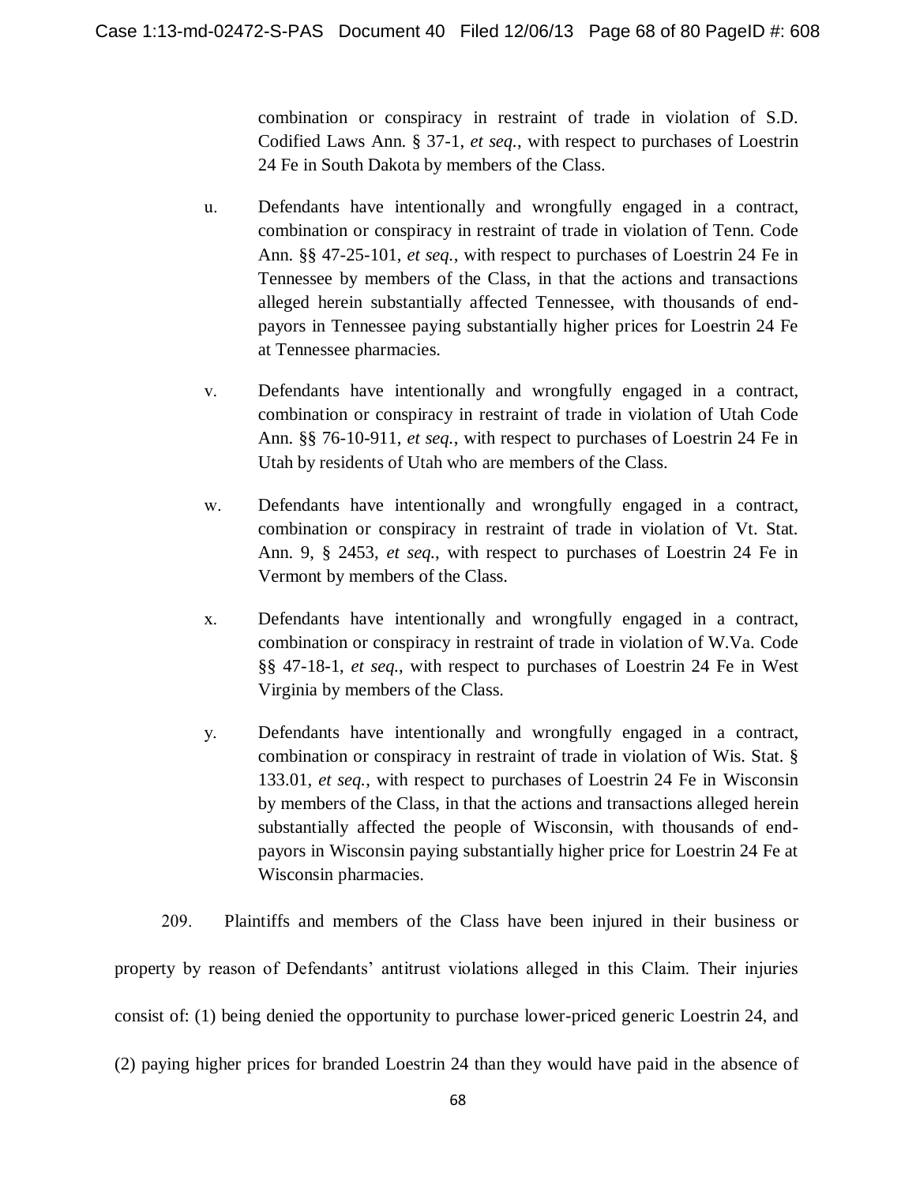combination or conspiracy in restraint of trade in violation of S.D. Codified Laws Ann. § 37-1, *et seq.*, with respect to purchases of Loestrin 24 Fe in South Dakota by members of the Class.

u. Defendants have intentionally and wrongfully engaged in a contract, combination or conspiracy in restraint of trade in violation of Tenn. Code Ann. §§ 47-25-101, *et seq.*, with respect to purchases of Loestrin 24 Fe in Tennessee by members of the Class, in that the actions and transactions alleged herein substantially affected Tennessee, with thousands of end-payors in Tennessee paying substantially higher prices for Loestrin 24 Fe at Tennessee pharmacies.

v. Defendants have intentionally and wrongfully engaged in a contract, combination or conspiracy in restraint of trade in violation of Utah Code Ann. §§ 76-10-911, *et seq.*, with respect to purchases of Loestrin 24 Fe in Utah by residents of Utah who are members of the Class.

w. Defendants have intentionally and wrongfully engaged in a contract, combination or conspiracy in restraint of trade in violation of Vt. Stat. Ann. 9, § 2453, *et seq.*, with respect to purchases of Loestrin 24 Fe in Vermont by members of the Class.

x. Defendants have intentionally and wrongfully engaged in a contract, combination or conspiracy in restraint of trade in violation of W.Va. Code §§ 47-18-1, *et seq.*, with respect to purchases of Loestrin 24 Fe in West Virginia by members of the Class.

y. Defendants have intentionally and wrongfully engaged in a contract, combination or conspiracy in restraint of trade in violation of Wis. Stat. § 133.01, *et seq.*, with respect to purchases of Loestrin 24 Fe in Wisconsin by members of the Class, in that the actions and transactions alleged herein substantially affected the people of Wisconsin, with thousands of end-payors in Wisconsin paying substantially higher price for Loestrin 24 Fe at Wisconsin pharmacies.

209. Plaintiffs and members of the Class have been injured in their business or property by reason of Defendants' antitrust violations alleged in this Claim. Their injuries consist of: (1) being denied the opportunity to purchase lower-priced generic Loestrin 24, and (2) paying higher prices for branded Loestrin 24 than they would have paid in the absence of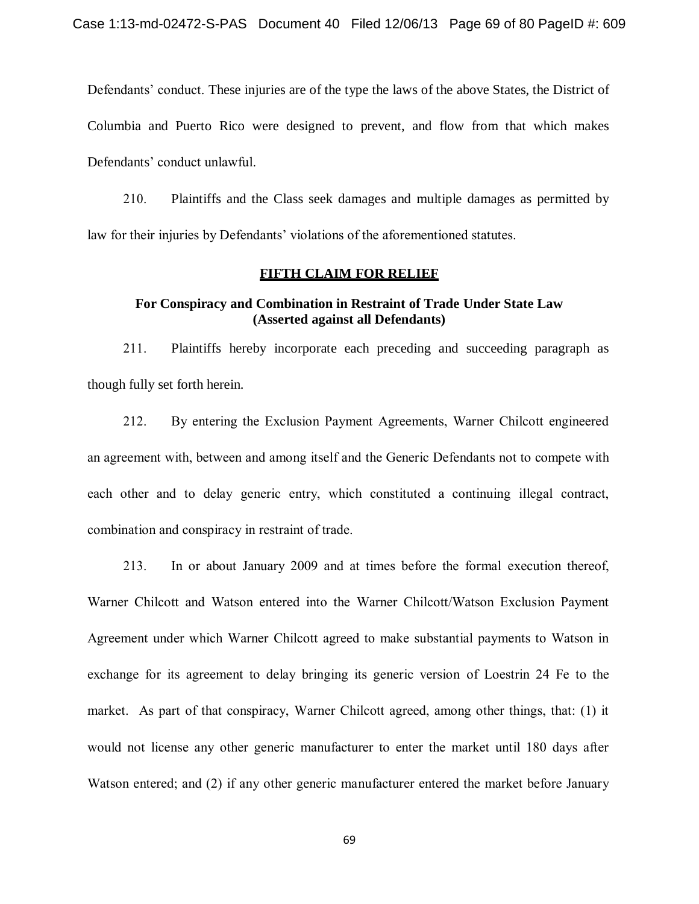Defendants' conduct. These injuries are of the type the laws of the above States, the District of Columbia and Puerto Rico were designed to prevent, and flow from that which makes Defendants' conduct unlawful.

210. Plaintiffs and the Class seek damages and multiple damages as permitted by law for their injuries by Defendants' violations of the aforementioned statutes.

## FIFTH CLAIM FOR RELIEF

### For Conspiracy and Combination in Restraint of Trade Under State Law (Asserted against all Defendants)

211. Plaintiffs hereby incorporate each preceding and succeeding paragraph as though fully set forth herein.

212. By entering the Exclusion Payment Agreements, Warner Chilcott engineered an agreement with, between and among itself and the Generic Defendants not to compete with each other and to delay generic entry, which constituted a continuing illegal contract, combination and conspiracy in restraint of trade.

213. In or about January 2009 and at times before the formal execution thereof, Warner Chilcott and Watson entered into the Warner Chilcott/Watson Exclusion Payment Agreement under which Warner Chilcott agreed to make substantial payments to Watson in exchange for its agreement to delay bringing its generic version of Loestrin 24 Fe to the market. As part of that conspiracy, Warner Chilcott agreed, among other things, that: (1) it would not license any other generic manufacturer to enter the market until 180 days after Watson entered; and (2) if any other generic manufacturer entered the market before January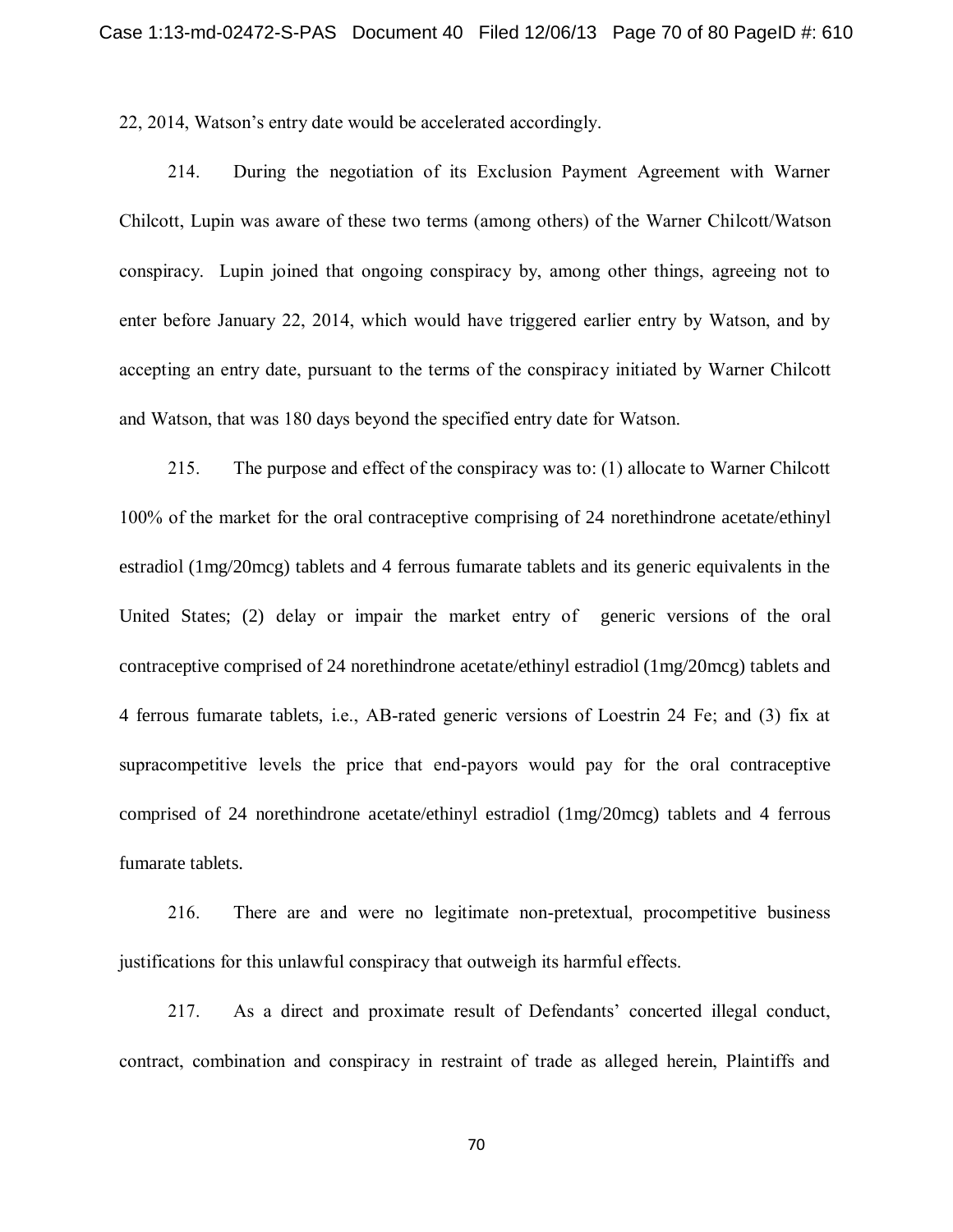22, 2014, Watson's entry date would be accelerated accordingly.

214. During the negotiation of its Exclusion Payment Agreement with Warner Chilcott, Lupin was aware of these two terms (among others) of the Warner Chilcott/Watson conspiracy. Lupin joined that ongoing conspiracy by, among other things, agreeing not to enter before January 22, 2014, which would have triggered earlier entry by Watson, and by accepting an entry date, pursuant to the terms of the conspiracy initiated by Warner Chilcott and Watson, that was 180 days beyond the specified entry date for Watson.

215. The purpose and effect of the conspiracy was to: (1) allocate to Warner Chilcott 100% of the market for the oral contraceptive comprising of 24 norethindrone acetate/ethinyl estradiol (1mg/20mcg) tablets and 4 ferrous fumarate tablets and its generic equivalents in the United States; (2) delay or impair the market entry of generic versions of the oral contraceptive comprised of 24 norethindrone acetate/ethinyl estradiol (1mg/20mcg) tablets and 4 ferrous fumarate tablets, i.e., AB-rated generic versions of Loestrin 24 Fe; and (3) fix at supracompetitive levels the price that end-payors would pay for the oral contraceptive comprised of 24 norethindrone acetate/ethinyl estradiol (1mg/20mcg) tablets and 4 ferrous fumarate tablets.

216. There are and were no legitimate non-pretextual, procompetitive business justifications for this unlawful conspiracy that outweigh its harmful effects.

217. As a direct and proximate result of Defendants' concerted illegal conduct, contract, combination and conspiracy in restraint of trade as alleged herein, Plaintiffs and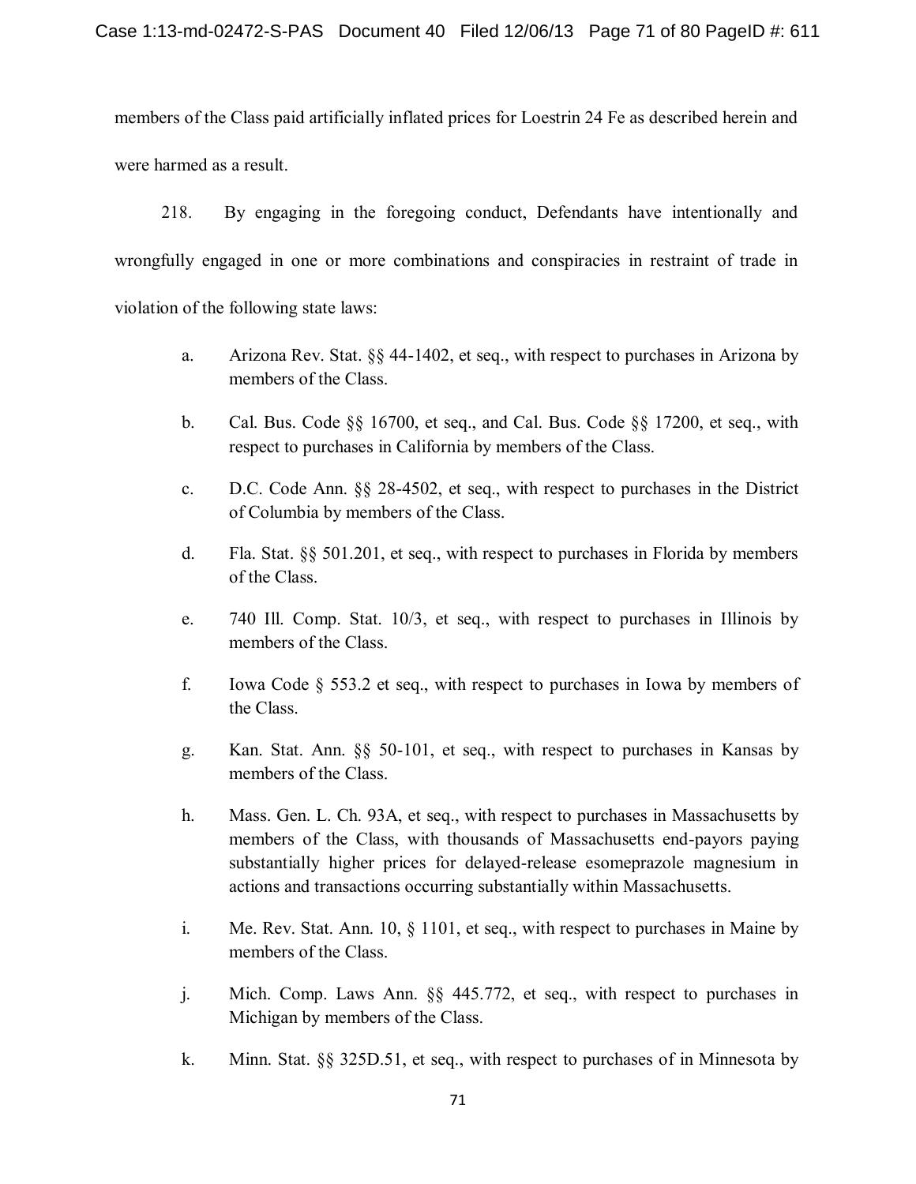members of the Class paid artificially inflated prices for Loestrin 24 Fe as described herein and were harmed as a result.

218. By engaging in the foregoing conduct, Defendants have intentionally and wrongfully engaged in one or more combinations and conspiracies in restraint of trade in violation of the following state laws:

a. Arizona Rev. Stat. §§ 44-1402, et seq., with respect to purchases in Arizona by members of the Class.

b. Cal. Bus. Code §§ 16700, et seq., and Cal. Bus. Code §§ 17200, et seq., with respect to purchases in California by members of the Class.

c. D.C. Code Ann. §§ 28-4502, et seq., with respect to purchases in the District of Columbia by members of the Class.

d. Fla. Stat. §§ 501.201, et seq., with respect to purchases in Florida by members of the Class.

e. 740 Ill. Comp. Stat. 10/3, et seq., with respect to purchases in Illinois by members of the Class.

f. Iowa Code § 553.2 et seq., with respect to purchases in Iowa by members of the Class.

g. Kan. Stat. Ann. §§ 50-101, et seq., with respect to purchases in Kansas by members of the Class.

h. Mass. Gen. L. Ch. 93A, et seq., with respect to purchases in Massachusetts by members of the Class, with thousands of Massachusetts end-payors paying substantially higher prices for delayed-release esomeprazole magnesium in actions and transactions occurring substantially within Massachusetts.

i. Me. Rev. Stat. Ann. 10, § 1101, et seq., with respect to purchases in Maine by members of the Class.

j. Mich. Comp. Laws Ann. §§ 445.772, et seq., with respect to purchases in Michigan by members of the Class.

k. Minn. Stat. §§ 325D.51, et seq., with respect to purchases of in Minnesota by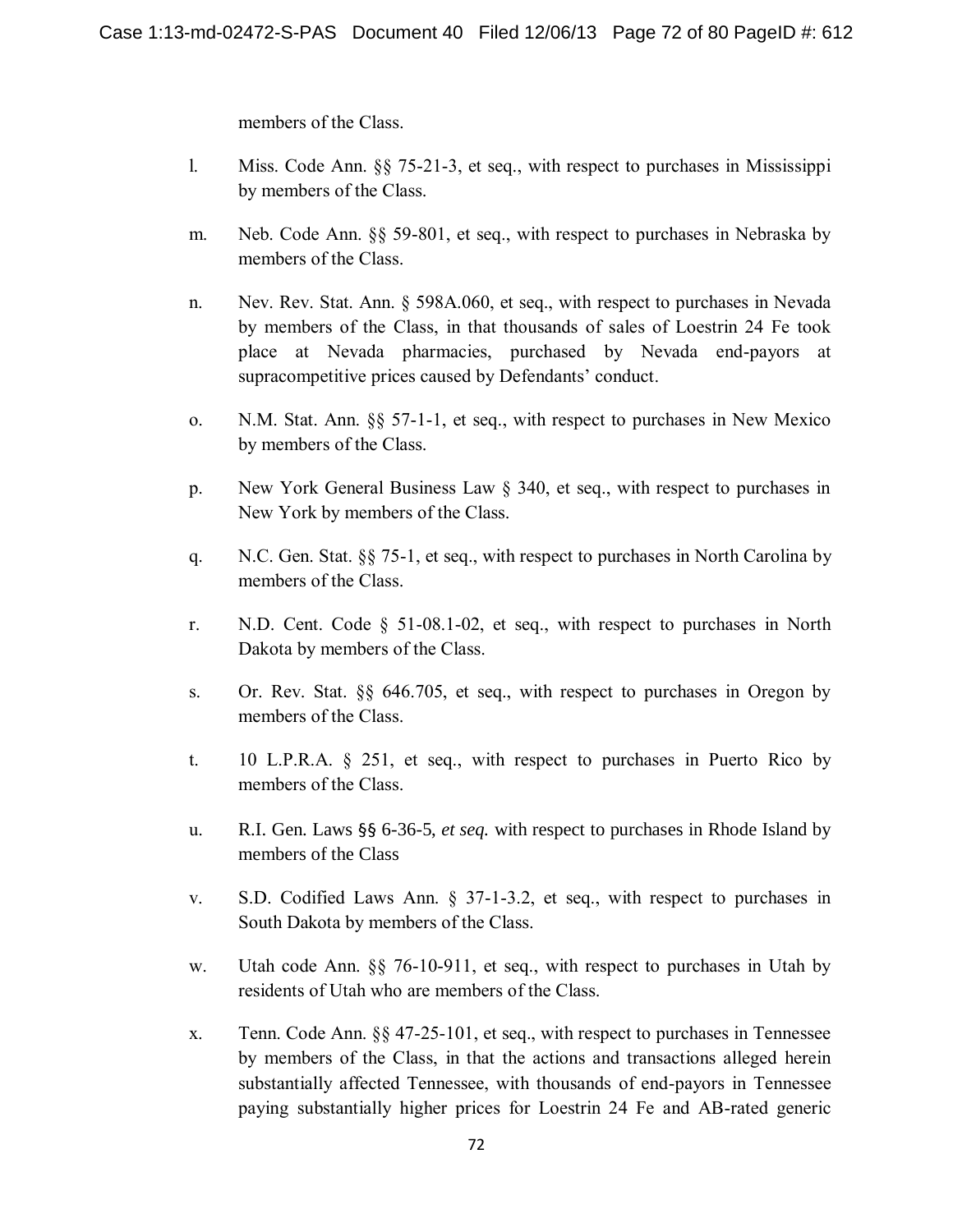members of the Class.

l. Miss. Code Ann. §§ 75-21-3, et seq., with respect to purchases in Mississippi by members of the Class.

m. Neb. Code Ann. §§ 59-801, et seq., with respect to purchases in Nebraska by members of the Class.

n. Nev. Rev. Stat. Ann. § 598A.060, et seq., with respect to purchases in Nevada by members of the Class, in that thousands of sales of Loestrin 24 Fe took place at Nevada pharmacies, purchased by Nevada end-payors at supracompetitive prices caused by Defendants' conduct.

o. N.M. Stat. Ann. §§ 57-1-1, et seq., with respect to purchases in New Mexico by members of the Class.

p. New York General Business Law § 340, et seq., with respect to purchases in New York by members of the Class.

q. N.C. Gen. Stat. §§ 75-1, et seq., with respect to purchases in North Carolina by members of the Class.

r. N.D. Cent. Code § 51-08.1-02, et seq., with respect to purchases in North Dakota by members of the Class.

s. Or. Rev. Stat. §§ 646.705, et seq., with respect to purchases in Oregon by members of the Class.

t. 10 L.P.R.A. § 251, et seq., with respect to purchases in Puerto Rico by members of the Class.

u. R.I. Gen. Laws §§ 6-36-5, *et seq.* with respect to purchases in Rhode Island by members of the Class

v. S.D. Codified Laws Ann. § 37-1-3.2, et seq., with respect to purchases in South Dakota by members of the Class.

w. Utah code Ann. §§ 76-10-911, et seq., with respect to purchases in Utah by residents of Utah who are members of the Class.

x. Tenn. Code Ann. §§ 47-25-101, et seq., with respect to purchases in Tennessee by members of the Class, in that the actions and transactions alleged herein substantially affected Tennessee, with thousands of end-payors in Tennessee paying substantially higher prices for Loestrin 24 Fe and AB-rated generic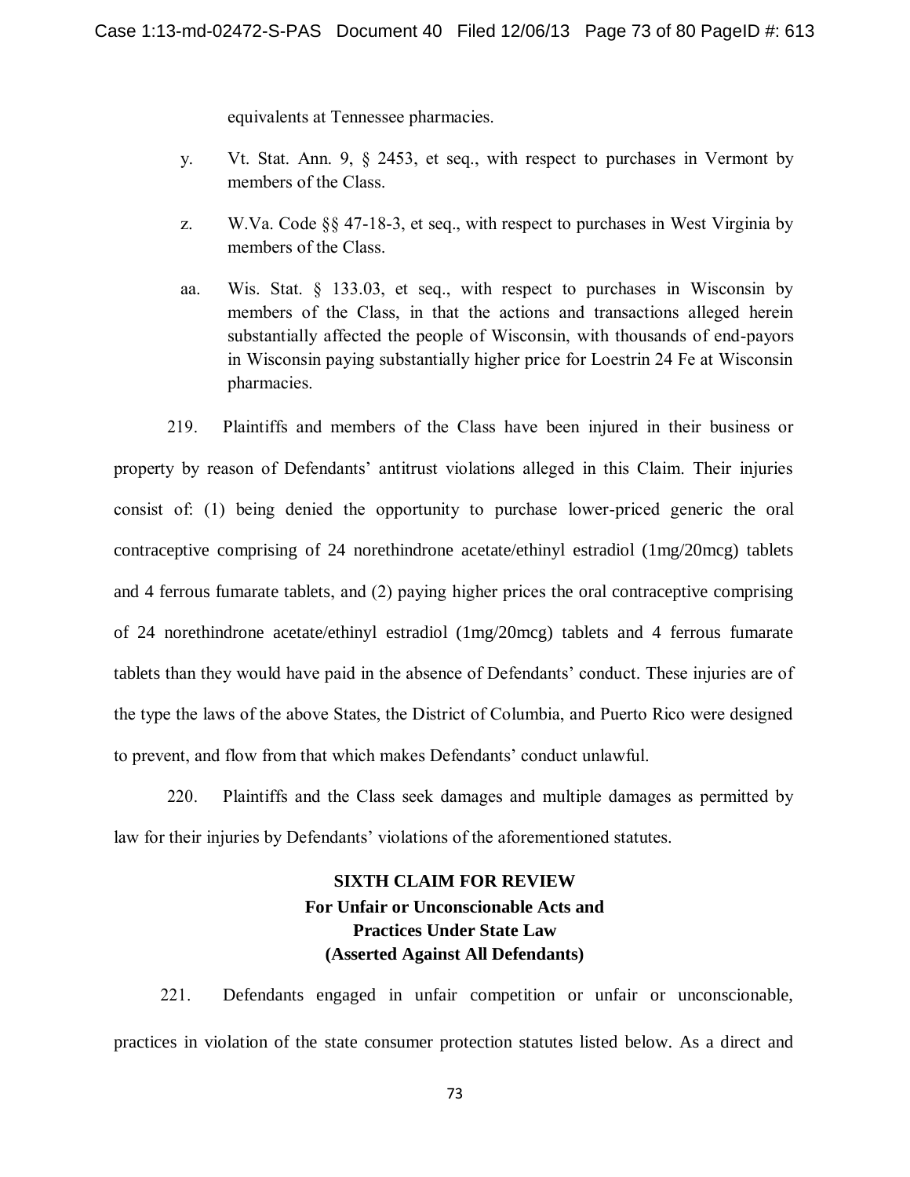equivalents at Tennessee pharmacies.

y. Vt. Stat. Ann. 9, § 2453, et seq., with respect to purchases in Vermont by members of the Class.

z. W.Va. Code §§ 47-18-3, et seq., with respect to purchases in West Virginia by members of the Class.

aa. Wis. Stat. § 133.03, et seq., with respect to purchases in Wisconsin by members of the Class, in that the actions and transactions alleged herein substantially affected the people of Wisconsin, with thousands of end-payors in Wisconsin paying substantially higher price for Loestrin 24 Fe at Wisconsin pharmacies.

219. Plaintiffs and members of the Class have been injured in their business or property by reason of Defendants' antitrust violations alleged in this Claim. Their injuries consist of: (1) being denied the opportunity to purchase lower-priced generic the oral contraceptive comprising of 24 norethindrone acetate/ethinyl estradiol (1mg/20mcg) tablets and 4 ferrous fumarate tablets, and (2) paying higher prices the oral contraceptive comprising of 24 norethindrone acetate/ethinyl estradiol (1mg/20mcg) tablets and 4 ferrous fumarate tablets than they would have paid in the absence of Defendants' conduct. These injuries are of the type the laws of the above States, the District of Columbia, and Puerto Rico were designed to prevent, and flow from that which makes Defendants' conduct unlawful.

220. Plaintiffs and the Class seek damages and multiple damages as permitted by law for their injuries by Defendants' violations of the aforementioned statutes.

**SIXTH CLAIM FOR REVIEW**
**For Unfair or Unconscionable Acts and Practices Under State Law**
**(Asserted Against All Defendants)**

221. Defendants engaged in unfair competition or unfair or unconscionable, practices in violation of the state consumer protection statutes listed below. As a direct and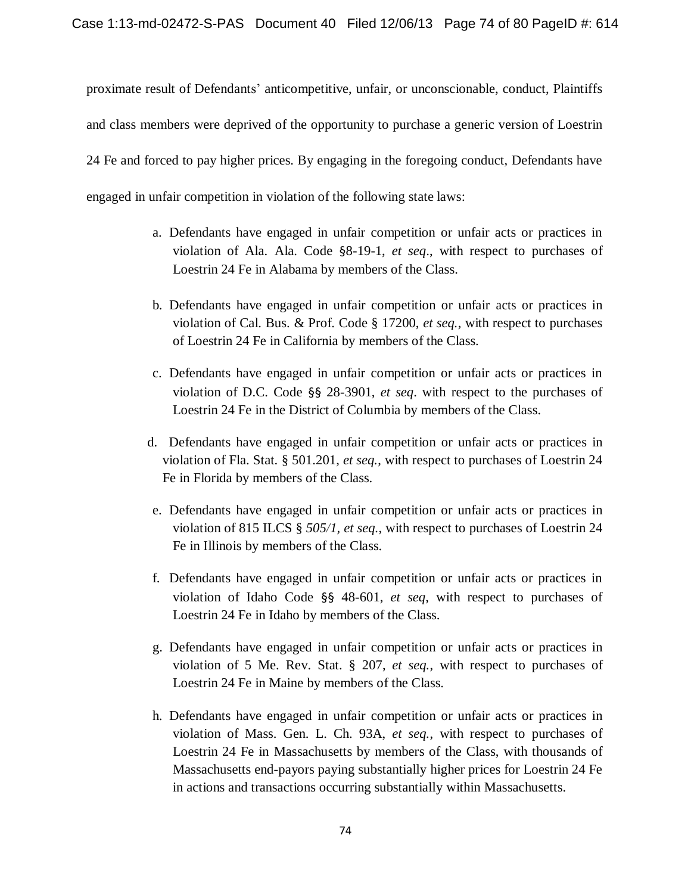proximate result of Defendants' anticompetitive, unfair, or unconscionable, conduct, Plaintiffs and class members were deprived of the opportunity to purchase a generic version of Loestrin 24 Fe and forced to pay higher prices. By engaging in the foregoing conduct, Defendants have engaged in unfair competition in violation of the following state laws:

a. Defendants have engaged in unfair competition or unfair acts or practices in violation of Ala. Ala. Code §8-19-1, *et seq*., with respect to purchases of Loestrin 24 Fe in Alabama by members of the Class.

b. Defendants have engaged in unfair competition or unfair acts or practices in violation of Cal. Bus. & Prof. Code § 17200, *et seq.*, with respect to purchases of Loestrin 24 Fe in California by members of the Class.

c. Defendants have engaged in unfair competition or unfair acts or practices in violation of D.C. Code §§ 28-3901, *et seq*. with respect to the purchases of Loestrin 24 Fe in the District of Columbia by members of the Class.

d. Defendants have engaged in unfair competition or unfair acts or practices in violation of Fla. Stat. § 501.201, *et seq.*, with respect to purchases of Loestrin 24 Fe in Florida by members of the Class.

e. Defendants have engaged in unfair competition or unfair acts or practices in violation of 815 ILCS § *505/1, et seq.*, with respect to purchases of Loestrin 24 Fe in Illinois by members of the Class.

f. Defendants have engaged in unfair competition or unfair acts or practices in violation of Idaho Code §§ 48-601, *et seq*, with respect to purchases of Loestrin 24 Fe in Idaho by members of the Class.

g. Defendants have engaged in unfair competition or unfair acts or practices in violation of 5 Me. Rev. Stat. § 207, *et seq.*, with respect to purchases of Loestrin 24 Fe in Maine by members of the Class.

h. Defendants have engaged in unfair competition or unfair acts or practices in violation of Mass. Gen. L. Ch. 93A, *et seq.*, with respect to purchases of Loestrin 24 Fe in Massachusetts by members of the Class, with thousands of Massachusetts end-payors paying substantially higher prices for Loestrin 24 Fe in actions and transactions occurring substantially within Massachusetts.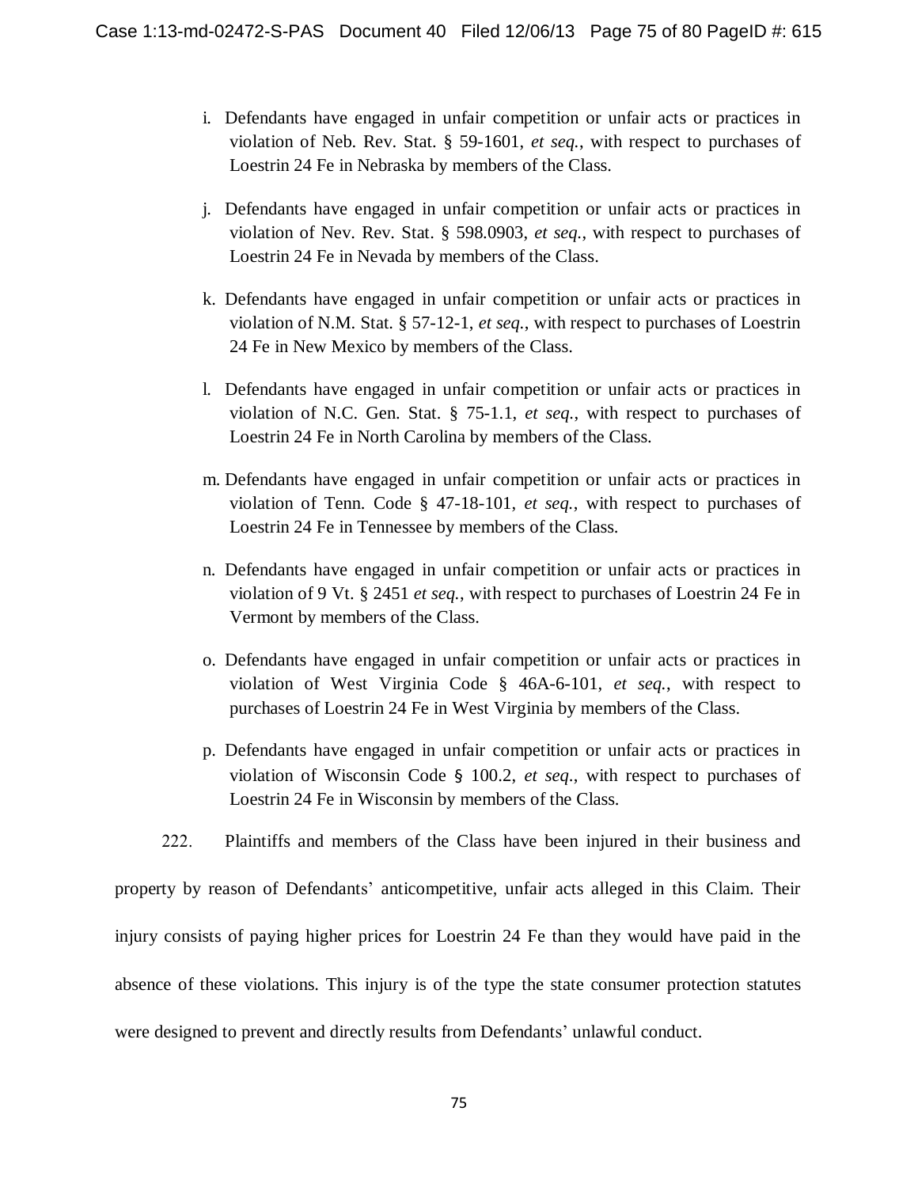i. Defendants have engaged in unfair competition or unfair acts or practices in violation of Neb. Rev. Stat. § 59-1601, *et seq.*, with respect to purchases of Loestrin 24 Fe in Nebraska by members of the Class.

j. Defendants have engaged in unfair competition or unfair acts or practices in violation of Nev. Rev. Stat. § 598.0903, *et seq.*, with respect to purchases of Loestrin 24 Fe in Nevada by members of the Class.

k. Defendants have engaged in unfair competition or unfair acts or practices in violation of N.M. Stat. § 57-12-1, *et seq.*, with respect to purchases of Loestrin 24 Fe in New Mexico by members of the Class.

l. Defendants have engaged in unfair competition or unfair acts or practices in violation of N.C. Gen. Stat. § 75-1.1, *et seq.*, with respect to purchases of Loestrin 24 Fe in North Carolina by members of the Class.

m. Defendants have engaged in unfair competition or unfair acts or practices in violation of Tenn. Code § 47-18-101, *et seq.*, with respect to purchases of Loestrin 24 Fe in Tennessee by members of the Class.

n. Defendants have engaged in unfair competition or unfair acts or practices in violation of 9 Vt. § 2451 *et seq.*, with respect to purchases of Loestrin 24 Fe in Vermont by members of the Class.

o. Defendants have engaged in unfair competition or unfair acts or practices in violation of West Virginia Code § 46A-6-101, *et seq.*, with respect to purchases of Loestrin 24 Fe in West Virginia by members of the Class.

p. Defendants have engaged in unfair competition or unfair acts or practices in violation of Wisconsin Code § 100.2, *et seq.*, with respect to purchases of Loestrin 24 Fe in Wisconsin by members of the Class.

222. Plaintiffs and members of the Class have been injured in their business and property by reason of Defendants' anticompetitive, unfair acts alleged in this Claim. Their injury consists of paying higher prices for Loestrin 24 Fe than they would have paid in the absence of these violations. This injury is of the type the state consumer protection statutes were designed to prevent and directly results from Defendants' unlawful conduct.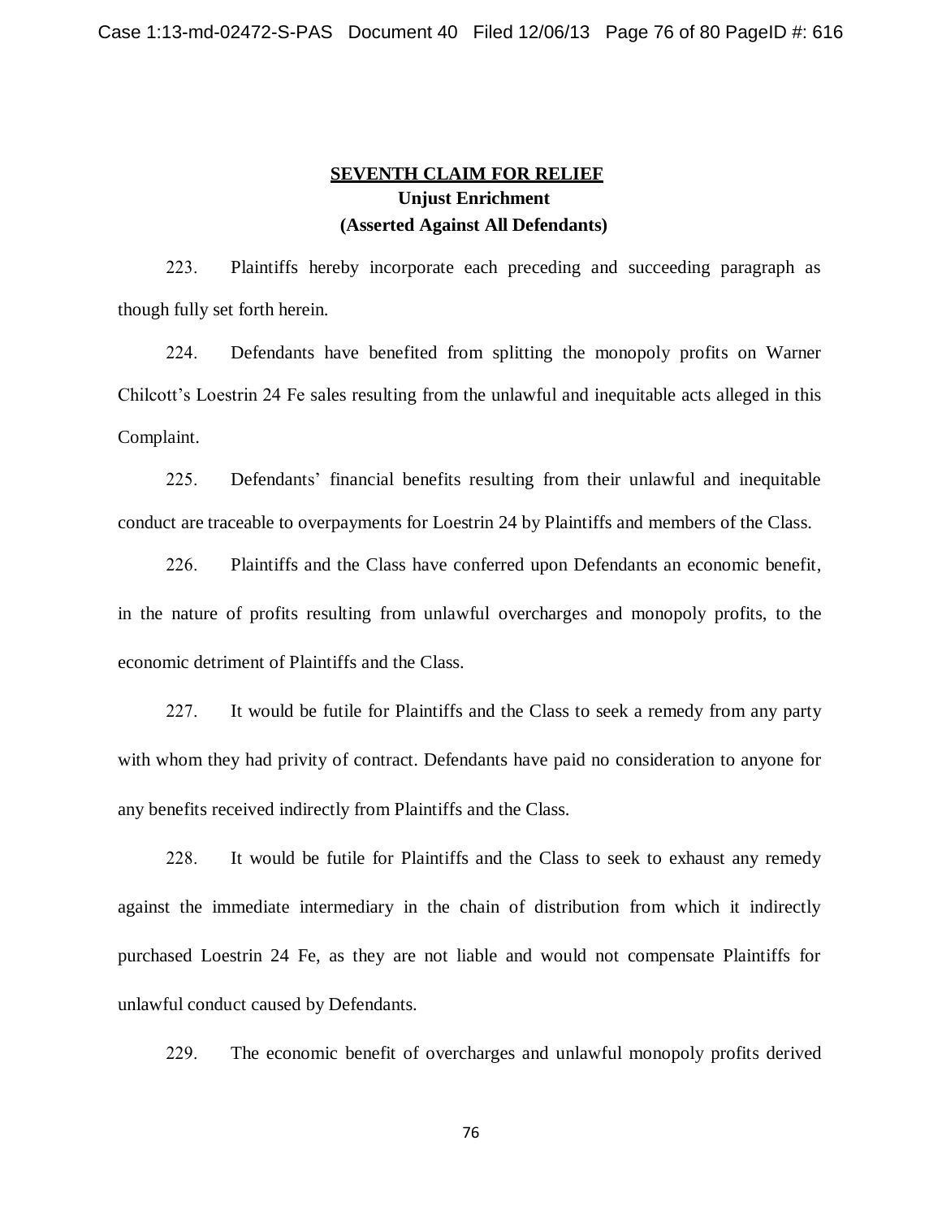## SEVENTH CLAIM FOR RELIEF

**Unjust Enrichment**

**(Asserted Against All Defendants)**

223. Plaintiffs hereby incorporate each preceding and succeeding paragraph as though fully set forth herein.

224. Defendants have benefited from splitting the monopoly profits on Warner Chilcott's Loestrin 24 Fe sales resulting from the unlawful and inequitable acts alleged in this Complaint.

225. Defendants' financial benefits resulting from their unlawful and inequitable conduct are traceable to overpayments for Loestrin 24 by Plaintiffs and members of the Class.

226. Plaintiffs and the Class have conferred upon Defendants an economic benefit, in the nature of profits resulting from unlawful overcharges and monopoly profits, to the economic detriment of Plaintiffs and the Class.

227. It would be futile for Plaintiffs and the Class to seek a remedy from any party with whom they had privity of contract. Defendants have paid no consideration to anyone for any benefits received indirectly from Plaintiffs and the Class.

228. It would be futile for Plaintiffs and the Class to seek to exhaust any remedy against the immediate intermediary in the chain of distribution from which it indirectly purchased Loestrin 24 Fe, as they are not liable and would not compensate Plaintiffs for unlawful conduct caused by Defendants.

229. The economic benefit of overcharges and unlawful monopoly profits derived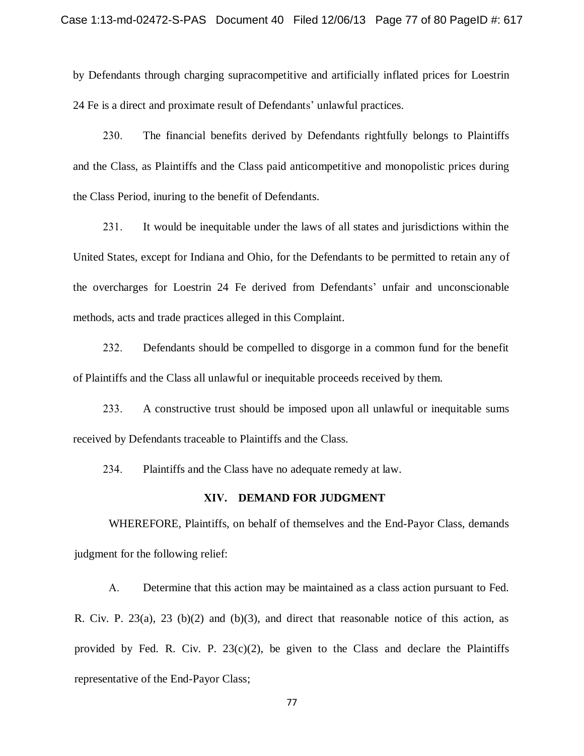by Defendants through charging supracompetitive and artificially inflated prices for Loestrin 24 Fe is a direct and proximate result of Defendants' unlawful practices.

230. The financial benefits derived by Defendants rightfully belongs to Plaintiffs and the Class, as Plaintiffs and the Class paid anticompetitive and monopolistic prices during the Class Period, inuring to the benefit of Defendants.

231. It would be inequitable under the laws of all states and jurisdictions within the United States, except for Indiana and Ohio, for the Defendants to be permitted to retain any of the overcharges for Loestrin 24 Fe derived from Defendants' unfair and unconscionable methods, acts and trade practices alleged in this Complaint.

232. Defendants should be compelled to disgorge in a common fund for the benefit of Plaintiffs and the Class all unlawful or inequitable proceeds received by them.

233. A constructive trust should be imposed upon all unlawful or inequitable sums received by Defendants traceable to Plaintiffs and the Class.

234. Plaintiffs and the Class have no adequate remedy at law.

## XIV. DEMAND FOR JUDGMENT

WHEREFORE, Plaintiffs, on behalf of themselves and the End-Payor Class, demands judgment for the following relief:

A. Determine that this action may be maintained as a class action pursuant to Fed. R. Civ. P. 23(a), 23 (b)(2) and (b)(3), and direct that reasonable notice of this action, as provided by Fed. R. Civ. P. 23(c)(2), be given to the Class and declare the Plaintiffs representative of the End-Payor Class;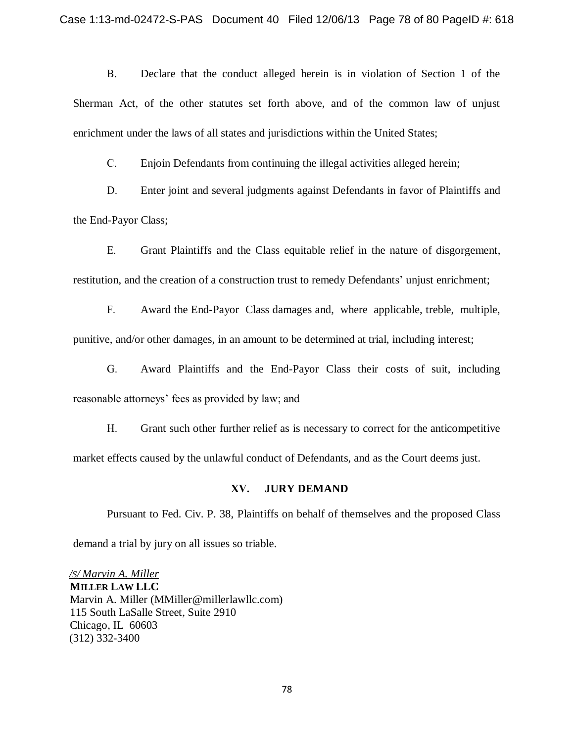B. Declare that the conduct alleged herein is in violation of Section 1 of the Sherman Act, of the other statutes set forth above, and of the common law of unjust enrichment under the laws of all states and jurisdictions within the United States;

C. Enjoin Defendants from continuing the illegal activities alleged herein;

D. Enter joint and several judgments against Defendants in favor of Plaintiffs and the End-Payor Class;

E. Grant Plaintiffs and the Class equitable relief in the nature of disgorgement, restitution, and the creation of a construction trust to remedy Defendants' unjust enrichment;

F. Award the End-Payor Class damages and, where applicable, treble, multiple, punitive, and/or other damages, in an amount to be determined at trial, including interest;

G. Award Plaintiffs and the End-Payor Class their costs of suit, including reasonable attorneys' fees as provided by law; and

H. Grant such other further relief as is necessary to correct for the anticompetitive market effects caused by the unlawful conduct of Defendants, and as the Court deems just.

## XV. JURY DEMAND

Pursuant to Fed. Civ. P. 38, Plaintiffs on behalf of themselves and the proposed Class demand a trial by jury on all issues so triable.

*/s/ Marvin A. Miller*
**MILLER LAW LLC**
Marvin A. Miller (MMiller@millerlawllc.com)
115 South LaSalle Street, Suite 2910
Chicago, IL 60603
(312) 332-3400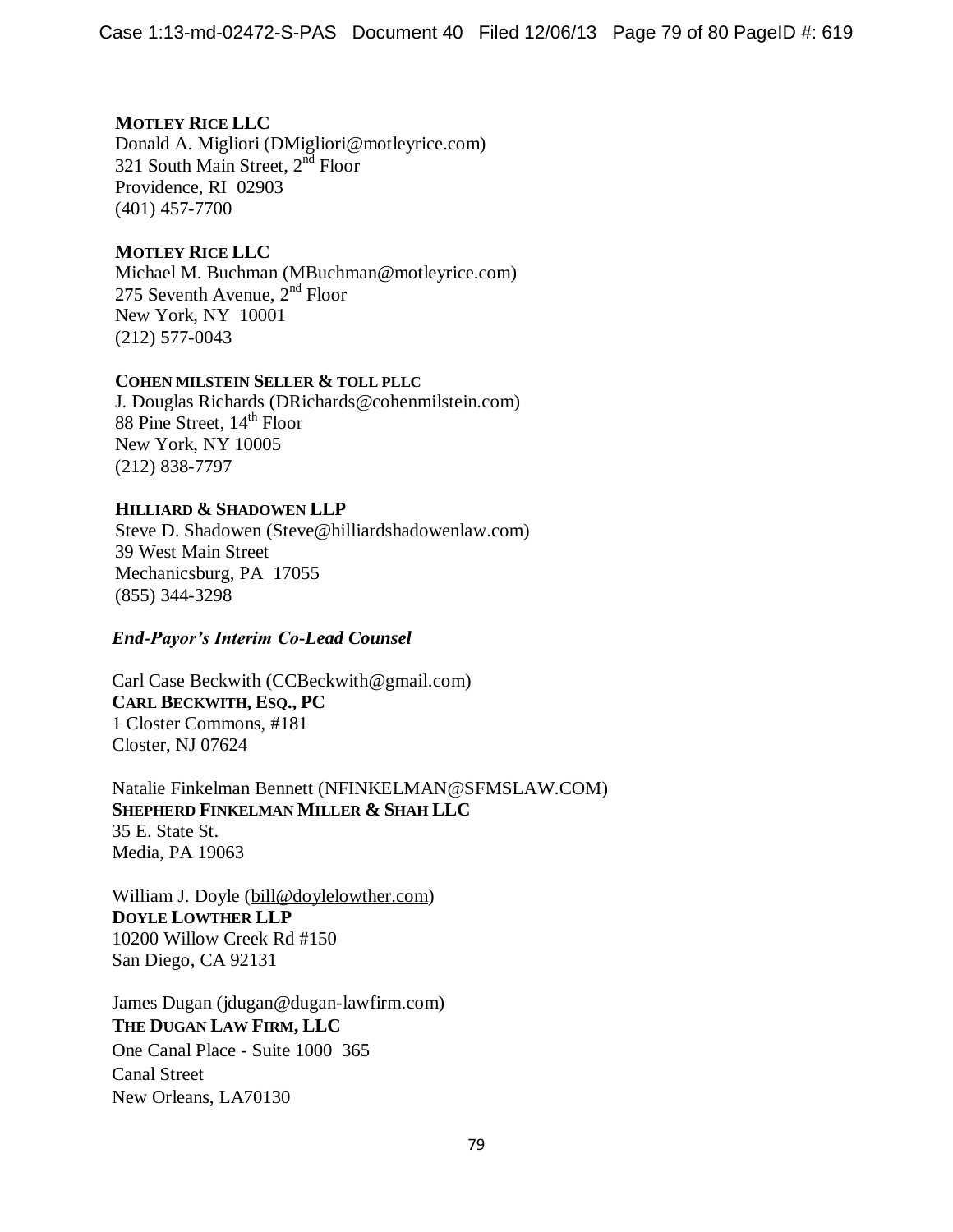**MOTLEY RICE LLC**
Donald A. Migliori (DMigliori@motleyrice.com)
321 South Main Street, 2nd Floor
Providence, RI 02903
(401) 457-7700

**MOTLEY RICE LLC**
Michael M. Buchman (MBuchman@motleyrice.com)
275 Seventh Avenue, 2nd Floor
New York, NY 10001
(212) 577-0043

**COHEN MILSTEIN SELLER & TOLL PLLC**
J. Douglas Richards (DRichards@cohenmilstein.com)
88 Pine Street, 14th Floor
New York, NY 10005
(212) 838-7797

**HILLIARD & SHADOWEN LLP**
Steve D. Shadowen (Steve@hilliardshadowenlaw.com)
39 West Main Street
Mechanicsburg, PA 17055
(855) 344-3298

***End-Payor's Interim Co-Lead Counsel***

Carl Case Beckwith (CCBeckwith@gmail.com)
**CARL BECKWITH, ESQ., PC**
1 Closter Commons, #181
Closter, NJ 07624

Natalie Finkelman Bennett (NFINKELMAN@SFMSLAW.COM)
**SHEPHERD FINKELMAN MILLER & SHAH LLC**
35 E. State St.
Media, PA 19063

William J. Doyle (bill@doylelowther.com)
**DOYLE LOWTHER LLP**
10200 Willow Creek Rd #150
San Diego, CA 92131

James Dugan (jdugan@dugan-lawfirm.com)
**THE DUGAN LAW FIRM, LLC**
One Canal Place - Suite 1000 365
Canal Street
New Orleans, LA70130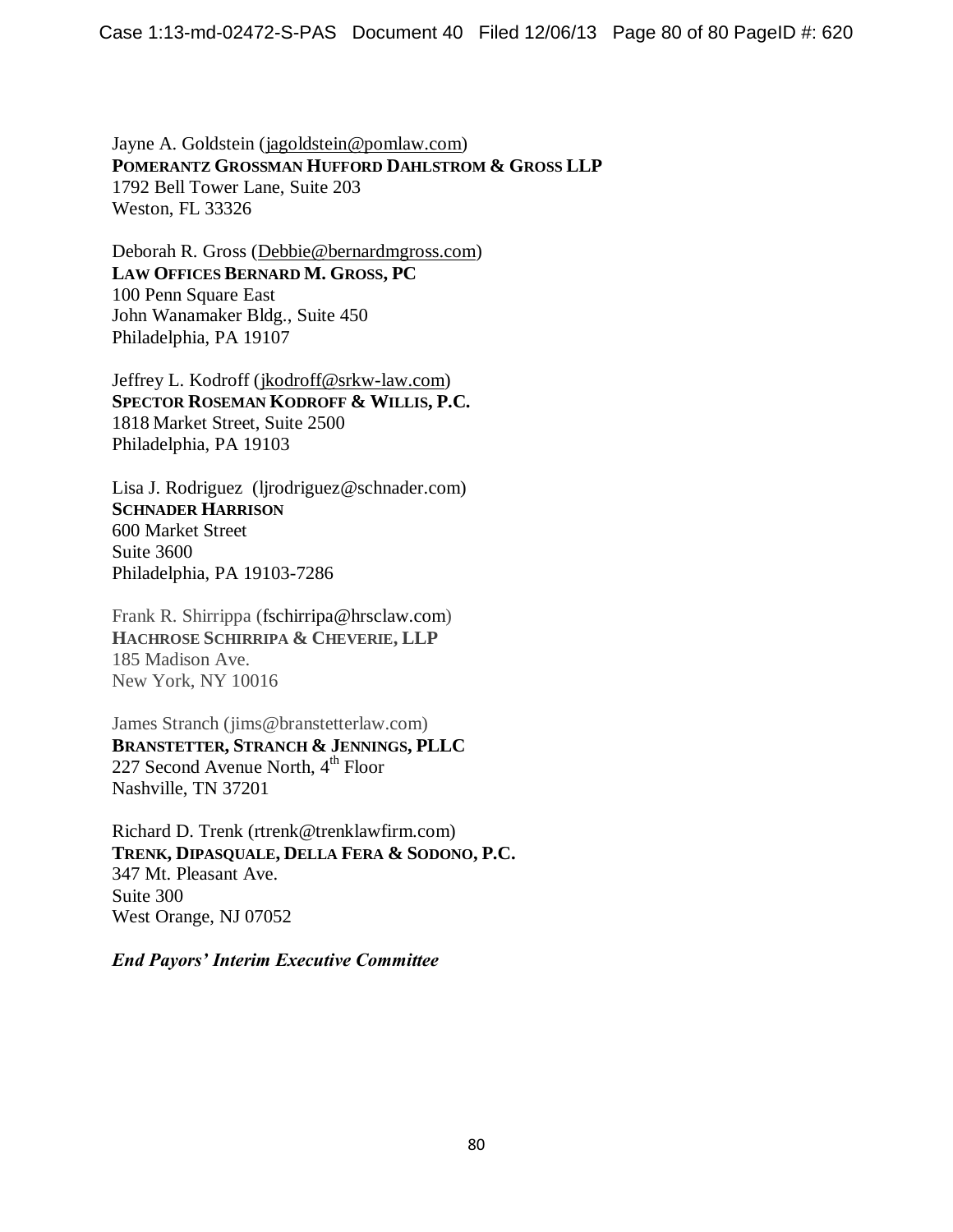Jayne A. Goldstein (jagoldstein@pomlaw.com)
**POMERANTZ GROSSMAN HUFFORD DAHLSTROM & GROSS LLP**
1792 Bell Tower Lane, Suite 203
Weston, FL 33326

Deborah R. Gross (Debbie@bernardmgross.com)
**LAW OFFICES BERNARD M. GROSS, PC**
100 Penn Square East
John Wanamaker Bldg., Suite 450
Philadelphia, PA 19107

Jeffrey L. Kodroff (jkodroff@srkw-law.com)
**SPECTOR ROSEMAN KODROFF & WILLIS, P.C.**
1818 Market Street, Suite 2500
Philadelphia, PA 19103

Lisa J. Rodriguez (ljrodriguez@schnader.com)
**SCHNADER HARRISON**
600 Market Street
Suite 3600
Philadelphia, PA 19103-7286

Frank R. Shirrippa (fschirripa@hrsclaw.com)
**HACHROSE SCHIRRIPA & CHEVERIE, LLP**
185 Madison Ave.
New York, NY 10016

James Stranch (jims@branstetterlaw.com)
**BRANSTETTER, STRANCH & JENNINGS, PLLC**
227 Second Avenue North, 4th Floor
Nashville, TN 37201

Richard D. Trenk (rtrenk@trenklawfirm.com)
**TRENK, DIPASQUALE, DELLA FERA & SODONO, P.C.**
347 Mt. Pleasant Ave.
Suite 300
West Orange, NJ 07052

***End Payors' Interim Executive Committee***